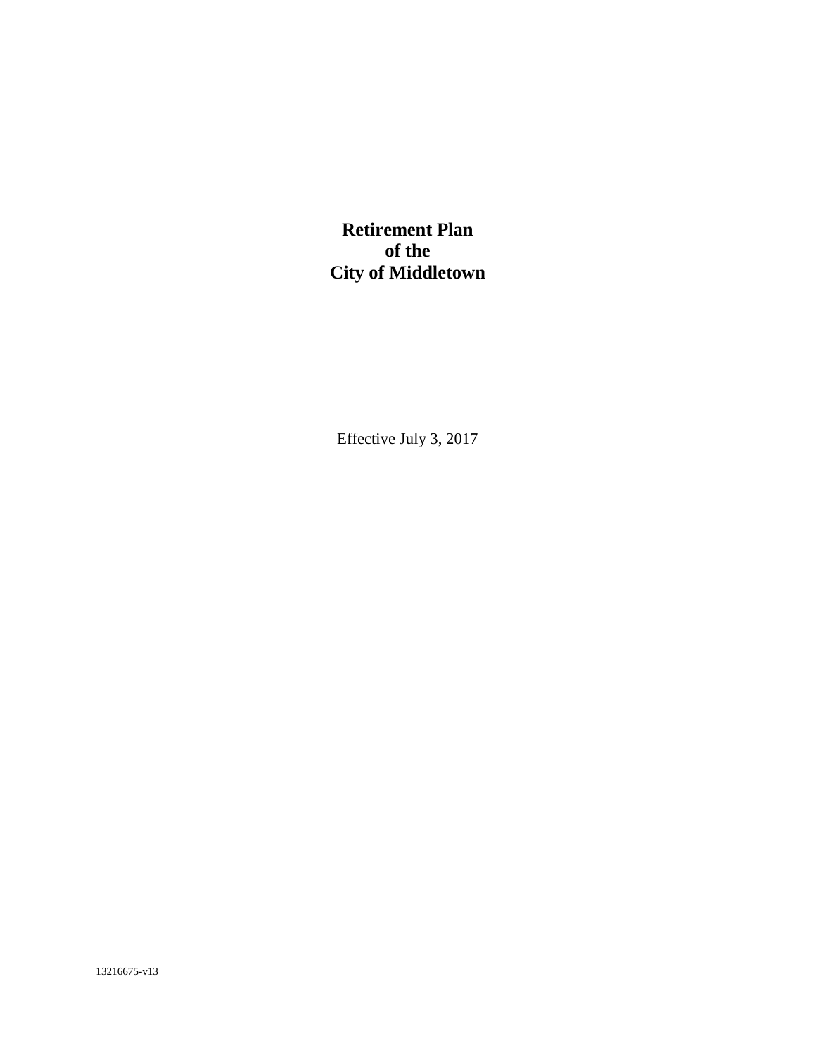# Retirement Plan
# of the
# City of Middletown

Effective July 3, 2017

13216675-v13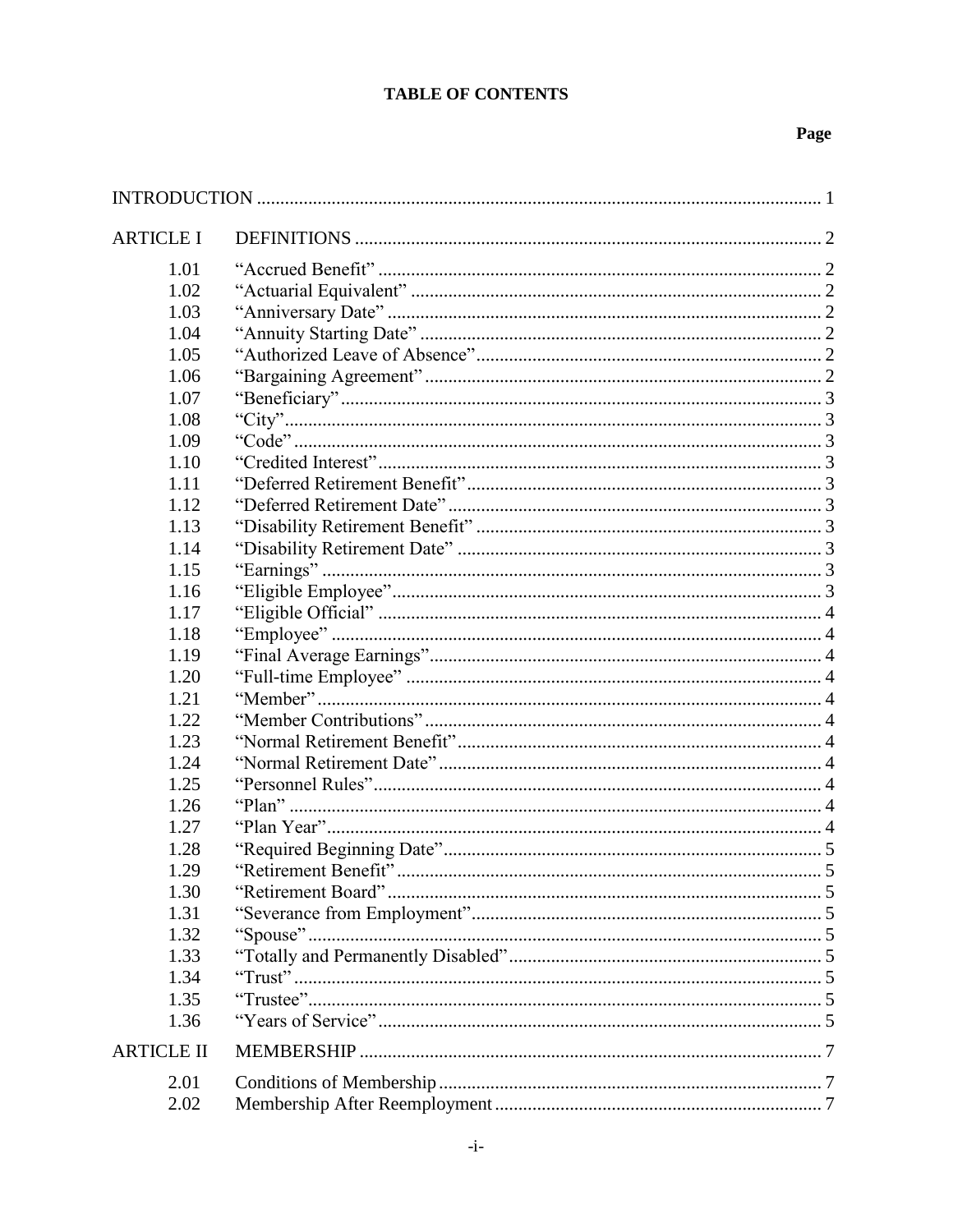# TABLE OF CONTENTS

| | | Page |
|---|---|---|
| INTRODUCTION | | 1 |
| ARTICLE I | DEFINITIONS | 2 |
| 1.01 | "Accrued Benefit" | 2 |
| 1.02 | "Actuarial Equivalent" | 2 |
| 1.03 | "Anniversary Date" | 2 |
| 1.04 | "Annuity Starting Date" | 2 |
| 1.05 | "Authorized Leave of Absence" | 2 |
| 1.06 | "Bargaining Agreement" | 2 |
| 1.07 | "Beneficiary" | 3 |
| 1.08 | "City" | 3 |
| 1.09 | "Code" | 3 |
| 1.10 | "Credited Interest" | 3 |
| 1.11 | "Deferred Retirement Benefit" | 3 |
| 1.12 | "Deferred Retirement Date" | 3 |
| 1.13 | "Disability Retirement Benefit" | 3 |
| 1.14 | "Disability Retirement Date" | 3 |
| 1.15 | "Earnings" | 3 |
| 1.16 | "Eligible Employee" | 3 |
| 1.17 | "Eligible Official" | 4 |
| 1.18 | "Employee" | 4 |
| 1.19 | "Final Average Earnings" | 4 |
| 1.20 | "Full-time Employee" | 4 |
| 1.21 | "Member" | 4 |
| 1.22 | "Member Contributions" | 4 |
| 1.23 | "Normal Retirement Benefit" | 4 |
| 1.24 | "Normal Retirement Date" | 4 |
| 1.25 | "Personnel Rules" | 4 |
| 1.26 | "Plan" | 4 |
| 1.27 | "Plan Year" | 4 |
| 1.28 | "Required Beginning Date" | 5 |
| 1.29 | "Retirement Benefit" | 5 |
| 1.30 | "Retirement Board" | 5 |
| 1.31 | "Severance from Employment" | 5 |
| 1.32 | "Spouse" | 5 |
| 1.33 | "Totally and Permanently Disabled" | 5 |
| 1.34 | "Trust" | 5 |
| 1.35 | "Trustee" | 5 |
| 1.36 | "Years of Service" | 5 |
| ARTICLE II | MEMBERSHIP | 7 |
| 2.01 | Conditions of Membership | 7 |
| 2.02 | Membership After Reemployment | 7 |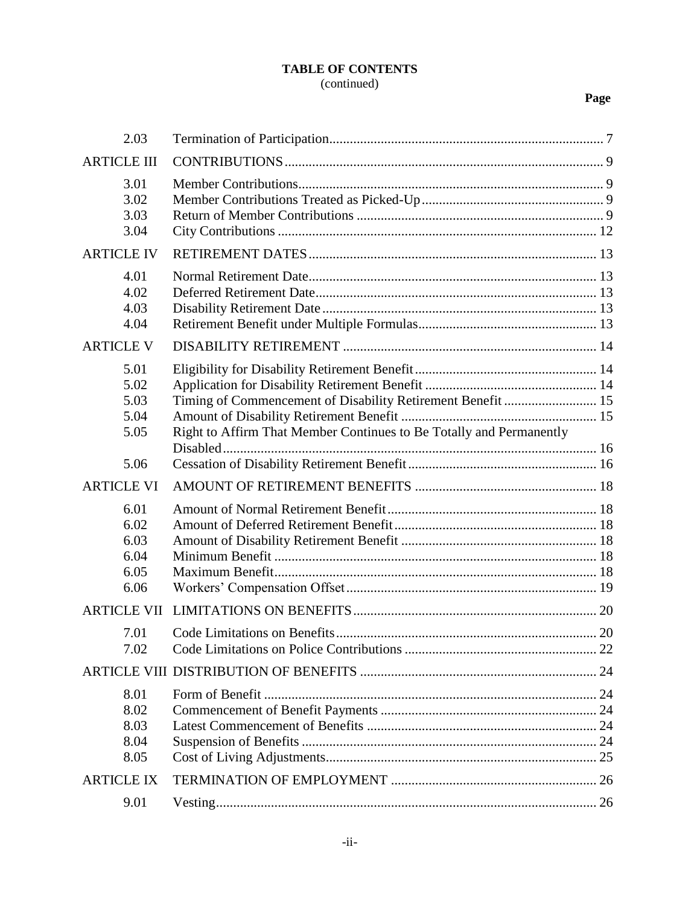**TABLE OF CONTENTS**
(continued)

| | | Page |
|---|---|---|
| 2.03 | Termination of Participation | 7 |
| ARTICLE III | CONTRIBUTIONS | 9 |
| 3.01 | Member Contributions | 9 |
| 3.02 | Member Contributions Treated as Picked-Up | 9 |
| 3.03 | Return of Member Contributions | 9 |
| 3.04 | City Contributions | 12 |
| ARTICLE IV | RETIREMENT DATES | 13 |
| 4.01 | Normal Retirement Date | 13 |
| 4.02 | Deferred Retirement Date | 13 |
| 4.03 | Disability Retirement Date | 13 |
| 4.04 | Retirement Benefit under Multiple Formulas | 13 |
| ARTICLE V | DISABILITY RETIREMENT | 14 |
| 5.01 | Eligibility for Disability Retirement Benefit | 14 |
| 5.02 | Application for Disability Retirement Benefit | 14 |
| 5.03 | Timing of Commencement of Disability Retirement Benefit | 15 |
| 5.04 | Amount of Disability Retirement Benefit | 15 |
| 5.05 | Right to Affirm That Member Continues to Be Totally and Permanently Disabled | 16 |
| 5.06 | Cessation of Disability Retirement Benefit | 16 |
| ARTICLE VI | AMOUNT OF RETIREMENT BENEFITS | 18 |
| 6.01 | Amount of Normal Retirement Benefit | 18 |
| 6.02 | Amount of Deferred Retirement Benefit | 18 |
| 6.03 | Amount of Disability Retirement Benefit | 18 |
| 6.04 | Minimum Benefit | 18 |
| 6.05 | Maximum Benefit | 18 |
| 6.06 | Workers' Compensation Offset | 19 |
| ARTICLE VII | LIMITATIONS ON BENEFITS | 20 |
| 7.01 | Code Limitations on Benefits | 20 |
| 7.02 | Code Limitations on Police Contributions | 22 |
| ARTICLE VIII | DISTRIBUTION OF BENEFITS | 24 |
| 8.01 | Form of Benefit | 24 |
| 8.02 | Commencement of Benefit Payments | 24 |
| 8.03 | Latest Commencement of Benefits | 24 |
| 8.04 | Suspension of Benefits | 24 |
| 8.05 | Cost of Living Adjustments | 25 |
| ARTICLE IX | TERMINATION OF EMPLOYMENT | 26 |
| 9.01 | Vesting | 26 |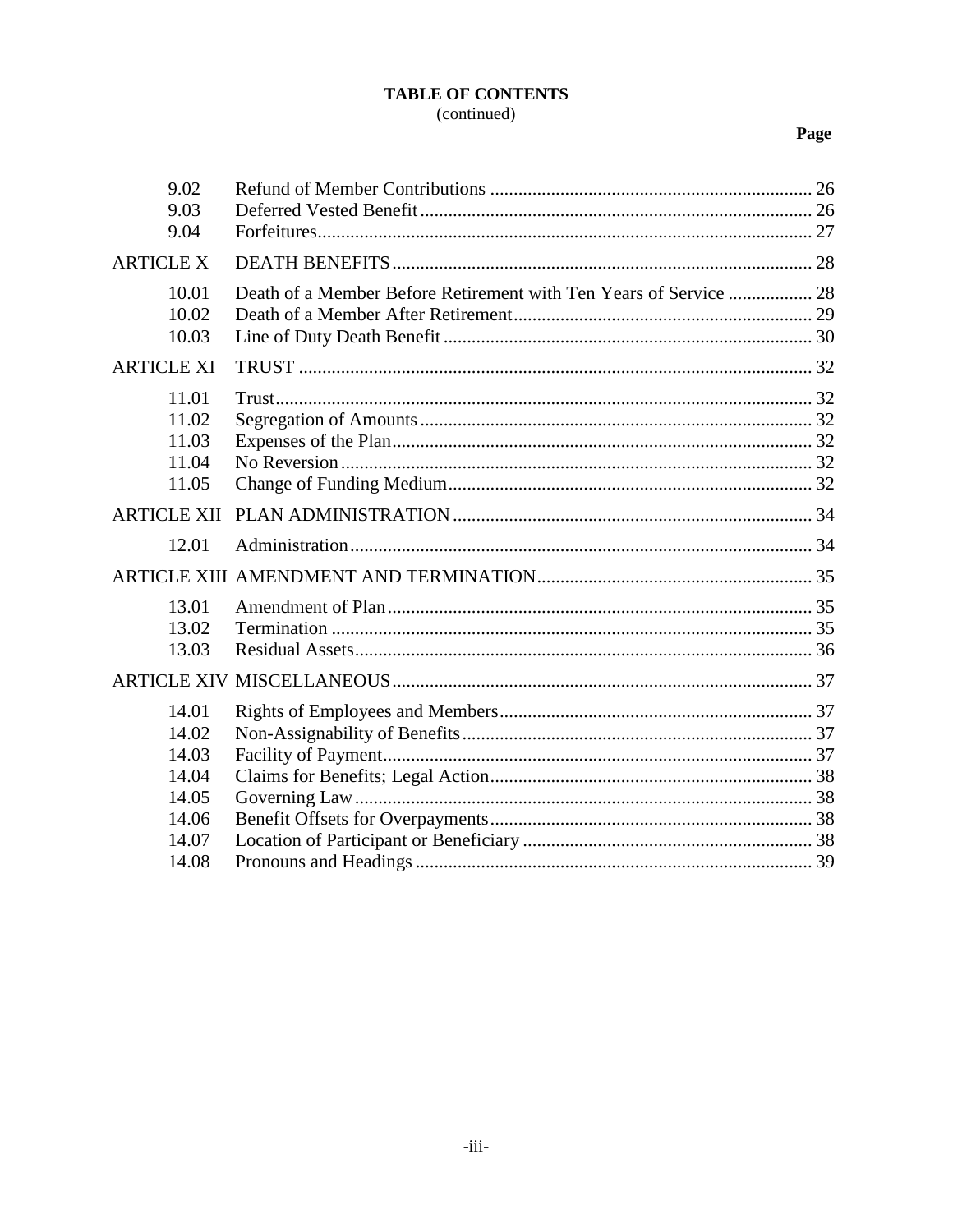**TABLE OF CONTENTS**
(continued)

| | | Page |
|---|---|---|
| 9.02 | Refund of Member Contributions | 26 |
| 9.03 | Deferred Vested Benefit | 26 |
| 9.04 | Forfeitures | 27 |
| ARTICLE X | DEATH BENEFITS | 28 |
| 10.01 | Death of a Member Before Retirement with Ten Years of Service | 28 |
| 10.02 | Death of a Member After Retirement | 29 |
| 10.03 | Line of Duty Death Benefit | 30 |
| ARTICLE XI | TRUST | 32 |
| 11.01 | Trust | 32 |
| 11.02 | Segregation of Amounts | 32 |
| 11.03 | Expenses of the Plan | 32 |
| 11.04 | No Reversion | 32 |
| 11.05 | Change of Funding Medium | 32 |
| ARTICLE XII | PLAN ADMINISTRATION | 34 |
| 12.01 | Administration | 34 |
| ARTICLE XIII | AMENDMENT AND TERMINATION | 35 |
| 13.01 | Amendment of Plan | 35 |
| 13.02 | Termination | 35 |
| 13.03 | Residual Assets | 36 |
| ARTICLE XIV | MISCELLANEOUS | 37 |
| 14.01 | Rights of Employees and Members | 37 |
| 14.02 | Non-Assignability of Benefits | 37 |
| 14.03 | Facility of Payment | 37 |
| 14.04 | Claims for Benefits; Legal Action | 38 |
| 14.05 | Governing Law | 38 |
| 14.06 | Benefit Offsets for Overpayments | 38 |
| 14.07 | Location of Participant or Beneficiary | 38 |
| 14.08 | Pronouns and Headings | 39 |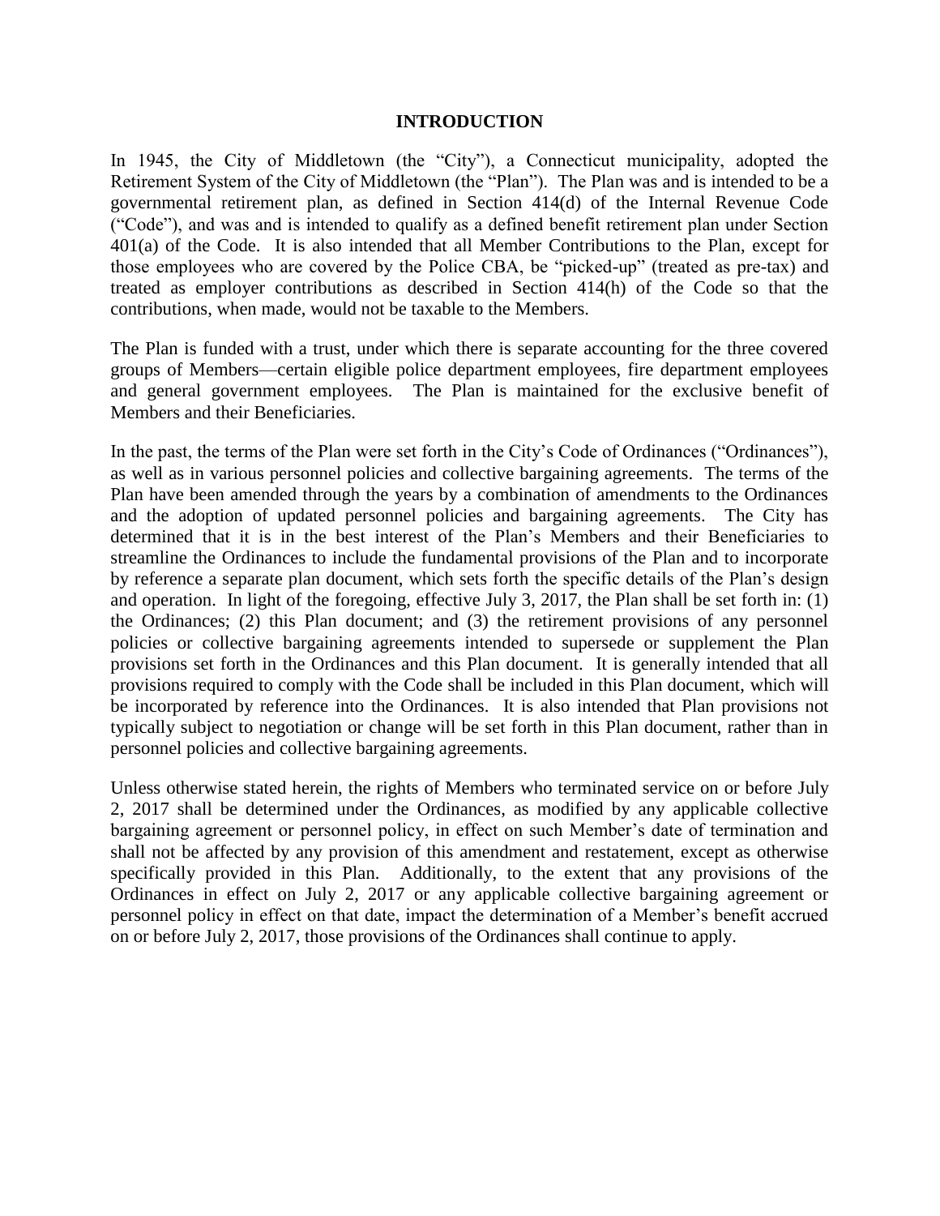# INTRODUCTION

In 1945, the City of Middletown (the "City"), a Connecticut municipality, adopted the Retirement System of the City of Middletown (the "Plan"). The Plan was and is intended to be a governmental retirement plan, as defined in Section 414(d) of the Internal Revenue Code ("Code"), and was and is intended to qualify as a defined benefit retirement plan under Section 401(a) of the Code. It is also intended that all Member Contributions to the Plan, except for those employees who are covered by the Police CBA, be "picked-up" (treated as pre-tax) and treated as employer contributions as described in Section 414(h) of the Code so that the contributions, when made, would not be taxable to the Members.

The Plan is funded with a trust, under which there is separate accounting for the three covered groups of Members—certain eligible police department employees, fire department employees and general government employees. The Plan is maintained for the exclusive benefit of Members and their Beneficiaries.

In the past, the terms of the Plan were set forth in the City's Code of Ordinances ("Ordinances"), as well as in various personnel policies and collective bargaining agreements. The terms of the Plan have been amended through the years by a combination of amendments to the Ordinances and the adoption of updated personnel policies and bargaining agreements. The City has determined that it is in the best interest of the Plan's Members and their Beneficiaries to streamline the Ordinances to include the fundamental provisions of the Plan and to incorporate by reference a separate plan document, which sets forth the specific details of the Plan's design and operation. In light of the foregoing, effective July 3, 2017, the Plan shall be set forth in: (1) the Ordinances; (2) this Plan document; and (3) the retirement provisions of any personnel policies or collective bargaining agreements intended to supersede or supplement the Plan provisions set forth in the Ordinances and this Plan document. It is generally intended that all provisions required to comply with the Code shall be included in this Plan document, which will be incorporated by reference into the Ordinances. It is also intended that Plan provisions not typically subject to negotiation or change will be set forth in this Plan document, rather than in personnel policies and collective bargaining agreements.

Unless otherwise stated herein, the rights of Members who terminated service on or before July 2, 2017 shall be determined under the Ordinances, as modified by any applicable collective bargaining agreement or personnel policy, in effect on such Member's date of termination and shall not be affected by any provision of this amendment and restatement, except as otherwise specifically provided in this Plan. Additionally, to the extent that any provisions of the Ordinances in effect on July 2, 2017 or any applicable collective bargaining agreement or personnel policy in effect on that date, impact the determination of a Member's benefit accrued on or before July 2, 2017, those provisions of the Ordinances shall continue to apply.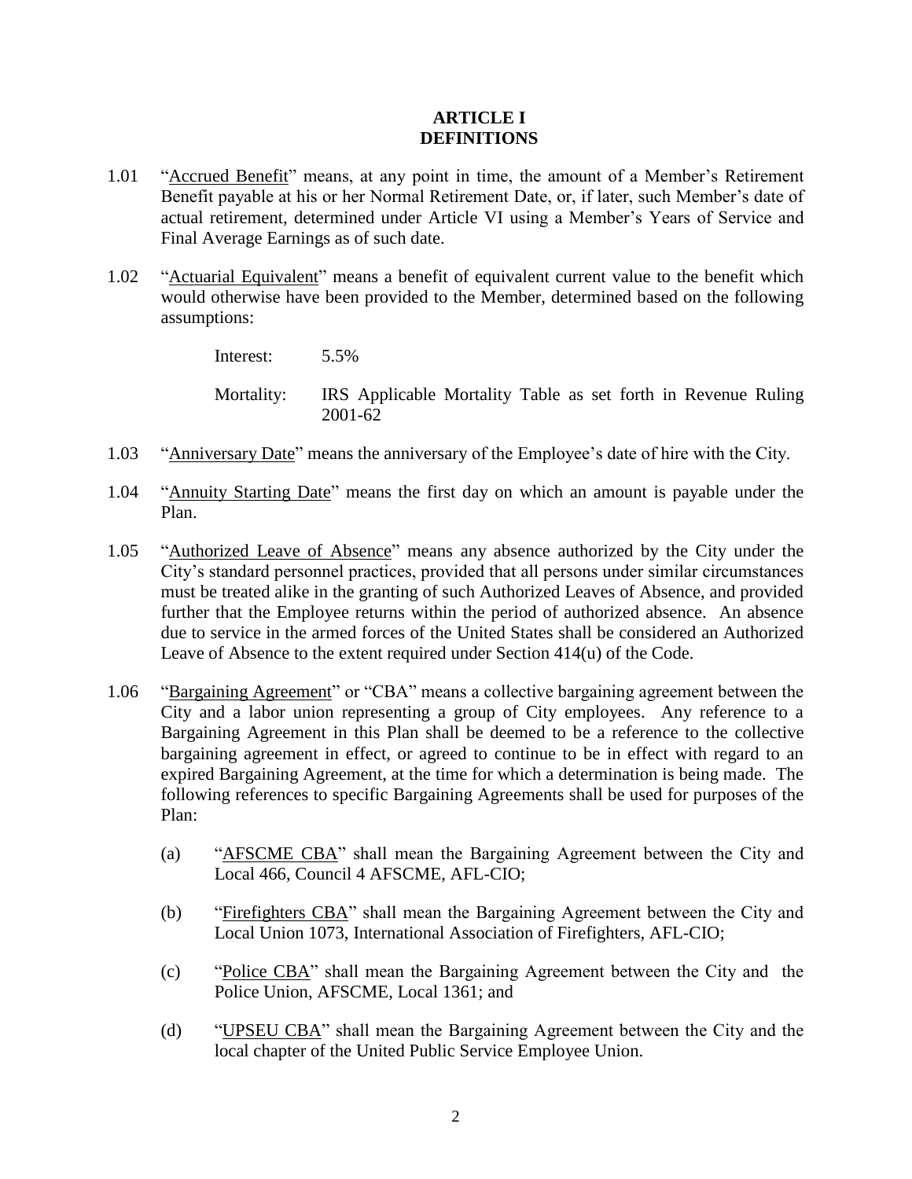# ARTICLE I
# DEFINITIONS

1.01 "Accrued Benefit" means, at any point in time, the amount of a Member's Retirement Benefit payable at his or her Normal Retirement Date, or, if later, such Member's date of actual retirement, determined under Article VI using a Member's Years of Service and Final Average Earnings as of such date.

1.02 "Actuarial Equivalent" means a benefit of equivalent current value to the benefit which would otherwise have been provided to the Member, determined based on the following assumptions:

| | |
|---|---|
| Interest: | 5.5% |
| Mortality: | IRS Applicable Mortality Table as set forth in Revenue Ruling 2001-62 |

1.03 "Anniversary Date" means the anniversary of the Employee's date of hire with the City.

1.04 "Annuity Starting Date" means the first day on which an amount is payable under the Plan.

1.05 "Authorized Leave of Absence" means any absence authorized by the City under the City's standard personnel practices, provided that all persons under similar circumstances must be treated alike in the granting of such Authorized Leaves of Absence, and provided further that the Employee returns within the period of authorized absence. An absence due to service in the armed forces of the United States shall be considered an Authorized Leave of Absence to the extent required under Section 414(u) of the Code.

1.06 "Bargaining Agreement" or "CBA" means a collective bargaining agreement between the City and a labor union representing a group of City employees. Any reference to a Bargaining Agreement in this Plan shall be deemed to be a reference to the collective bargaining agreement in effect, or agreed to continue to be in effect with regard to an expired Bargaining Agreement, at the time for which a determination is being made. The following references to specific Bargaining Agreements shall be used for purposes of the Plan:

(a) "AFSCME CBA" shall mean the Bargaining Agreement between the City and Local 466, Council 4 AFSCME, AFL-CIO;

(b) "Firefighters CBA" shall mean the Bargaining Agreement between the City and Local Union 1073, International Association of Firefighters, AFL-CIO;

(c) "Police CBA" shall mean the Bargaining Agreement between the City and the Police Union, AFSCME, Local 1361; and

(d) "UPSEU CBA" shall mean the Bargaining Agreement between the City and the local chapter of the United Public Service Employee Union.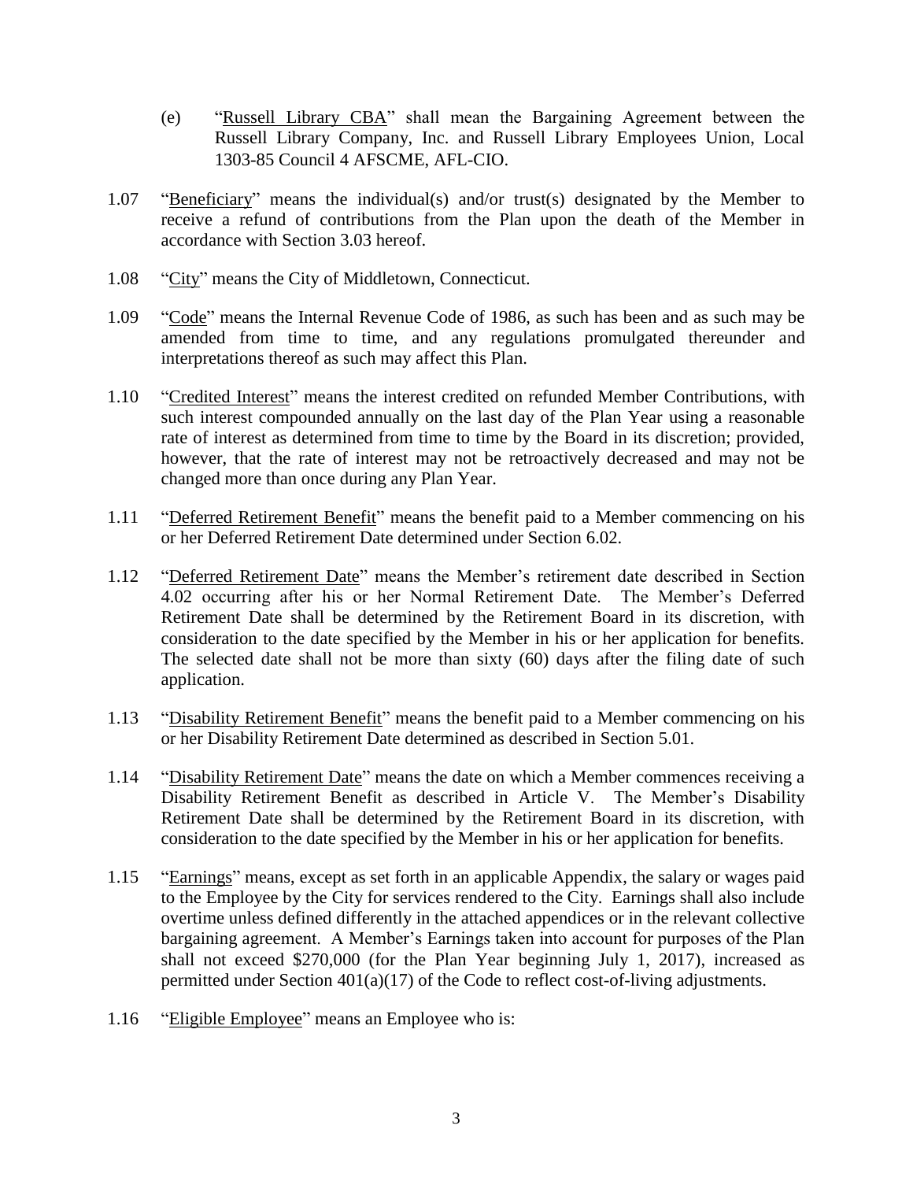(e) "Russell Library CBA" shall mean the Bargaining Agreement between the Russell Library Company, Inc. and Russell Library Employees Union, Local 1303-85 Council 4 AFSCME, AFL-CIO.

1.07 "Beneficiary" means the individual(s) and/or trust(s) designated by the Member to receive a refund of contributions from the Plan upon the death of the Member in accordance with Section 3.03 hereof.

1.08 "City" means the City of Middletown, Connecticut.

1.09 "Code" means the Internal Revenue Code of 1986, as such has been and as such may be amended from time to time, and any regulations promulgated thereunder and interpretations thereof as such may affect this Plan.

1.10 "Credited Interest" means the interest credited on refunded Member Contributions, with such interest compounded annually on the last day of the Plan Year using a reasonable rate of interest as determined from time to time by the Board in its discretion; provided, however, that the rate of interest may not be retroactively decreased and may not be changed more than once during any Plan Year.

1.11 "Deferred Retirement Benefit" means the benefit paid to a Member commencing on his or her Deferred Retirement Date determined under Section 6.02.

1.12 "Deferred Retirement Date" means the Member's retirement date described in Section 4.02 occurring after his or her Normal Retirement Date. The Member's Deferred Retirement Date shall be determined by the Retirement Board in its discretion, with consideration to the date specified by the Member in his or her application for benefits. The selected date shall not be more than sixty (60) days after the filing date of such application.

1.13 "Disability Retirement Benefit" means the benefit paid to a Member commencing on his or her Disability Retirement Date determined as described in Section 5.01.

1.14 "Disability Retirement Date" means the date on which a Member commences receiving a Disability Retirement Benefit as described in Article V. The Member's Disability Retirement Date shall be determined by the Retirement Board in its discretion, with consideration to the date specified by the Member in his or her application for benefits.

1.15 "Earnings" means, except as set forth in an applicable Appendix, the salary or wages paid to the Employee by the City for services rendered to the City. Earnings shall also include overtime unless defined differently in the attached appendices or in the relevant collective bargaining agreement. A Member's Earnings taken into account for purposes of the Plan shall not exceed $270,000 (for the Plan Year beginning July 1, 2017), increased as permitted under Section 401(a)(17) of the Code to reflect cost-of-living adjustments.

1.16 "Eligible Employee" means an Employee who is: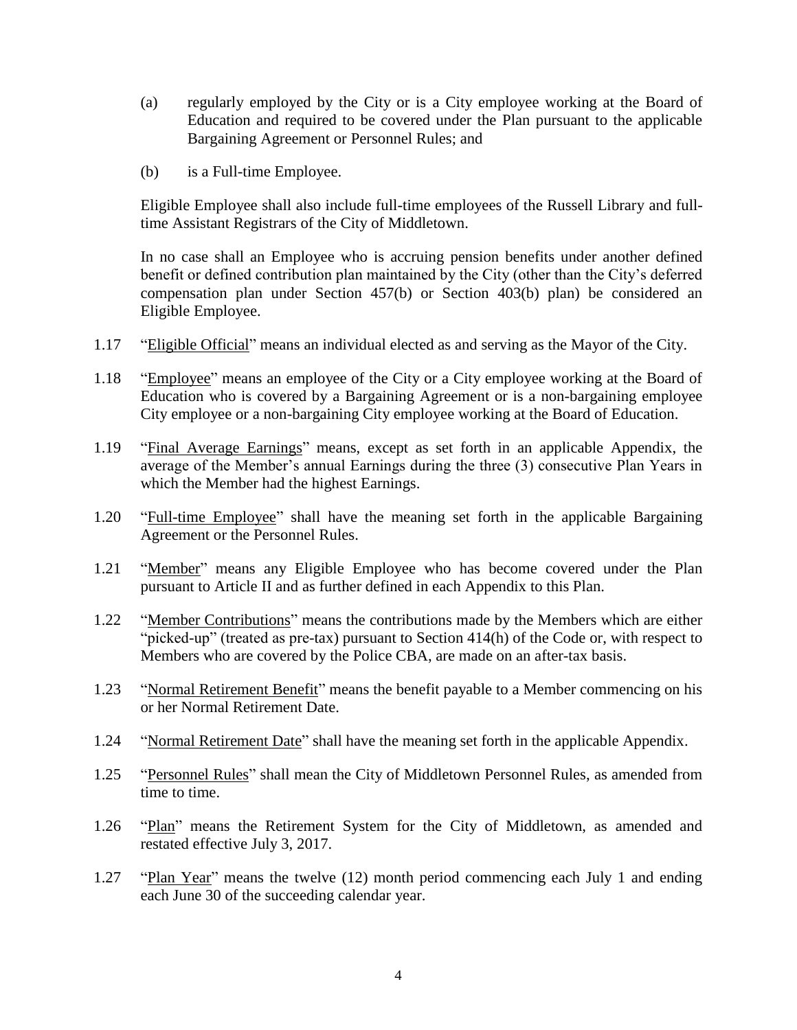(a) regularly employed by the City or is a City employee working at the Board of Education and required to be covered under the Plan pursuant to the applicable Bargaining Agreement or Personnel Rules; and

(b) is a Full-time Employee.

Eligible Employee shall also include full-time employees of the Russell Library and full-time Assistant Registrars of the City of Middletown.

In no case shall an Employee who is accruing pension benefits under another defined benefit or defined contribution plan maintained by the City (other than the City's deferred compensation plan under Section 457(b) or Section 403(b) plan) be considered an Eligible Employee.

1.17 "Eligible Official" means an individual elected as and serving as the Mayor of the City.

1.18 "Employee" means an employee of the City or a City employee working at the Board of Education who is covered by a Bargaining Agreement or is a non-bargaining employee City employee or a non-bargaining City employee working at the Board of Education.

1.19 "Final Average Earnings" means, except as set forth in an applicable Appendix, the average of the Member's annual Earnings during the three (3) consecutive Plan Years in which the Member had the highest Earnings.

1.20 "Full-time Employee" shall have the meaning set forth in the applicable Bargaining Agreement or the Personnel Rules.

1.21 "Member" means any Eligible Employee who has become covered under the Plan pursuant to Article II and as further defined in each Appendix to this Plan.

1.22 "Member Contributions" means the contributions made by the Members which are either "picked-up" (treated as pre-tax) pursuant to Section 414(h) of the Code or, with respect to Members who are covered by the Police CBA, are made on an after-tax basis.

1.23 "Normal Retirement Benefit" means the benefit payable to a Member commencing on his or her Normal Retirement Date.

1.24 "Normal Retirement Date" shall have the meaning set forth in the applicable Appendix.

1.25 "Personnel Rules" shall mean the City of Middletown Personnel Rules, as amended from time to time.

1.26 "Plan" means the Retirement System for the City of Middletown, as amended and restated effective July 3, 2017.

1.27 "Plan Year" means the twelve (12) month period commencing each July 1 and ending each June 30 of the succeeding calendar year.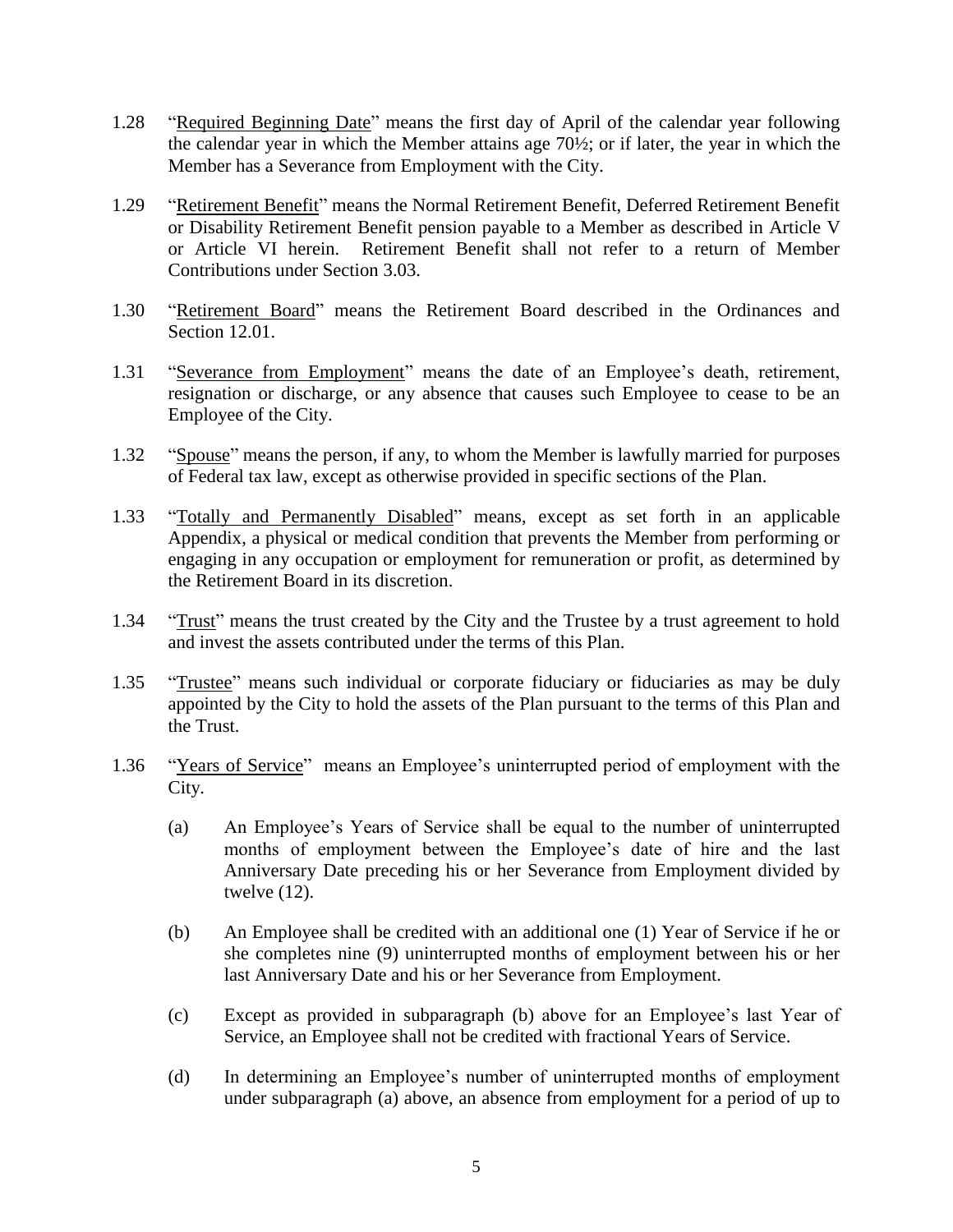1.28 "Required Beginning Date" means the first day of April of the calendar year following the calendar year in which the Member attains age 70½; or if later, the year in which the Member has a Severance from Employment with the City.

1.29 "Retirement Benefit" means the Normal Retirement Benefit, Deferred Retirement Benefit or Disability Retirement Benefit pension payable to a Member as described in Article V or Article VI herein. Retirement Benefit shall not refer to a return of Member Contributions under Section 3.03.

1.30 "Retirement Board" means the Retirement Board described in the Ordinances and Section 12.01.

1.31 "Severance from Employment" means the date of an Employee's death, retirement, resignation or discharge, or any absence that causes such Employee to cease to be an Employee of the City.

1.32 "Spouse" means the person, if any, to whom the Member is lawfully married for purposes of Federal tax law, except as otherwise provided in specific sections of the Plan.

1.33 "Totally and Permanently Disabled" means, except as set forth in an applicable Appendix, a physical or medical condition that prevents the Member from performing or engaging in any occupation or employment for remuneration or profit, as determined by the Retirement Board in its discretion.

1.34 "Trust" means the trust created by the City and the Trustee by a trust agreement to hold and invest the assets contributed under the terms of this Plan.

1.35 "Trustee" means such individual or corporate fiduciary or fiduciaries as may be duly appointed by the City to hold the assets of the Plan pursuant to the terms of this Plan and the Trust.

1.36 "Years of Service" means an Employee's uninterrupted period of employment with the City.

(a) An Employee's Years of Service shall be equal to the number of uninterrupted months of employment between the Employee's date of hire and the last Anniversary Date preceding his or her Severance from Employment divided by twelve (12).

(b) An Employee shall be credited with an additional one (1) Year of Service if he or she completes nine (9) uninterrupted months of employment between his or her last Anniversary Date and his or her Severance from Employment.

(c) Except as provided in subparagraph (b) above for an Employee's last Year of Service, an Employee shall not be credited with fractional Years of Service.

(d) In determining an Employee's number of uninterrupted months of employment under subparagraph (a) above, an absence from employment for a period of up to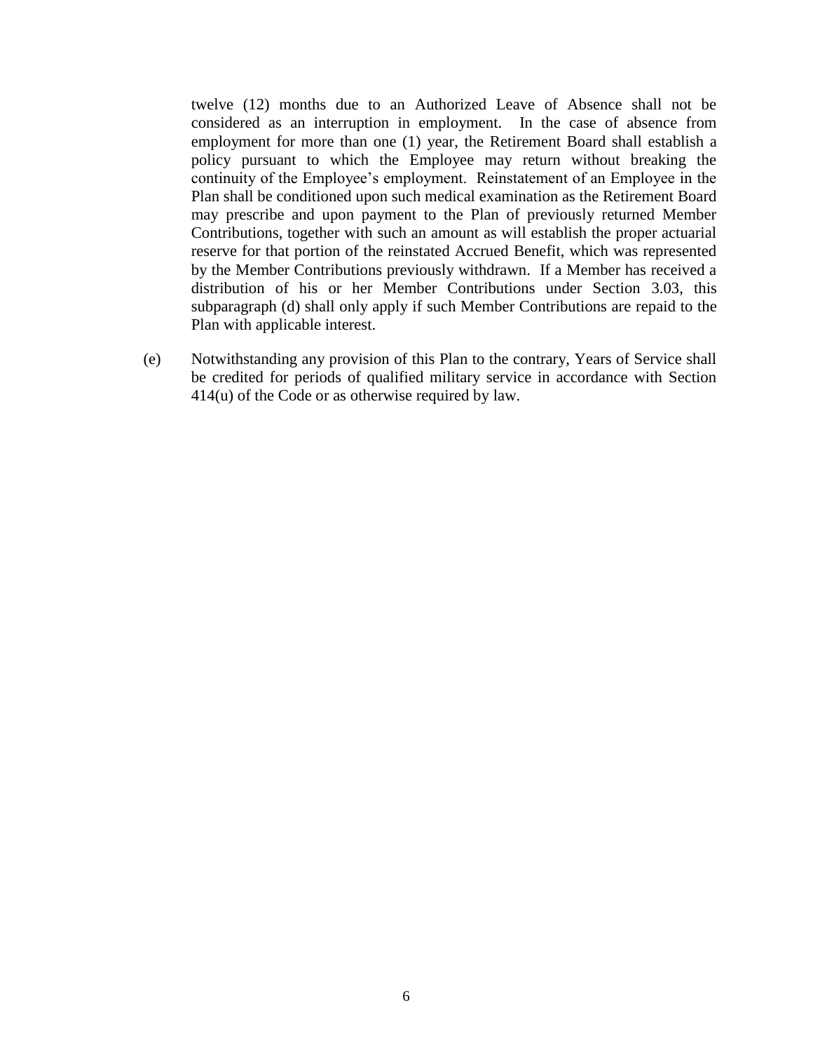twelve (12) months due to an Authorized Leave of Absence shall not be considered as an interruption in employment. In the case of absence from employment for more than one (1) year, the Retirement Board shall establish a policy pursuant to which the Employee may return without breaking the continuity of the Employee's employment. Reinstatement of an Employee in the Plan shall be conditioned upon such medical examination as the Retirement Board may prescribe and upon payment to the Plan of previously returned Member Contributions, together with such an amount as will establish the proper actuarial reserve for that portion of the reinstated Accrued Benefit, which was represented by the Member Contributions previously withdrawn. If a Member has received a distribution of his or her Member Contributions under Section 3.03, this subparagraph (d) shall only apply if such Member Contributions are repaid to the Plan with applicable interest.

(e) Notwithstanding any provision of this Plan to the contrary, Years of Service shall be credited for periods of qualified military service in accordance with Section 414(u) of the Code or as otherwise required by law.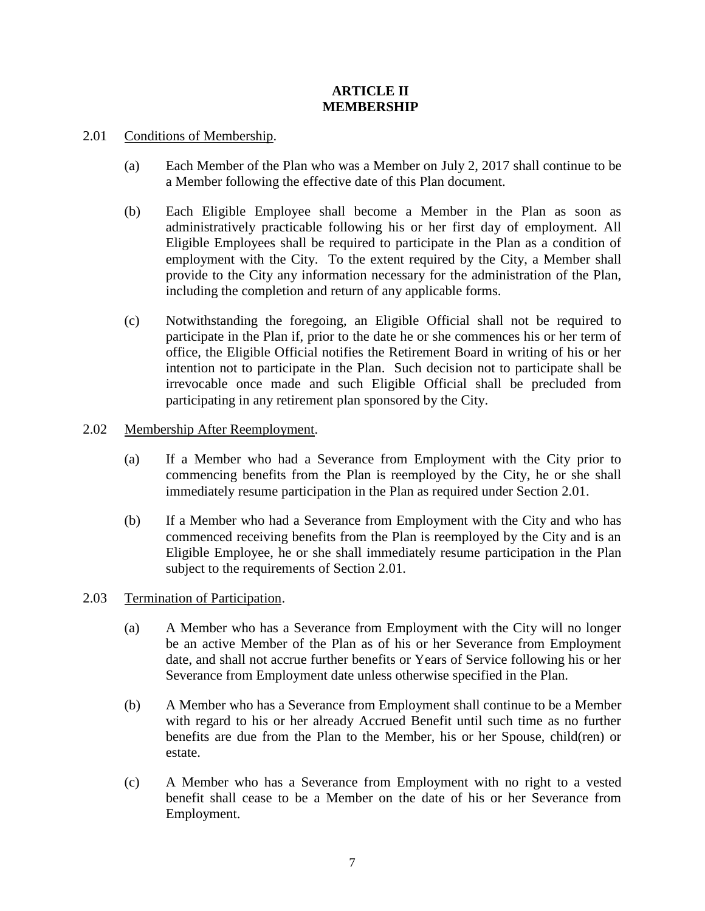# ARTICLE II
# MEMBERSHIP

2.01 Conditions of Membership.

(a) Each Member of the Plan who was a Member on July 2, 2017 shall continue to be a Member following the effective date of this Plan document.

(b) Each Eligible Employee shall become a Member in the Plan as soon as administratively practicable following his or her first day of employment. All Eligible Employees shall be required to participate in the Plan as a condition of employment with the City. To the extent required by the City, a Member shall provide to the City any information necessary for the administration of the Plan, including the completion and return of any applicable forms.

(c) Notwithstanding the foregoing, an Eligible Official shall not be required to participate in the Plan if, prior to the date he or she commences his or her term of office, the Eligible Official notifies the Retirement Board in writing of his or her intention not to participate in the Plan. Such decision not to participate shall be irrevocable once made and such Eligible Official shall be precluded from participating in any retirement plan sponsored by the City.

2.02 Membership After Reemployment.

(a) If a Member who had a Severance from Employment with the City prior to commencing benefits from the Plan is reemployed by the City, he or she shall immediately resume participation in the Plan as required under Section 2.01.

(b) If a Member who had a Severance from Employment with the City and who has commenced receiving benefits from the Plan is reemployed by the City and is an Eligible Employee, he or she shall immediately resume participation in the Plan subject to the requirements of Section 2.01.

2.03 Termination of Participation.

(a) A Member who has a Severance from Employment with the City will no longer be an active Member of the Plan as of his or her Severance from Employment date, and shall not accrue further benefits or Years of Service following his or her Severance from Employment date unless otherwise specified in the Plan.

(b) A Member who has a Severance from Employment shall continue to be a Member with regard to his or her already Accrued Benefit until such time as no further benefits are due from the Plan to the Member, his or her Spouse, child(ren) or estate.

(c) A Member who has a Severance from Employment with no right to a vested benefit shall cease to be a Member on the date of his or her Severance from Employment.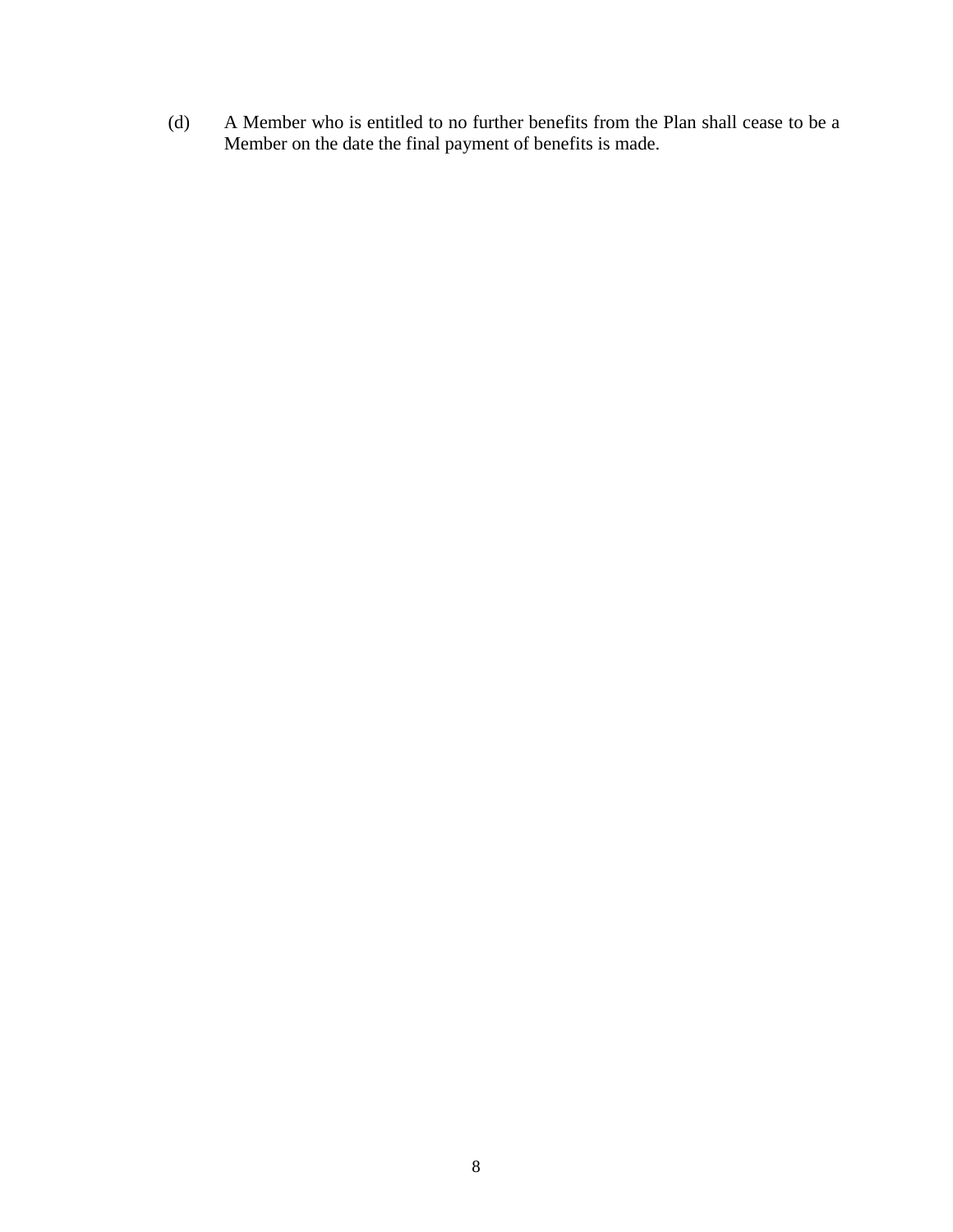(d) A Member who is entitled to no further benefits from the Plan shall cease to be a Member on the date the final payment of benefits is made.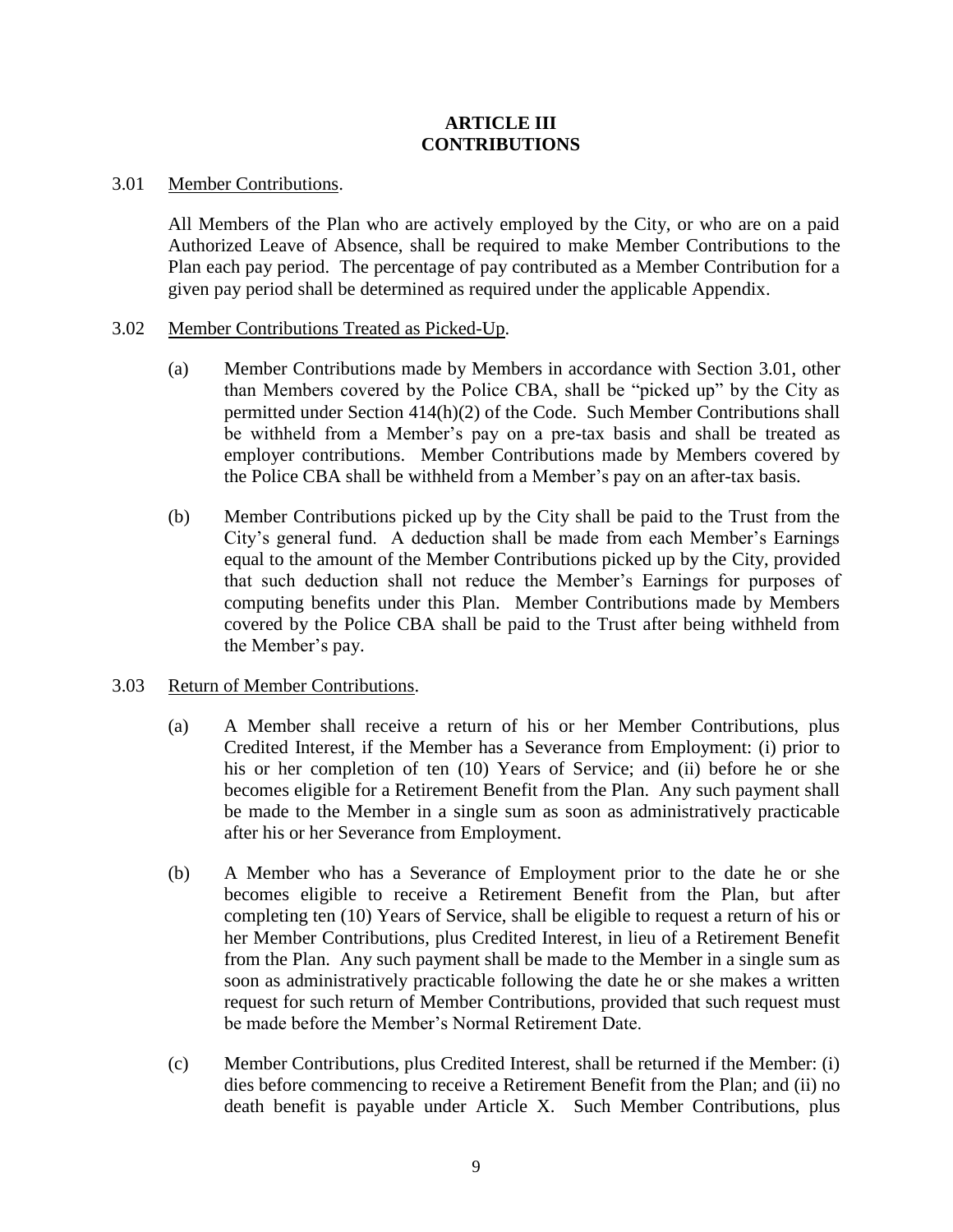# ARTICLE III
# CONTRIBUTIONS

3.01 <u>Member Contributions</u>.

All Members of the Plan who are actively employed by the City, or who are on a paid Authorized Leave of Absence, shall be required to make Member Contributions to the Plan each pay period. The percentage of pay contributed as a Member Contribution for a given pay period shall be determined as required under the applicable Appendix.

3.02 <u>Member Contributions Treated as Picked-Up</u>.

(a) Member Contributions made by Members in accordance with Section 3.01, other than Members covered by the Police CBA, shall be "picked up" by the City as permitted under Section 414(h)(2) of the Code. Such Member Contributions shall be withheld from a Member's pay on a pre-tax basis and shall be treated as employer contributions. Member Contributions made by Members covered by the Police CBA shall be withheld from a Member's pay on an after-tax basis.

(b) Member Contributions picked up by the City shall be paid to the Trust from the City's general fund. A deduction shall be made from each Member's Earnings equal to the amount of the Member Contributions picked up by the City, provided that such deduction shall not reduce the Member's Earnings for purposes of computing benefits under this Plan. Member Contributions made by Members covered by the Police CBA shall be paid to the Trust after being withheld from the Member's pay.

3.03 <u>Return of Member Contributions</u>.

(a) A Member shall receive a return of his or her Member Contributions, plus Credited Interest, if the Member has a Severance from Employment: (i) prior to his or her completion of ten (10) Years of Service; and (ii) before he or she becomes eligible for a Retirement Benefit from the Plan. Any such payment shall be made to the Member in a single sum as soon as administratively practicable after his or her Severance from Employment.

(b) A Member who has a Severance of Employment prior to the date he or she becomes eligible to receive a Retirement Benefit from the Plan, but after completing ten (10) Years of Service, shall be eligible to request a return of his or her Member Contributions, plus Credited Interest, in lieu of a Retirement Benefit from the Plan. Any such payment shall be made to the Member in a single sum as soon as administratively practicable following the date he or she makes a written request for such return of Member Contributions, provided that such request must be made before the Member's Normal Retirement Date.

(c) Member Contributions, plus Credited Interest, shall be returned if the Member: (i) dies before commencing to receive a Retirement Benefit from the Plan; and (ii) no death benefit is payable under Article X. Such Member Contributions, plus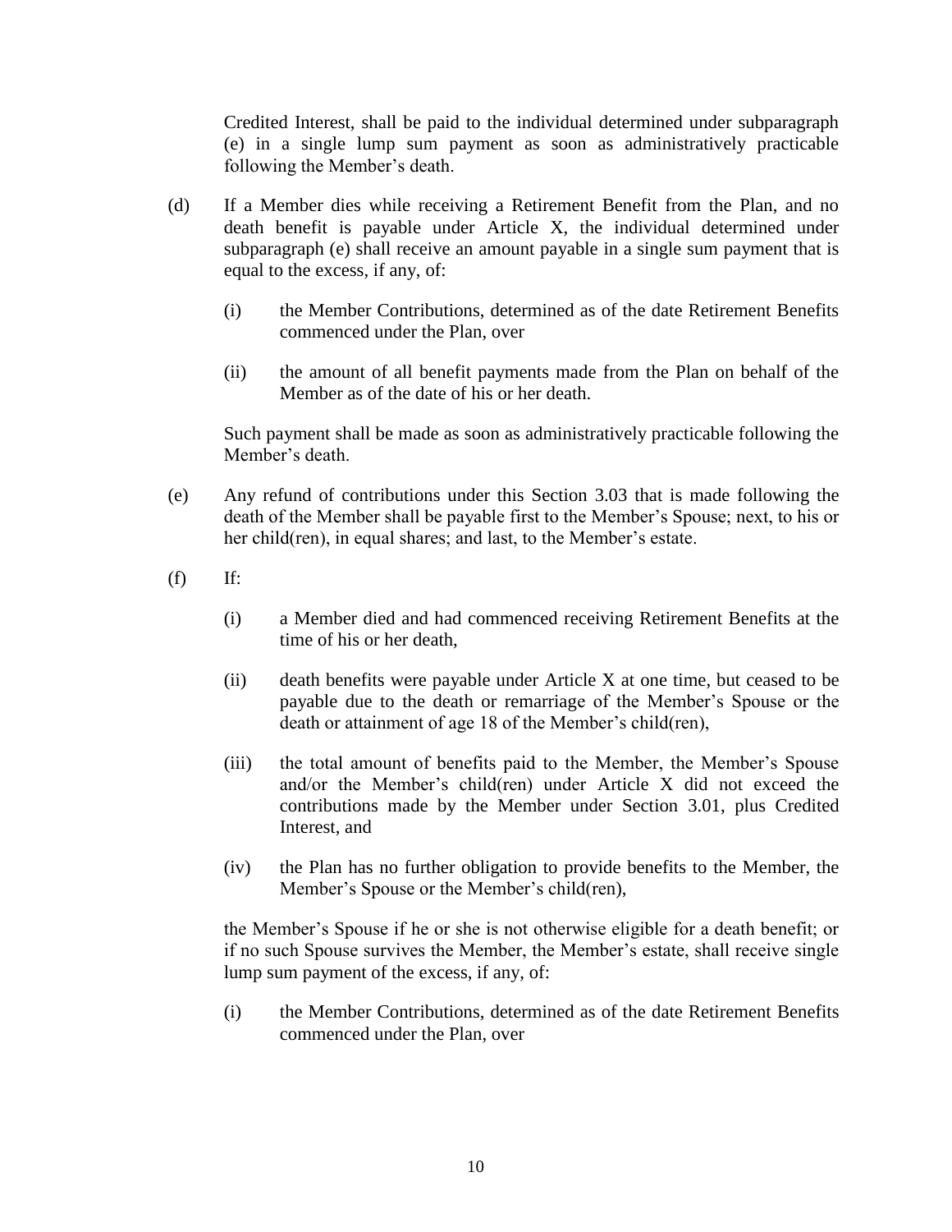Credited Interest, shall be paid to the individual determined under subparagraph (e) in a single lump sum payment as soon as administratively practicable following the Member's death.

(d) If a Member dies while receiving a Retirement Benefit from the Plan, and no death benefit is payable under Article X, the individual determined under subparagraph (e) shall receive an amount payable in a single sum payment that is equal to the excess, if any, of:

(i) the Member Contributions, determined as of the date Retirement Benefits commenced under the Plan, over

(ii) the amount of all benefit payments made from the Plan on behalf of the Member as of the date of his or her death.

Such payment shall be made as soon as administratively practicable following the Member's death.

(e) Any refund of contributions under this Section 3.03 that is made following the death of the Member shall be payable first to the Member's Spouse; next, to his or her child(ren), in equal shares; and last, to the Member's estate.

(f) If:

(i) a Member died and had commenced receiving Retirement Benefits at the time of his or her death,

(ii) death benefits were payable under Article X at one time, but ceased to be payable due to the death or remarriage of the Member's Spouse or the death or attainment of age 18 of the Member's child(ren),

(iii) the total amount of benefits paid to the Member, the Member's Spouse and/or the Member's child(ren) under Article X did not exceed the contributions made by the Member under Section 3.01, plus Credited Interest, and

(iv) the Plan has no further obligation to provide benefits to the Member, the Member's Spouse or the Member's child(ren),

the Member's Spouse if he or she is not otherwise eligible for a death benefit; or if no such Spouse survives the Member, the Member's estate, shall receive single lump sum payment of the excess, if any, of:

(i) the Member Contributions, determined as of the date Retirement Benefits commenced under the Plan, over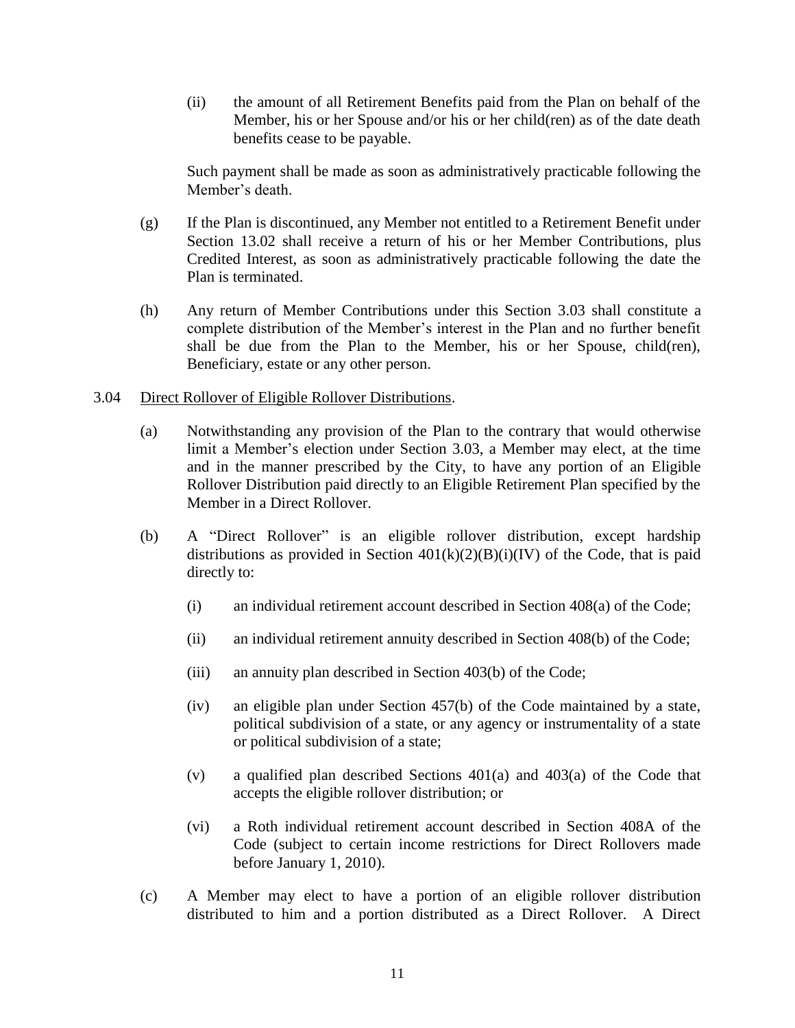(ii) the amount of all Retirement Benefits paid from the Plan on behalf of the Member, his or her Spouse and/or his or her child(ren) as of the date death benefits cease to be payable.

Such payment shall be made as soon as administratively practicable following the Member's death.

(g) If the Plan is discontinued, any Member not entitled to a Retirement Benefit under Section 13.02 shall receive a return of his or her Member Contributions, plus Credited Interest, as soon as administratively practicable following the date the Plan is terminated.

(h) Any return of Member Contributions under this Section 3.03 shall constitute a complete distribution of the Member's interest in the Plan and no further benefit shall be due from the Plan to the Member, his or her Spouse, child(ren), Beneficiary, estate or any other person.

3.04 <u>Direct Rollover of Eligible Rollover Distributions</u>.

(a) Notwithstanding any provision of the Plan to the contrary that would otherwise limit a Member's election under Section 3.03, a Member may elect, at the time and in the manner prescribed by the City, to have any portion of an Eligible Rollover Distribution paid directly to an Eligible Retirement Plan specified by the Member in a Direct Rollover.

(b) A "Direct Rollover" is an eligible rollover distribution, except hardship distributions as provided in Section 401(k)(2)(B)(i)(IV) of the Code, that is paid directly to:

(i) an individual retirement account described in Section 408(a) of the Code;

(ii) an individual retirement annuity described in Section 408(b) of the Code;

(iii) an annuity plan described in Section 403(b) of the Code;

(iv) an eligible plan under Section 457(b) of the Code maintained by a state, political subdivision of a state, or any agency or instrumentality of a state or political subdivision of a state;

(v) a qualified plan described Sections 401(a) and 403(a) of the Code that accepts the eligible rollover distribution; or

(vi) a Roth individual retirement account described in Section 408A of the Code (subject to certain income restrictions for Direct Rollovers made before January 1, 2010).

(c) A Member may elect to have a portion of an eligible rollover distribution distributed to him and a portion distributed as a Direct Rollover. A Direct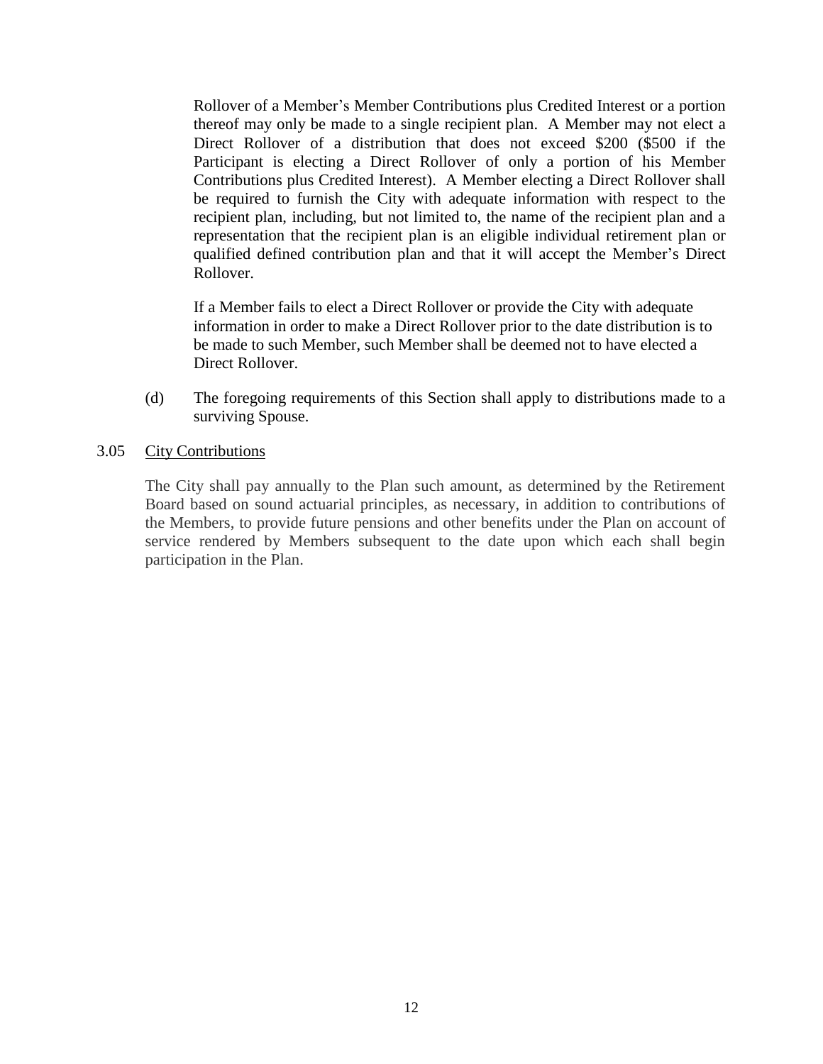Rollover of a Member's Member Contributions plus Credited Interest or a portion thereof may only be made to a single recipient plan. A Member may not elect a Direct Rollover of a distribution that does not exceed $200 ($500 if the Participant is electing a Direct Rollover of only a portion of his Member Contributions plus Credited Interest). A Member electing a Direct Rollover shall be required to furnish the City with adequate information with respect to the recipient plan, including, but not limited to, the name of the recipient plan and a representation that the recipient plan is an eligible individual retirement plan or qualified defined contribution plan and that it will accept the Member's Direct Rollover.

If a Member fails to elect a Direct Rollover or provide the City with adequate information in order to make a Direct Rollover prior to the date distribution is to be made to such Member, such Member shall be deemed not to have elected a Direct Rollover.

(d) The foregoing requirements of this Section shall apply to distributions made to a surviving Spouse.

3.05 City Contributions

The City shall pay annually to the Plan such amount, as determined by the Retirement Board based on sound actuarial principles, as necessary, in addition to contributions of the Members, to provide future pensions and other benefits under the Plan on account of service rendered by Members subsequent to the date upon which each shall begin participation in the Plan.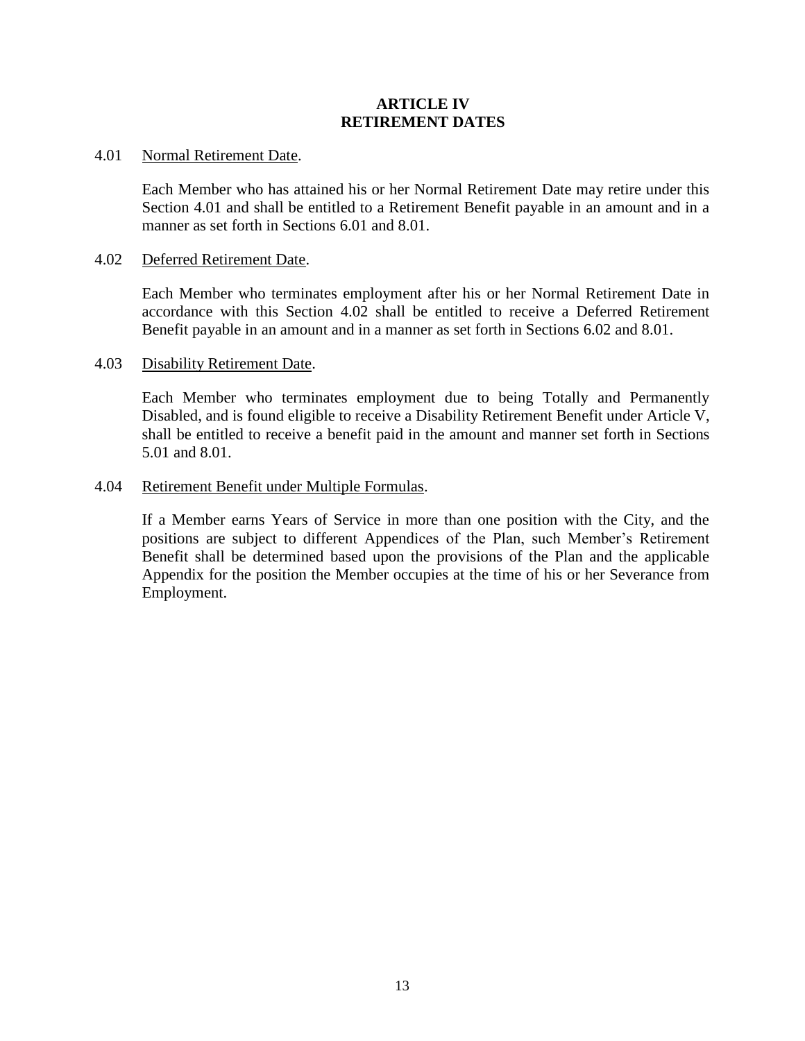# ARTICLE IV
# RETIREMENT DATES

4.01 Normal Retirement Date.

Each Member who has attained his or her Normal Retirement Date may retire under this Section 4.01 and shall be entitled to a Retirement Benefit payable in an amount and in a manner as set forth in Sections 6.01 and 8.01.

4.02 Deferred Retirement Date.

Each Member who terminates employment after his or her Normal Retirement Date in accordance with this Section 4.02 shall be entitled to receive a Deferred Retirement Benefit payable in an amount and in a manner as set forth in Sections 6.02 and 8.01.

4.03 Disability Retirement Date.

Each Member who terminates employment due to being Totally and Permanently Disabled, and is found eligible to receive a Disability Retirement Benefit under Article V, shall be entitled to receive a benefit paid in the amount and manner set forth in Sections 5.01 and 8.01.

4.04 Retirement Benefit under Multiple Formulas.

If a Member earns Years of Service in more than one position with the City, and the positions are subject to different Appendices of the Plan, such Member's Retirement Benefit shall be determined based upon the provisions of the Plan and the applicable Appendix for the position the Member occupies at the time of his or her Severance from Employment.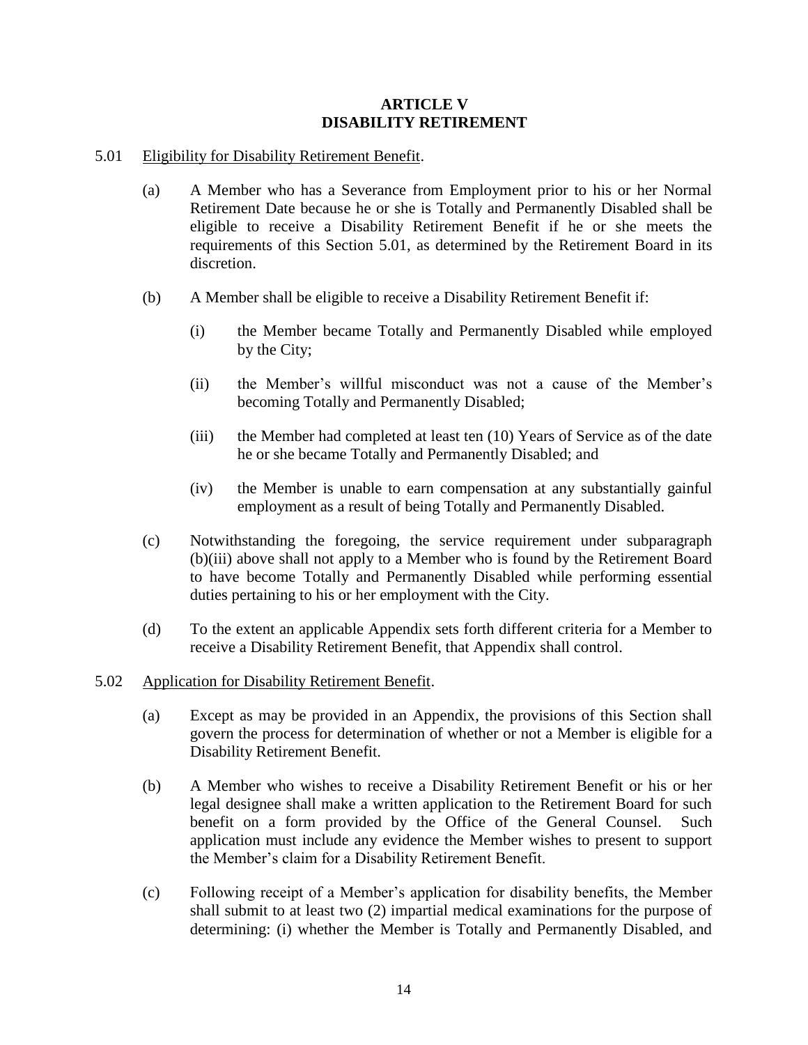# ARTICLE V
# DISABILITY RETIREMENT

5.01 Eligibility for Disability Retirement Benefit.

(a) A Member who has a Severance from Employment prior to his or her Normal Retirement Date because he or she is Totally and Permanently Disabled shall be eligible to receive a Disability Retirement Benefit if he or she meets the requirements of this Section 5.01, as determined by the Retirement Board in its discretion.

(b) A Member shall be eligible to receive a Disability Retirement Benefit if:

(i) the Member became Totally and Permanently Disabled while employed by the City;

(ii) the Member's willful misconduct was not a cause of the Member's becoming Totally and Permanently Disabled;

(iii) the Member had completed at least ten (10) Years of Service as of the date he or she became Totally and Permanently Disabled; and

(iv) the Member is unable to earn compensation at any substantially gainful employment as a result of being Totally and Permanently Disabled.

(c) Notwithstanding the foregoing, the service requirement under subparagraph (b)(iii) above shall not apply to a Member who is found by the Retirement Board to have become Totally and Permanently Disabled while performing essential duties pertaining to his or her employment with the City.

(d) To the extent an applicable Appendix sets forth different criteria for a Member to receive a Disability Retirement Benefit, that Appendix shall control.

5.02 Application for Disability Retirement Benefit.

(a) Except as may be provided in an Appendix, the provisions of this Section shall govern the process for determination of whether or not a Member is eligible for a Disability Retirement Benefit.

(b) A Member who wishes to receive a Disability Retirement Benefit or his or her legal designee shall make a written application to the Retirement Board for such benefit on a form provided by the Office of the General Counsel. Such application must include any evidence the Member wishes to present to support the Member's claim for a Disability Retirement Benefit.

(c) Following receipt of a Member's application for disability benefits, the Member shall submit to at least two (2) impartial medical examinations for the purpose of determining: (i) whether the Member is Totally and Permanently Disabled, and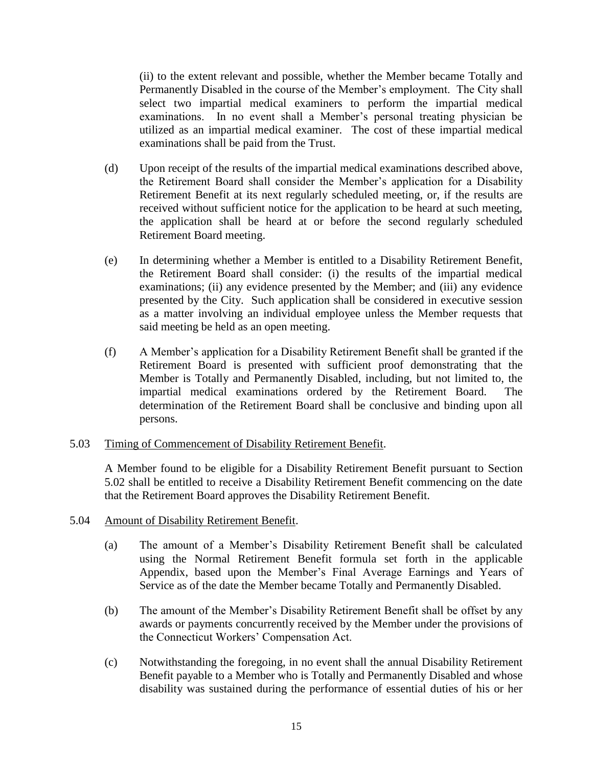(ii) to the extent relevant and possible, whether the Member became Totally and Permanently Disabled in the course of the Member's employment. The City shall select two impartial medical examiners to perform the impartial medical examinations. In no event shall a Member's personal treating physician be utilized as an impartial medical examiner. The cost of these impartial medical examinations shall be paid from the Trust.

(d) Upon receipt of the results of the impartial medical examinations described above, the Retirement Board shall consider the Member's application for a Disability Retirement Benefit at its next regularly scheduled meeting, or, if the results are received without sufficient notice for the application to be heard at such meeting, the application shall be heard at or before the second regularly scheduled Retirement Board meeting.

(e) In determining whether a Member is entitled to a Disability Retirement Benefit, the Retirement Board shall consider: (i) the results of the impartial medical examinations; (ii) any evidence presented by the Member; and (iii) any evidence presented by the City. Such application shall be considered in executive session as a matter involving an individual employee unless the Member requests that said meeting be held as an open meeting.

(f) A Member's application for a Disability Retirement Benefit shall be granted if the Retirement Board is presented with sufficient proof demonstrating that the Member is Totally and Permanently Disabled, including, but not limited to, the impartial medical examinations ordered by the Retirement Board. The determination of the Retirement Board shall be conclusive and binding upon all persons.

5.03 Timing of Commencement of Disability Retirement Benefit.

A Member found to be eligible for a Disability Retirement Benefit pursuant to Section 5.02 shall be entitled to receive a Disability Retirement Benefit commencing on the date that the Retirement Board approves the Disability Retirement Benefit.

5.04 Amount of Disability Retirement Benefit.

(a) The amount of a Member's Disability Retirement Benefit shall be calculated using the Normal Retirement Benefit formula set forth in the applicable Appendix, based upon the Member's Final Average Earnings and Years of Service as of the date the Member became Totally and Permanently Disabled.

(b) The amount of the Member's Disability Retirement Benefit shall be offset by any awards or payments concurrently received by the Member under the provisions of the Connecticut Workers' Compensation Act.

(c) Notwithstanding the foregoing, in no event shall the annual Disability Retirement Benefit payable to a Member who is Totally and Permanently Disabled and whose disability was sustained during the performance of essential duties of his or her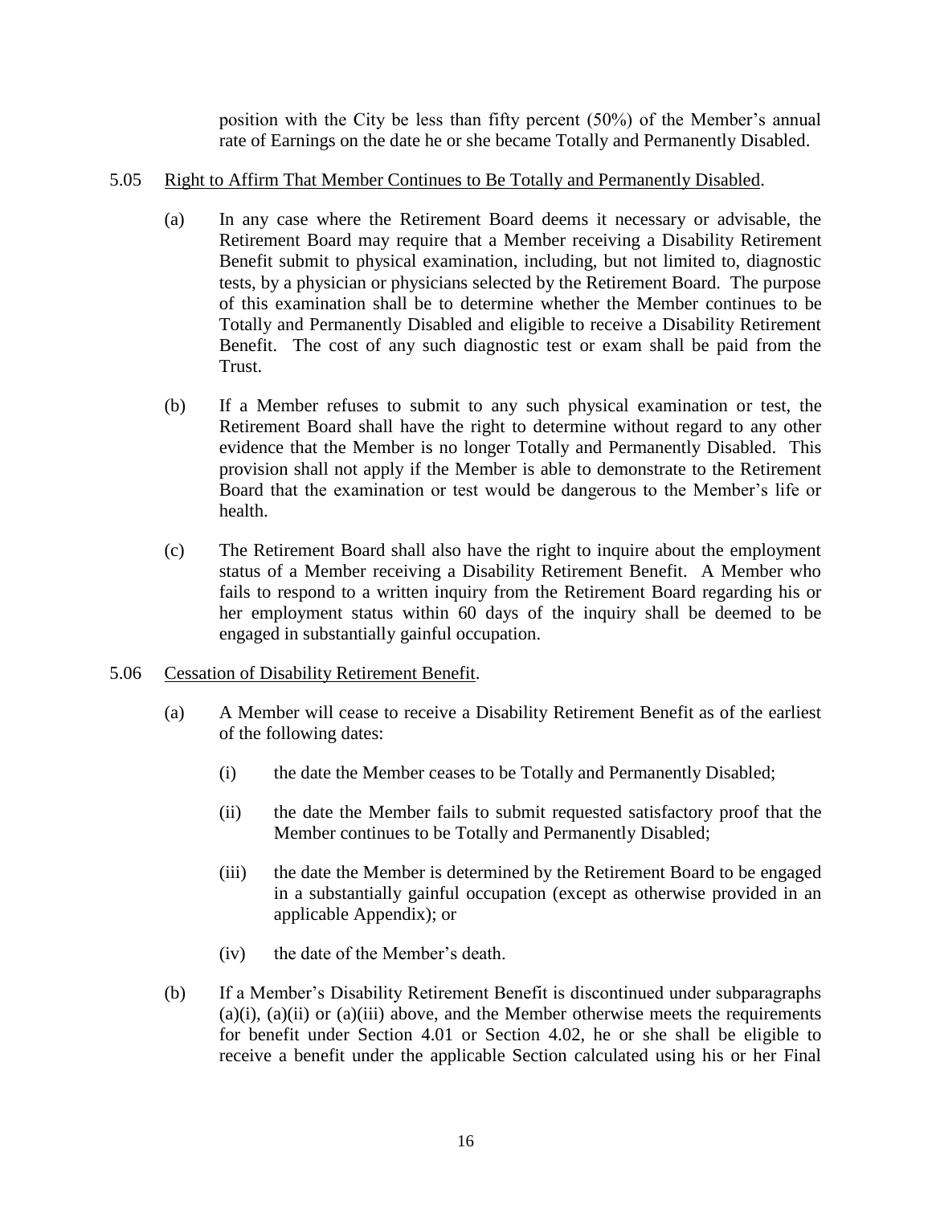position with the City be less than fifty percent (50%) of the Member's annual rate of Earnings on the date he or she became Totally and Permanently Disabled.

5.05 Right to Affirm That Member Continues to Be Totally and Permanently Disabled.

(a) In any case where the Retirement Board deems it necessary or advisable, the Retirement Board may require that a Member receiving a Disability Retirement Benefit submit to physical examination, including, but not limited to, diagnostic tests, by a physician or physicians selected by the Retirement Board. The purpose of this examination shall be to determine whether the Member continues to be Totally and Permanently Disabled and eligible to receive a Disability Retirement Benefit. The cost of any such diagnostic test or exam shall be paid from the Trust.

(b) If a Member refuses to submit to any such physical examination or test, the Retirement Board shall have the right to determine without regard to any other evidence that the Member is no longer Totally and Permanently Disabled. This provision shall not apply if the Member is able to demonstrate to the Retirement Board that the examination or test would be dangerous to the Member's life or health.

(c) The Retirement Board shall also have the right to inquire about the employment status of a Member receiving a Disability Retirement Benefit. A Member who fails to respond to a written inquiry from the Retirement Board regarding his or her employment status within 60 days of the inquiry shall be deemed to be engaged in substantially gainful occupation.

5.06 Cessation of Disability Retirement Benefit.

(a) A Member will cease to receive a Disability Retirement Benefit as of the earliest of the following dates:

(i) the date the Member ceases to be Totally and Permanently Disabled;

(ii) the date the Member fails to submit requested satisfactory proof that the Member continues to be Totally and Permanently Disabled;

(iii) the date the Member is determined by the Retirement Board to be engaged in a substantially gainful occupation (except as otherwise provided in an applicable Appendix); or

(iv) the date of the Member's death.

(b) If a Member's Disability Retirement Benefit is discontinued under subparagraphs (a)(i), (a)(ii) or (a)(iii) above, and the Member otherwise meets the requirements for benefit under Section 4.01 or Section 4.02, he or she shall be eligible to receive a benefit under the applicable Section calculated using his or her Final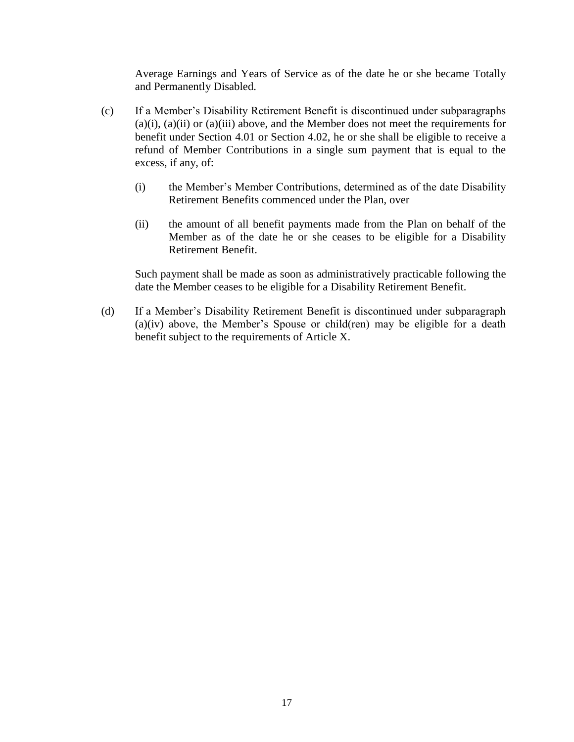Average Earnings and Years of Service as of the date he or she became Totally and Permanently Disabled.

(c) If a Member's Disability Retirement Benefit is discontinued under subparagraphs (a)(i), (a)(ii) or (a)(iii) above, and the Member does not meet the requirements for benefit under Section 4.01 or Section 4.02, he or she shall be eligible to receive a refund of Member Contributions in a single sum payment that is equal to the excess, if any, of:

(i) the Member's Member Contributions, determined as of the date Disability Retirement Benefits commenced under the Plan, over

(ii) the amount of all benefit payments made from the Plan on behalf of the Member as of the date he or she ceases to be eligible for a Disability Retirement Benefit.

Such payment shall be made as soon as administratively practicable following the date the Member ceases to be eligible for a Disability Retirement Benefit.

(d) If a Member's Disability Retirement Benefit is discontinued under subparagraph (a)(iv) above, the Member's Spouse or child(ren) may be eligible for a death benefit subject to the requirements of Article X.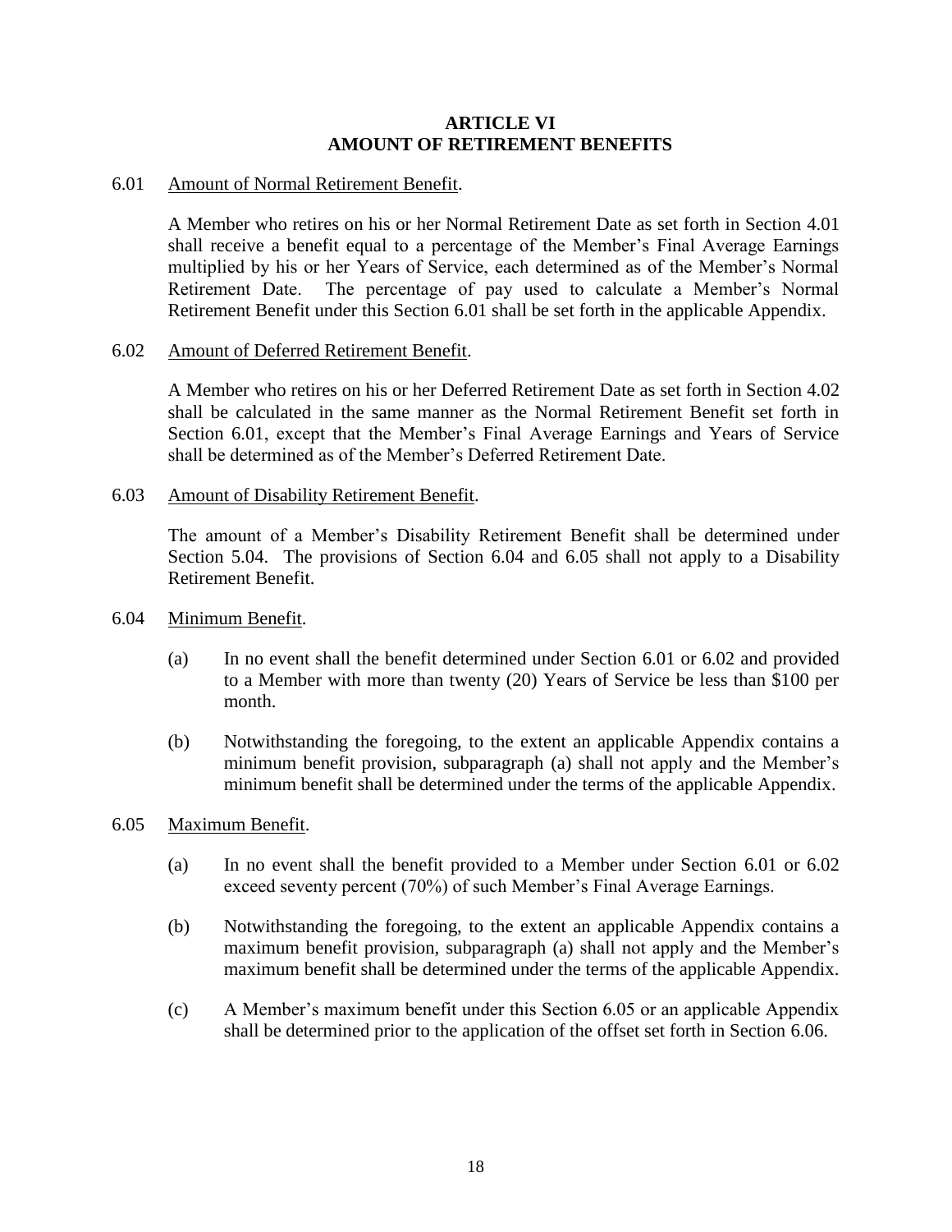# ARTICLE VI
# AMOUNT OF RETIREMENT BENEFITS

6.01 Amount of Normal Retirement Benefit.

A Member who retires on his or her Normal Retirement Date as set forth in Section 4.01 shall receive a benefit equal to a percentage of the Member's Final Average Earnings multiplied by his or her Years of Service, each determined as of the Member's Normal Retirement Date. The percentage of pay used to calculate a Member's Normal Retirement Benefit under this Section 6.01 shall be set forth in the applicable Appendix.

6.02 Amount of Deferred Retirement Benefit.

A Member who retires on his or her Deferred Retirement Date as set forth in Section 4.02 shall be calculated in the same manner as the Normal Retirement Benefit set forth in Section 6.01, except that the Member's Final Average Earnings and Years of Service shall be determined as of the Member's Deferred Retirement Date.

6.03 Amount of Disability Retirement Benefit.

The amount of a Member's Disability Retirement Benefit shall be determined under Section 5.04. The provisions of Section 6.04 and 6.05 shall not apply to a Disability Retirement Benefit.

6.04 Minimum Benefit.

(a) In no event shall the benefit determined under Section 6.01 or 6.02 and provided to a Member with more than twenty (20) Years of Service be less than $100 per month.

(b) Notwithstanding the foregoing, to the extent an applicable Appendix contains a minimum benefit provision, subparagraph (a) shall not apply and the Member's minimum benefit shall be determined under the terms of the applicable Appendix.

6.05 Maximum Benefit.

(a) In no event shall the benefit provided to a Member under Section 6.01 or 6.02 exceed seventy percent (70%) of such Member's Final Average Earnings.

(b) Notwithstanding the foregoing, to the extent an applicable Appendix contains a maximum benefit provision, subparagraph (a) shall not apply and the Member's maximum benefit shall be determined under the terms of the applicable Appendix.

(c) A Member's maximum benefit under this Section 6.05 or an applicable Appendix shall be determined prior to the application of the offset set forth in Section 6.06.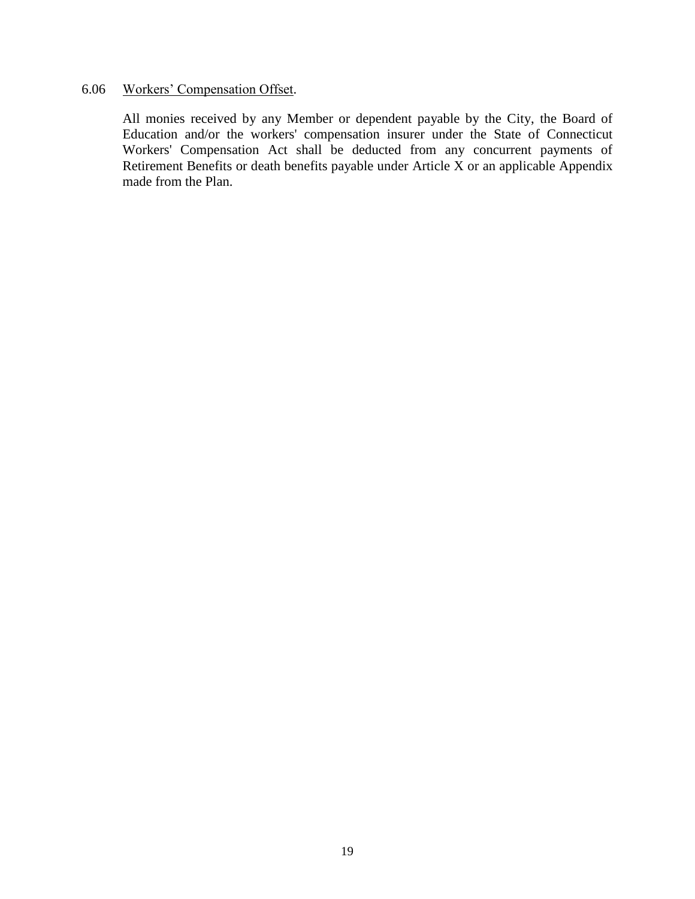6.06 Workers’ Compensation Offset.

All monies received by any Member or dependent payable by the City, the Board of Education and/or the workers' compensation insurer under the State of Connecticut Workers' Compensation Act shall be deducted from any concurrent payments of Retirement Benefits or death benefits payable under Article X or an applicable Appendix made from the Plan.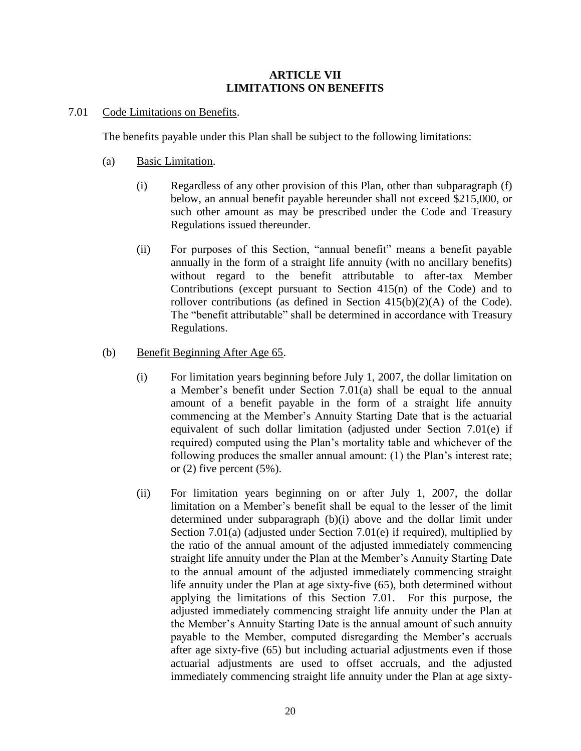## ARTICLE VII
## LIMITATIONS ON BENEFITS

7.01 Code Limitations on Benefits.

The benefits payable under this Plan shall be subject to the following limitations:

(a) Basic Limitation.

(i) Regardless of any other provision of this Plan, other than subparagraph (f) below, an annual benefit payable hereunder shall not exceed $215,000, or such other amount as may be prescribed under the Code and Treasury Regulations issued thereunder.

(ii) For purposes of this Section, "annual benefit" means a benefit payable annually in the form of a straight life annuity (with no ancillary benefits) without regard to the benefit attributable to after-tax Member Contributions (except pursuant to Section 415(n) of the Code) and to rollover contributions (as defined in Section 415(b)(2)(A) of the Code). The "benefit attributable" shall be determined in accordance with Treasury Regulations.

(b) Benefit Beginning After Age 65.

(i) For limitation years beginning before July 1, 2007, the dollar limitation on a Member's benefit under Section 7.01(a) shall be equal to the annual amount of a benefit payable in the form of a straight life annuity commencing at the Member's Annuity Starting Date that is the actuarial equivalent of such dollar limitation (adjusted under Section 7.01(e) if required) computed using the Plan's mortality table and whichever of the following produces the smaller annual amount: (1) the Plan's interest rate; or (2) five percent (5%).

(ii) For limitation years beginning on or after July 1, 2007, the dollar limitation on a Member's benefit shall be equal to the lesser of the limit determined under subparagraph (b)(i) above and the dollar limit under Section 7.01(a) (adjusted under Section 7.01(e) if required), multiplied by the ratio of the annual amount of the adjusted immediately commencing straight life annuity under the Plan at the Member's Annuity Starting Date to the annual amount of the adjusted immediately commencing straight life annuity under the Plan at age sixty-five (65), both determined without applying the limitations of this Section 7.01. For this purpose, the adjusted immediately commencing straight life annuity under the Plan at the Member's Annuity Starting Date is the annual amount of such annuity payable to the Member, computed disregarding the Member's accruals after age sixty-five (65) but including actuarial adjustments even if those actuarial adjustments are used to offset accruals, and the adjusted immediately commencing straight life annuity under the Plan at age sixty-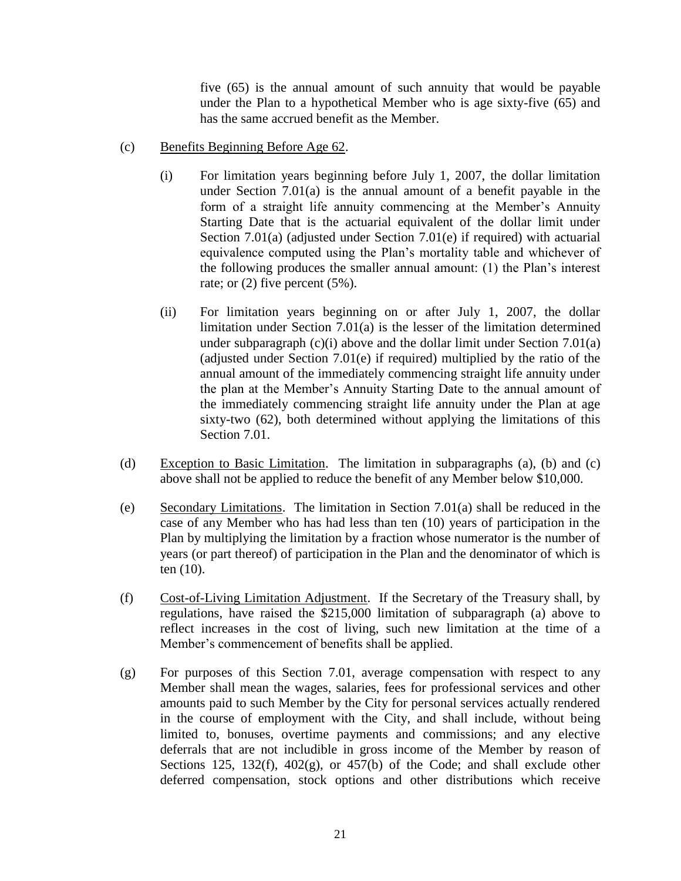five (65) is the annual amount of such annuity that would be payable under the Plan to a hypothetical Member who is age sixty-five (65) and has the same accrued benefit as the Member.

(c) Benefits Beginning Before Age 62.

(i) For limitation years beginning before July 1, 2007, the dollar limitation under Section 7.01(a) is the annual amount of a benefit payable in the form of a straight life annuity commencing at the Member's Annuity Starting Date that is the actuarial equivalent of the dollar limit under Section 7.01(a) (adjusted under Section 7.01(e) if required) with actuarial equivalence computed using the Plan's mortality table and whichever of the following produces the smaller annual amount: (1) the Plan's interest rate; or (2) five percent (5%).

(ii) For limitation years beginning on or after July 1, 2007, the dollar limitation under Section 7.01(a) is the lesser of the limitation determined under subparagraph (c)(i) above and the dollar limit under Section 7.01(a) (adjusted under Section 7.01(e) if required) multiplied by the ratio of the annual amount of the immediately commencing straight life annuity under the plan at the Member's Annuity Starting Date to the annual amount of the immediately commencing straight life annuity under the Plan at age sixty-two (62), both determined without applying the limitations of this Section 7.01.

(d) Exception to Basic Limitation. The limitation in subparagraphs (a), (b) and (c) above shall not be applied to reduce the benefit of any Member below $10,000.

(e) Secondary Limitations. The limitation in Section 7.01(a) shall be reduced in the case of any Member who has had less than ten (10) years of participation in the Plan by multiplying the limitation by a fraction whose numerator is the number of years (or part thereof) of participation in the Plan and the denominator of which is ten (10).

(f) Cost-of-Living Limitation Adjustment. If the Secretary of the Treasury shall, by regulations, have raised the $215,000 limitation of subparagraph (a) above to reflect increases in the cost of living, such new limitation at the time of a Member's commencement of benefits shall be applied.

(g) For purposes of this Section 7.01, average compensation with respect to any Member shall mean the wages, salaries, fees for professional services and other amounts paid to such Member by the City for personal services actually rendered in the course of employment with the City, and shall include, without being limited to, bonuses, overtime payments and commissions; and any elective deferrals that are not includible in gross income of the Member by reason of Sections 125, 132(f), 402(g), or 457(b) of the Code; and shall exclude other deferred compensation, stock options and other distributions which receive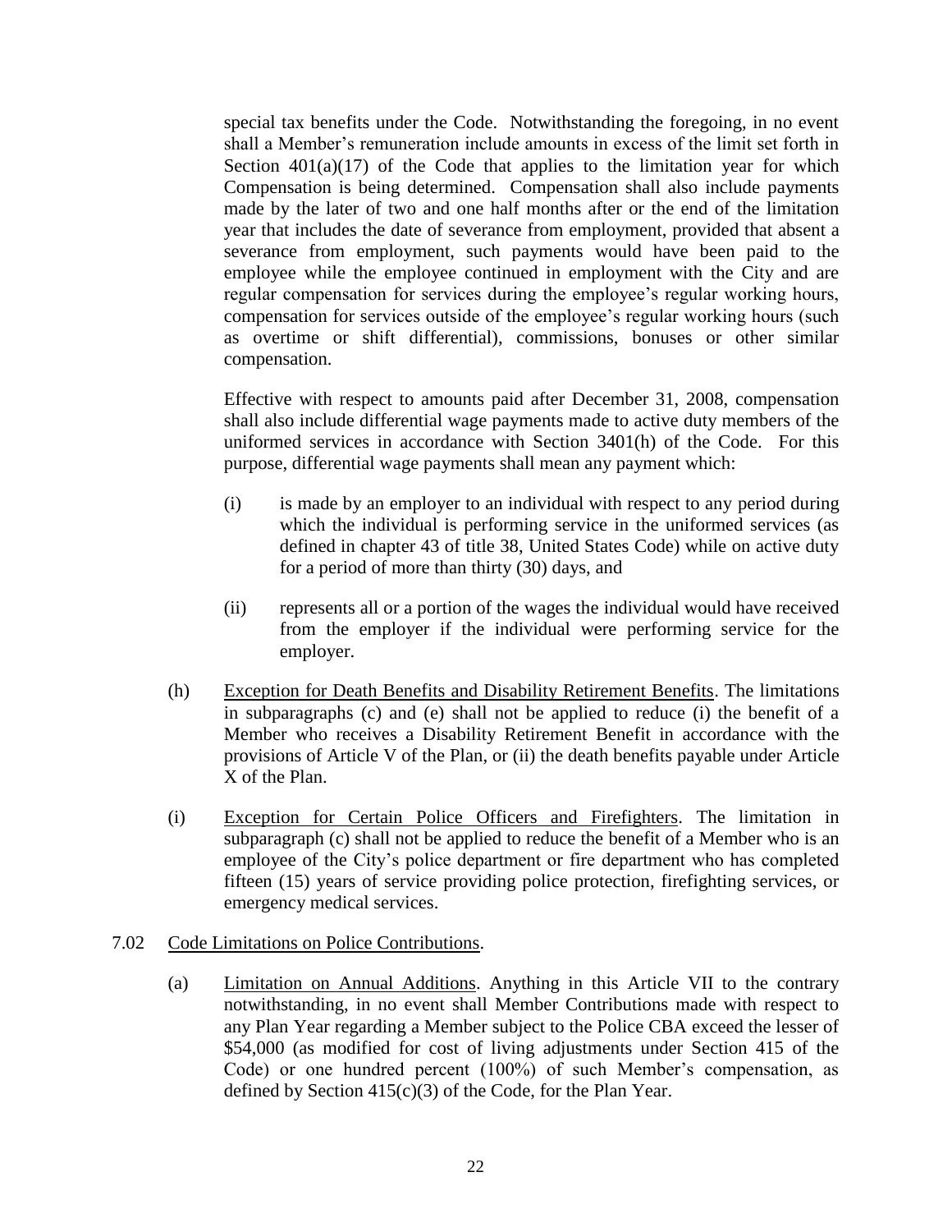special tax benefits under the Code. Notwithstanding the foregoing, in no event shall a Member's remuneration include amounts in excess of the limit set forth in Section 401(a)(17) of the Code that applies to the limitation year for which Compensation is being determined. Compensation shall also include payments made by the later of two and one half months after or the end of the limitation year that includes the date of severance from employment, provided that absent a severance from employment, such payments would have been paid to the employee while the employee continued in employment with the City and are regular compensation for services during the employee's regular working hours, compensation for services outside of the employee's regular working hours (such as overtime or shift differential), commissions, bonuses or other similar compensation.

Effective with respect to amounts paid after December 31, 2008, compensation shall also include differential wage payments made to active duty members of the uniformed services in accordance with Section 3401(h) of the Code. For this purpose, differential wage payments shall mean any payment which:

(i) is made by an employer to an individual with respect to any period during which the individual is performing service in the uniformed services (as defined in chapter 43 of title 38, United States Code) while on active duty for a period of more than thirty (30) days, and

(ii) represents all or a portion of the wages the individual would have received from the employer if the individual were performing service for the employer.

(h) Exception for Death Benefits and Disability Retirement Benefits. The limitations in subparagraphs (c) and (e) shall not be applied to reduce (i) the benefit of a Member who receives a Disability Retirement Benefit in accordance with the provisions of Article V of the Plan, or (ii) the death benefits payable under Article X of the Plan.

(i) Exception for Certain Police Officers and Firefighters. The limitation in subparagraph (c) shall not be applied to reduce the benefit of a Member who is an employee of the City's police department or fire department who has completed fifteen (15) years of service providing police protection, firefighting services, or emergency medical services.

7.02 Code Limitations on Police Contributions.

(a) Limitation on Annual Additions. Anything in this Article VII to the contrary notwithstanding, in no event shall Member Contributions made with respect to any Plan Year regarding a Member subject to the Police CBA exceed the lesser of $54,000 (as modified for cost of living adjustments under Section 415 of the Code) or one hundred percent (100%) of such Member's compensation, as defined by Section 415(c)(3) of the Code, for the Plan Year.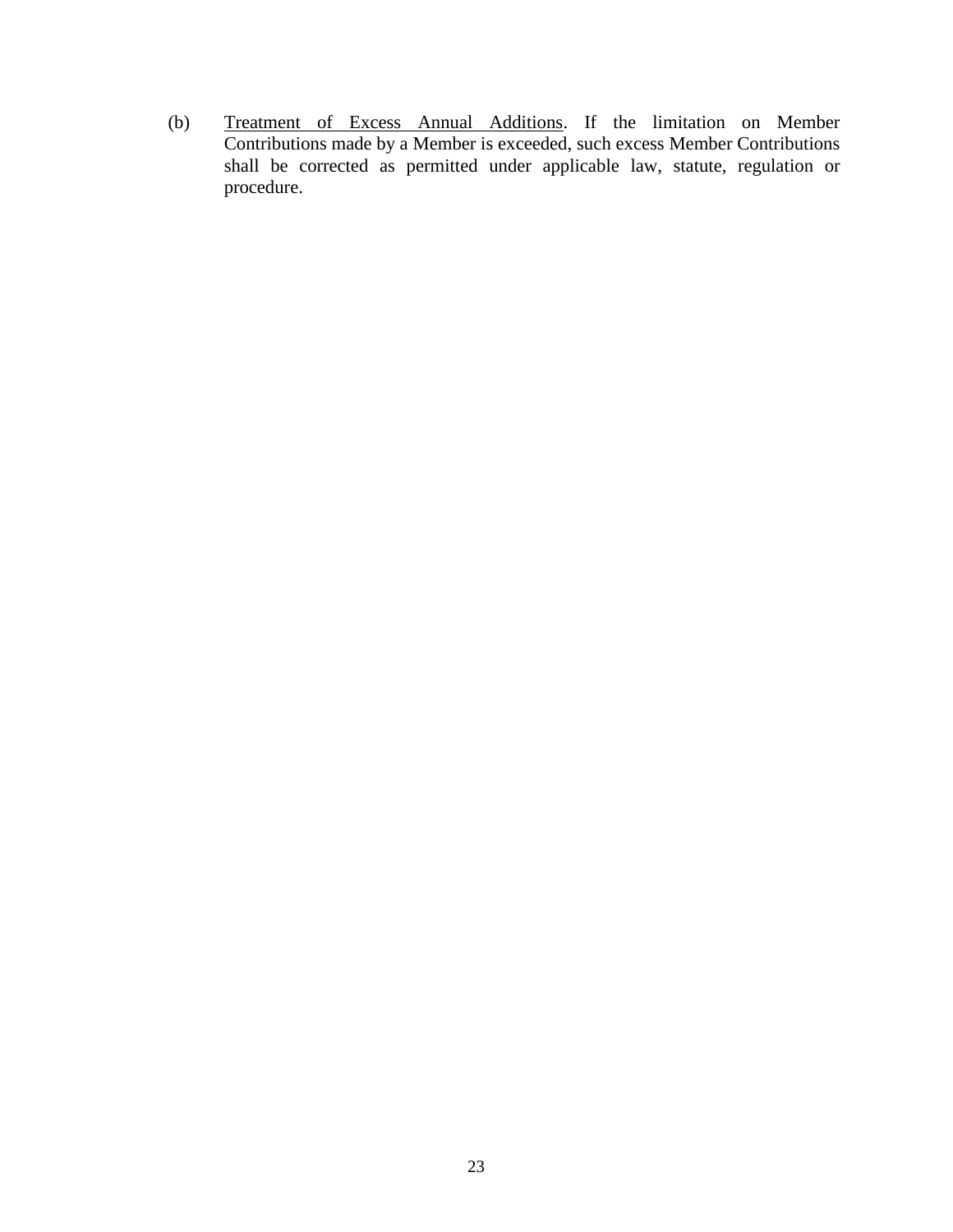(b) Treatment of Excess Annual Additions. If the limitation on Member Contributions made by a Member is exceeded, such excess Member Contributions shall be corrected as permitted under applicable law, statute, regulation or procedure.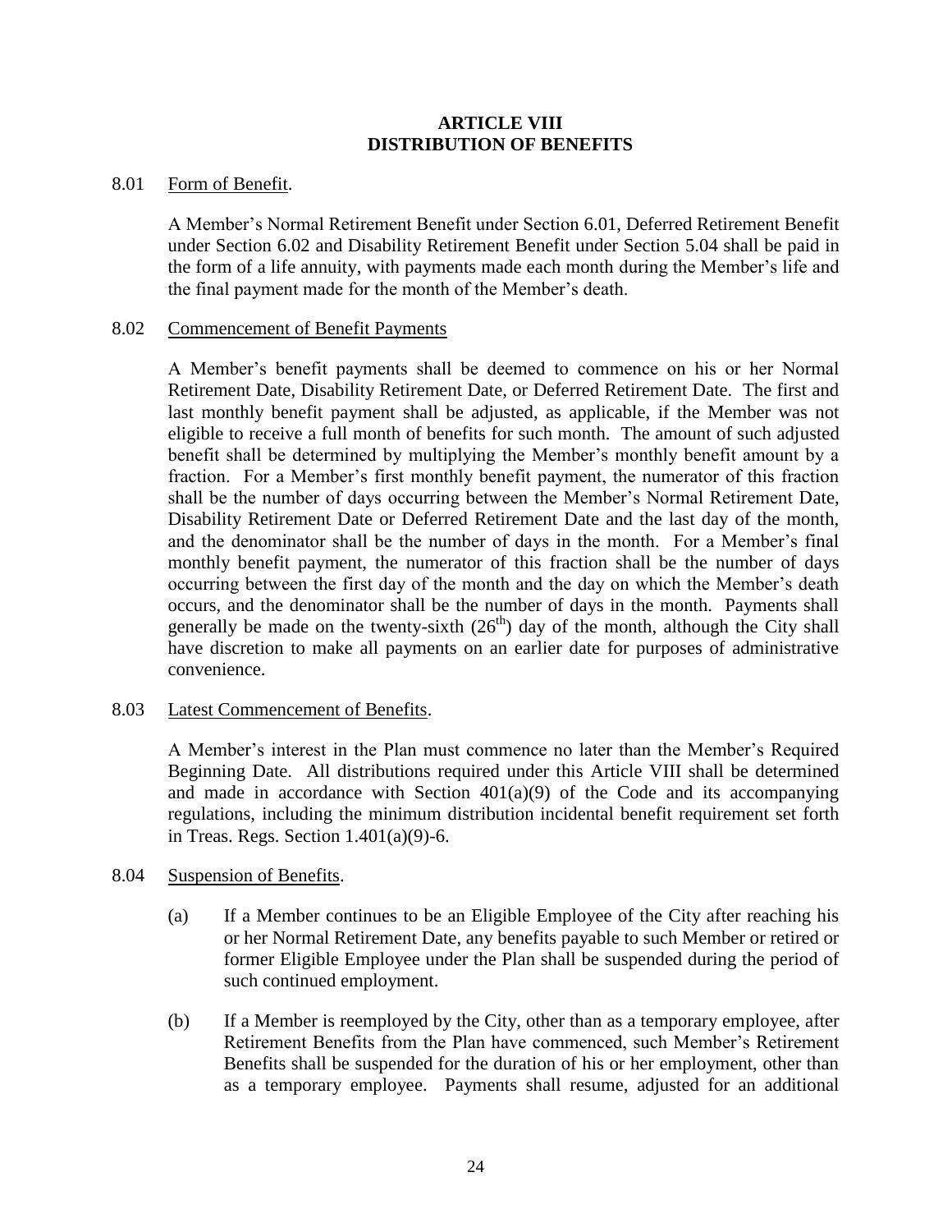# ARTICLE VIII
# DISTRIBUTION OF BENEFITS

8.01 Form of Benefit.

A Member's Normal Retirement Benefit under Section 6.01, Deferred Retirement Benefit under Section 6.02 and Disability Retirement Benefit under Section 5.04 shall be paid in the form of a life annuity, with payments made each month during the Member's life and the final payment made for the month of the Member's death.

8.02 Commencement of Benefit Payments

A Member's benefit payments shall be deemed to commence on his or her Normal Retirement Date, Disability Retirement Date, or Deferred Retirement Date. The first and last monthly benefit payment shall be adjusted, as applicable, if the Member was not eligible to receive a full month of benefits for such month. The amount of such adjusted benefit shall be determined by multiplying the Member's monthly benefit amount by a fraction. For a Member's first monthly benefit payment, the numerator of this fraction shall be the number of days occurring between the Member's Normal Retirement Date, Disability Retirement Date or Deferred Retirement Date and the last day of the month, and the denominator shall be the number of days in the month. For a Member's final monthly benefit payment, the numerator of this fraction shall be the number of days occurring between the first day of the month and the day on which the Member's death occurs, and the denominator shall be the number of days in the month. Payments shall generally be made on the twenty-sixth (26th) day of the month, although the City shall have discretion to make all payments on an earlier date for purposes of administrative convenience.

8.03 Latest Commencement of Benefits.

A Member's interest in the Plan must commence no later than the Member's Required Beginning Date. All distributions required under this Article VIII shall be determined and made in accordance with Section 401(a)(9) of the Code and its accompanying regulations, including the minimum distribution incidental benefit requirement set forth in Treas. Regs. Section 1.401(a)(9)-6.

8.04 Suspension of Benefits.

(a) If a Member continues to be an Eligible Employee of the City after reaching his or her Normal Retirement Date, any benefits payable to such Member or retired or former Eligible Employee under the Plan shall be suspended during the period of such continued employment.

(b) If a Member is reemployed by the City, other than as a temporary employee, after Retirement Benefits from the Plan have commenced, such Member's Retirement Benefits shall be suspended for the duration of his or her employment, other than as a temporary employee. Payments shall resume, adjusted for an additional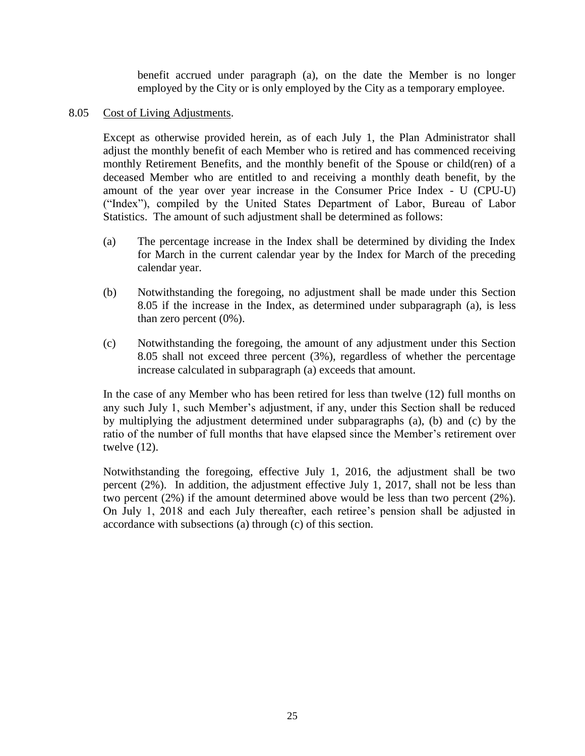benefit accrued under paragraph (a), on the date the Member is no longer employed by the City or is only employed by the City as a temporary employee.

8.05 Cost of Living Adjustments.

Except as otherwise provided herein, as of each July 1, the Plan Administrator shall adjust the monthly benefit of each Member who is retired and has commenced receiving monthly Retirement Benefits, and the monthly benefit of the Spouse or child(ren) of a deceased Member who are entitled to and receiving a monthly death benefit, by the amount of the year over year increase in the Consumer Price Index - U (CPU-U) ("Index"), compiled by the United States Department of Labor, Bureau of Labor Statistics. The amount of such adjustment shall be determined as follows:

(a) The percentage increase in the Index shall be determined by dividing the Index for March in the current calendar year by the Index for March of the preceding calendar year.

(b) Notwithstanding the foregoing, no adjustment shall be made under this Section 8.05 if the increase in the Index, as determined under subparagraph (a), is less than zero percent (0%).

(c) Notwithstanding the foregoing, the amount of any adjustment under this Section 8.05 shall not exceed three percent (3%), regardless of whether the percentage increase calculated in subparagraph (a) exceeds that amount.

In the case of any Member who has been retired for less than twelve (12) full months on any such July 1, such Member's adjustment, if any, under this Section shall be reduced by multiplying the adjustment determined under subparagraphs (a), (b) and (c) by the ratio of the number of full months that have elapsed since the Member's retirement over twelve (12).

Notwithstanding the foregoing, effective July 1, 2016, the adjustment shall be two percent (2%). In addition, the adjustment effective July 1, 2017, shall not be less than two percent (2%) if the amount determined above would be less than two percent (2%). On July 1, 2018 and each July thereafter, each retiree's pension shall be adjusted in accordance with subsections (a) through (c) of this section.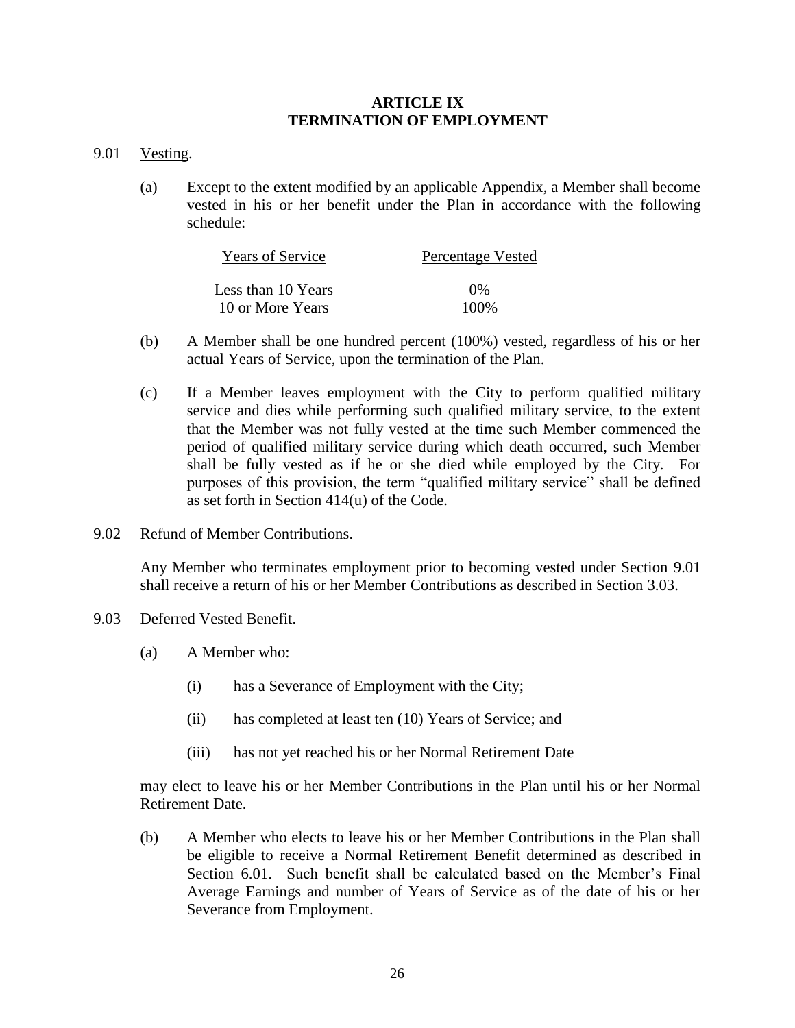# ARTICLE IX
# TERMINATION OF EMPLOYMENT

9.01 Vesting.

(a) Except to the extent modified by an applicable Appendix, a Member shall become vested in his or her benefit under the Plan in accordance with the following schedule:

| Years of Service | Percentage Vested |
|---|---|
| Less than 10 Years | 0% |
| 10 or More Years | 100% |

(b) A Member shall be one hundred percent (100%) vested, regardless of his or her actual Years of Service, upon the termination of the Plan.

(c) If a Member leaves employment with the City to perform qualified military service and dies while performing such qualified military service, to the extent that the Member was not fully vested at the time such Member commenced the period of qualified military service during which death occurred, such Member shall be fully vested as if he or she died while employed by the City. For purposes of this provision, the term "qualified military service" shall be defined as set forth in Section 414(u) of the Code.

9.02 Refund of Member Contributions.

Any Member who terminates employment prior to becoming vested under Section 9.01 shall receive a return of his or her Member Contributions as described in Section 3.03.

9.03 Deferred Vested Benefit.

(a) A Member who:

(i) has a Severance of Employment with the City;

(ii) has completed at least ten (10) Years of Service; and

(iii) has not yet reached his or her Normal Retirement Date

may elect to leave his or her Member Contributions in the Plan until his or her Normal Retirement Date.

(b) A Member who elects to leave his or her Member Contributions in the Plan shall be eligible to receive a Normal Retirement Benefit determined as described in Section 6.01. Such benefit shall be calculated based on the Member's Final Average Earnings and number of Years of Service as of the date of his or her Severance from Employment.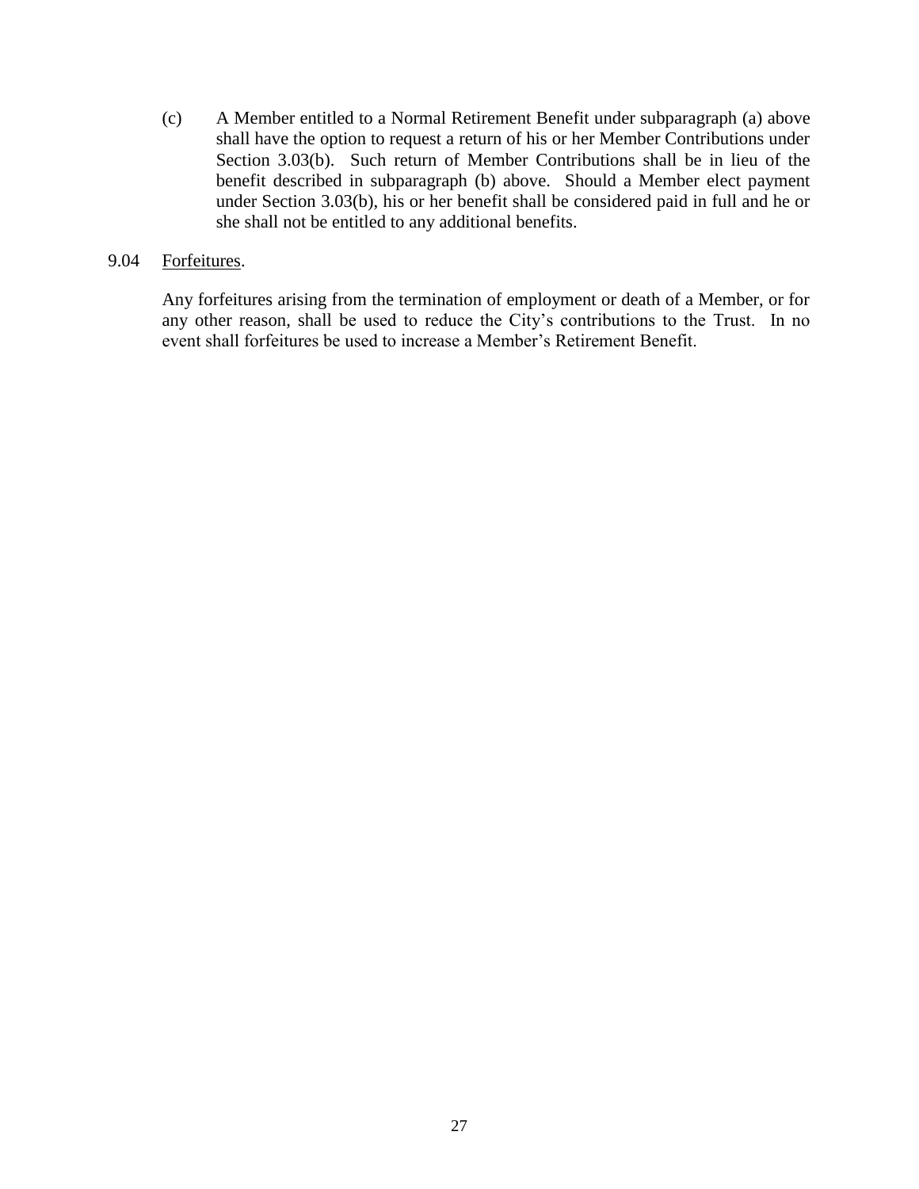(c) A Member entitled to a Normal Retirement Benefit under subparagraph (a) above shall have the option to request a return of his or her Member Contributions under Section 3.03(b). Such return of Member Contributions shall be in lieu of the benefit described in subparagraph (b) above. Should a Member elect payment under Section 3.03(b), his or her benefit shall be considered paid in full and he or she shall not be entitled to any additional benefits.

9.04 Forfeitures.

Any forfeitures arising from the termination of employment or death of a Member, or for any other reason, shall be used to reduce the City's contributions to the Trust. In no event shall forfeitures be used to increase a Member's Retirement Benefit.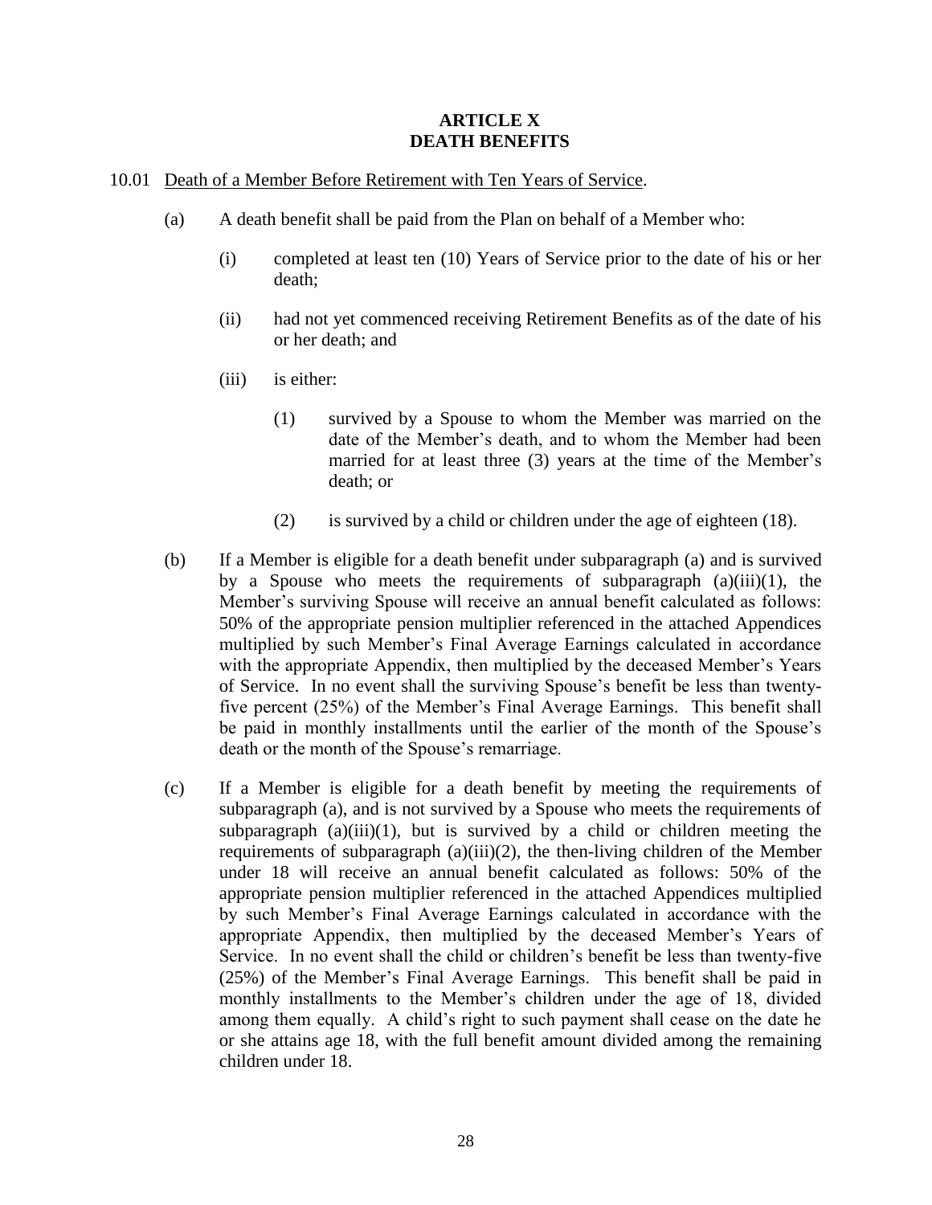# ARTICLE X
# DEATH BENEFITS

10.01 Death of a Member Before Retirement with Ten Years of Service.

(a) A death benefit shall be paid from the Plan on behalf of a Member who:

(i) completed at least ten (10) Years of Service prior to the date of his or her death;

(ii) had not yet commenced receiving Retirement Benefits as of the date of his or her death; and

(iii) is either:

(1) survived by a Spouse to whom the Member was married on the date of the Member's death, and to whom the Member had been married for at least three (3) years at the time of the Member's death; or

(2) is survived by a child or children under the age of eighteen (18).

(b) If a Member is eligible for a death benefit under subparagraph (a) and is survived by a Spouse who meets the requirements of subparagraph (a)(iii)(1), the Member's surviving Spouse will receive an annual benefit calculated as follows: 50% of the appropriate pension multiplier referenced in the attached Appendices multiplied by such Member's Final Average Earnings calculated in accordance with the appropriate Appendix, then multiplied by the deceased Member's Years of Service. In no event shall the surviving Spouse's benefit be less than twenty-five percent (25%) of the Member's Final Average Earnings. This benefit shall be paid in monthly installments until the earlier of the month of the Spouse's death or the month of the Spouse's remarriage.

(c) If a Member is eligible for a death benefit by meeting the requirements of subparagraph (a), and is not survived by a Spouse who meets the requirements of subparagraph (a)(iii)(1), but is survived by a child or children meeting the requirements of subparagraph (a)(iii)(2), the then-living children of the Member under 18 will receive an annual benefit calculated as follows: 50% of the appropriate pension multiplier referenced in the attached Appendices multiplied by such Member's Final Average Earnings calculated in accordance with the appropriate Appendix, then multiplied by the deceased Member's Years of Service. In no event shall the child or children's benefit be less than twenty-five (25%) of the Member's Final Average Earnings. This benefit shall be paid in monthly installments to the Member's children under the age of 18, divided among them equally. A child's right to such payment shall cease on the date he or she attains age 18, with the full benefit amount divided among the remaining children under 18.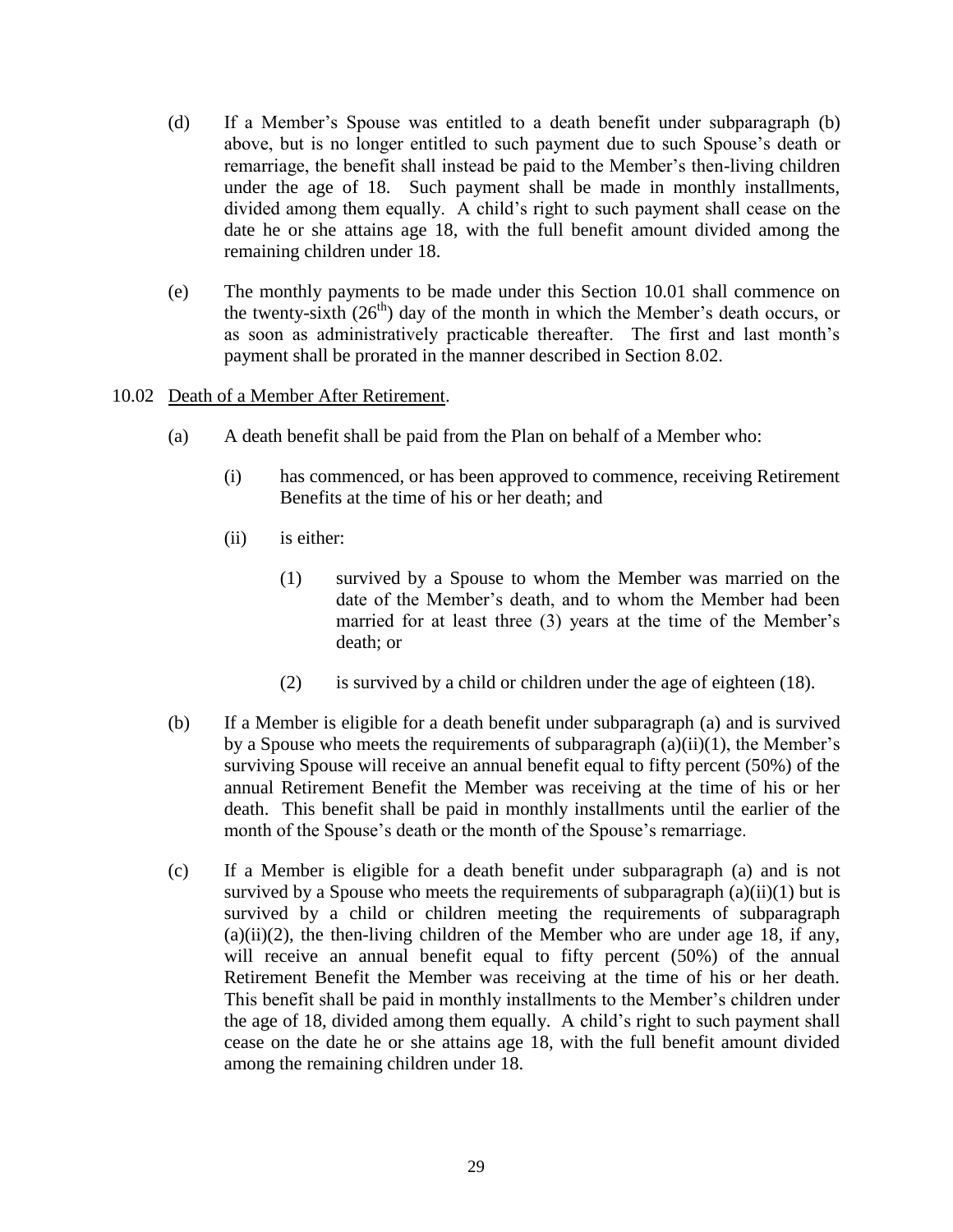(d) If a Member's Spouse was entitled to a death benefit under subparagraph (b) above, but is no longer entitled to such payment due to such Spouse's death or remarriage, the benefit shall instead be paid to the Member's then-living children under the age of 18. Such payment shall be made in monthly installments, divided among them equally. A child's right to such payment shall cease on the date he or she attains age 18, with the full benefit amount divided among the remaining children under 18.

(e) The monthly payments to be made under this Section 10.01 shall commence on the twenty-sixth ($26^{th}$) day of the month in which the Member's death occurs, or as soon as administratively practicable thereafter. The first and last month's payment shall be prorated in the manner described in Section 8.02.

10.02 Death of a Member After Retirement.

(a) A death benefit shall be paid from the Plan on behalf of a Member who:

(i) has commenced, or has been approved to commence, receiving Retirement Benefits at the time of his or her death; and

(ii) is either:

(1) survived by a Spouse to whom the Member was married on the date of the Member's death, and to whom the Member had been married for at least three (3) years at the time of the Member's death; or

(2) is survived by a child or children under the age of eighteen (18).

(b) If a Member is eligible for a death benefit under subparagraph (a) and is survived by a Spouse who meets the requirements of subparagraph (a)(ii)(1), the Member's surviving Spouse will receive an annual benefit equal to fifty percent (50%) of the annual Retirement Benefit the Member was receiving at the time of his or her death. This benefit shall be paid in monthly installments until the earlier of the month of the Spouse's death or the month of the Spouse's remarriage.

(c) If a Member is eligible for a death benefit under subparagraph (a) and is not survived by a Spouse who meets the requirements of subparagraph (a)(ii)(1) but is survived by a child or children meeting the requirements of subparagraph (a)(ii)(2), the then-living children of the Member who are under age 18, if any, will receive an annual benefit equal to fifty percent (50%) of the annual Retirement Benefit the Member was receiving at the time of his or her death. This benefit shall be paid in monthly installments to the Member's children under the age of 18, divided among them equally. A child's right to such payment shall cease on the date he or she attains age 18, with the full benefit amount divided among the remaining children under 18.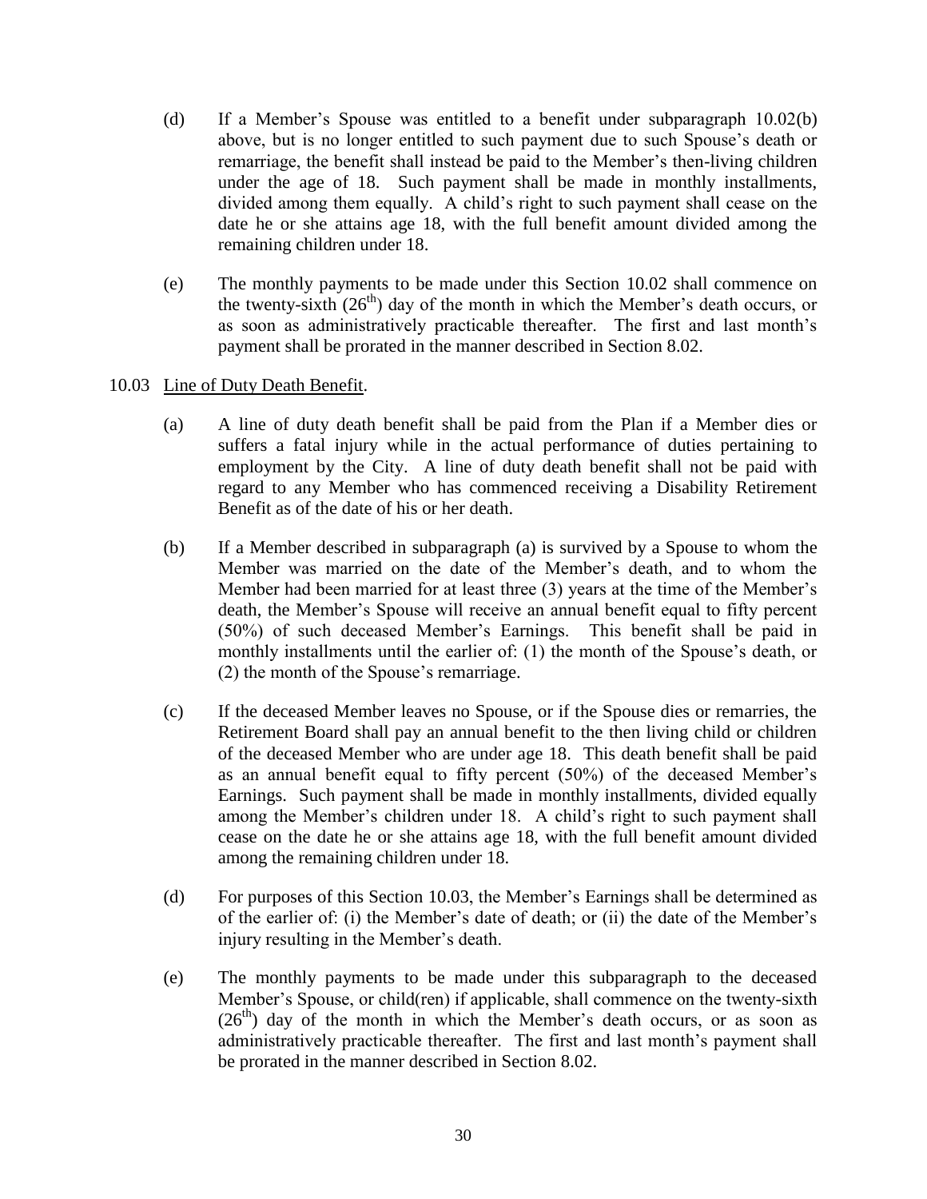(d) If a Member's Spouse was entitled to a benefit under subparagraph 10.02(b) above, but is no longer entitled to such payment due to such Spouse's death or remarriage, the benefit shall instead be paid to the Member's then-living children under the age of 18. Such payment shall be made in monthly installments, divided among them equally. A child's right to such payment shall cease on the date he or she attains age 18, with the full benefit amount divided among the remaining children under 18.

(e) The monthly payments to be made under this Section 10.02 shall commence on the twenty-sixth ($26^{th}$) day of the month in which the Member's death occurs, or as soon as administratively practicable thereafter. The first and last month's payment shall be prorated in the manner described in Section 8.02.

10.03 Line of Duty Death Benefit.

(a) A line of duty death benefit shall be paid from the Plan if a Member dies or suffers a fatal injury while in the actual performance of duties pertaining to employment by the City. A line of duty death benefit shall not be paid with regard to any Member who has commenced receiving a Disability Retirement Benefit as of the date of his or her death.

(b) If a Member described in subparagraph (a) is survived by a Spouse to whom the Member was married on the date of the Member's death, and to whom the Member had been married for at least three (3) years at the time of the Member's death, the Member's Spouse will receive an annual benefit equal to fifty percent (50%) of such deceased Member's Earnings. This benefit shall be paid in monthly installments until the earlier of: (1) the month of the Spouse's death, or (2) the month of the Spouse's remarriage.

(c) If the deceased Member leaves no Spouse, or if the Spouse dies or remarries, the Retirement Board shall pay an annual benefit to the then living child or children of the deceased Member who are under age 18. This death benefit shall be paid as an annual benefit equal to fifty percent (50%) of the deceased Member's Earnings. Such payment shall be made in monthly installments, divided equally among the Member's children under 18. A child's right to such payment shall cease on the date he or she attains age 18, with the full benefit amount divided among the remaining children under 18.

(d) For purposes of this Section 10.03, the Member's Earnings shall be determined as of the earlier of: (i) the Member's date of death; or (ii) the date of the Member's injury resulting in the Member's death.

(e) The monthly payments to be made under this subparagraph to the deceased Member's Spouse, or child(ren) if applicable, shall commence on the twenty-sixth ($26^{th}$) day of the month in which the Member's death occurs, or as soon as administratively practicable thereafter. The first and last month's payment shall be prorated in the manner described in Section 8.02.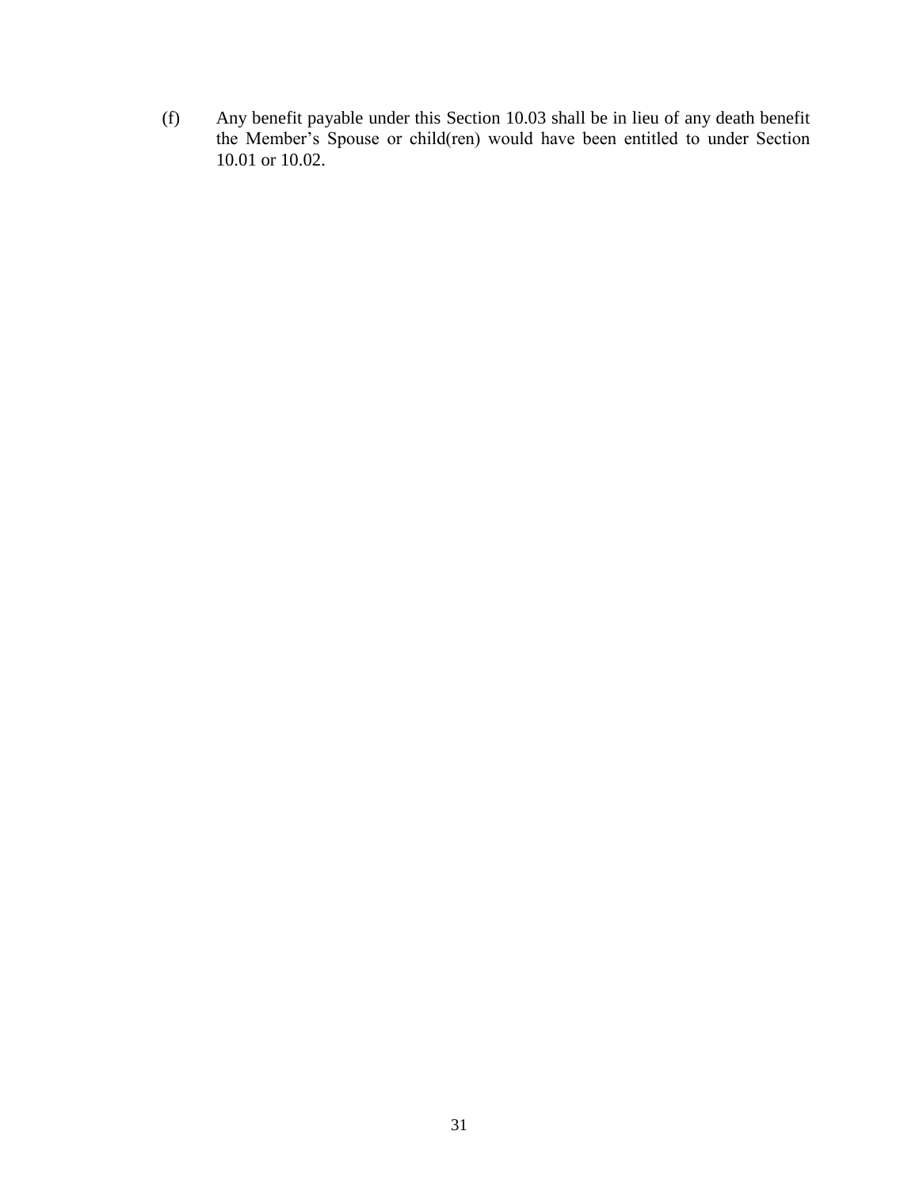(f) Any benefit payable under this Section 10.03 shall be in lieu of any death benefit the Member's Spouse or child(ren) would have been entitled to under Section 10.01 or 10.02.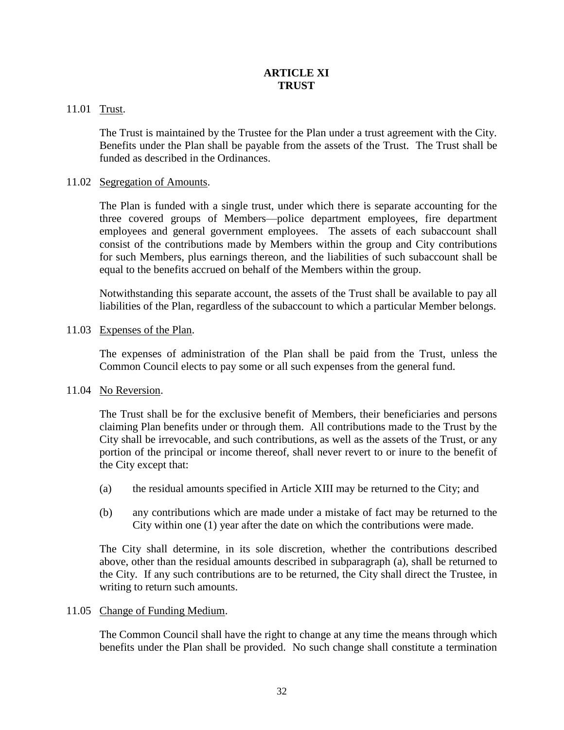# ARTICLE XI
# TRUST

11.01 Trust.

The Trust is maintained by the Trustee for the Plan under a trust agreement with the City. Benefits under the Plan shall be payable from the assets of the Trust. The Trust shall be funded as described in the Ordinances.

11.02 Segregation of Amounts.

The Plan is funded with a single trust, under which there is separate accounting for the three covered groups of Members—police department employees, fire department employees and general government employees. The assets of each subaccount shall consist of the contributions made by Members within the group and City contributions for such Members, plus earnings thereon, and the liabilities of such subaccount shall be equal to the benefits accrued on behalf of the Members within the group.

Notwithstanding this separate account, the assets of the Trust shall be available to pay all liabilities of the Plan, regardless of the subaccount to which a particular Member belongs.

11.03 Expenses of the Plan.

The expenses of administration of the Plan shall be paid from the Trust, unless the Common Council elects to pay some or all such expenses from the general fund.

11.04 No Reversion.

The Trust shall be for the exclusive benefit of Members, their beneficiaries and persons claiming Plan benefits under or through them. All contributions made to the Trust by the City shall be irrevocable, and such contributions, as well as the assets of the Trust, or any portion of the principal or income thereof, shall never revert to or inure to the benefit of the City except that:

(a) the residual amounts specified in Article XIII may be returned to the City; and

(b) any contributions which are made under a mistake of fact may be returned to the City within one (1) year after the date on which the contributions were made.

The City shall determine, in its sole discretion, whether the contributions described above, other than the residual amounts described in subparagraph (a), shall be returned to the City. If any such contributions are to be returned, the City shall direct the Trustee, in writing to return such amounts.

11.05 Change of Funding Medium.

The Common Council shall have the right to change at any time the means through which benefits under the Plan shall be provided. No such change shall constitute a termination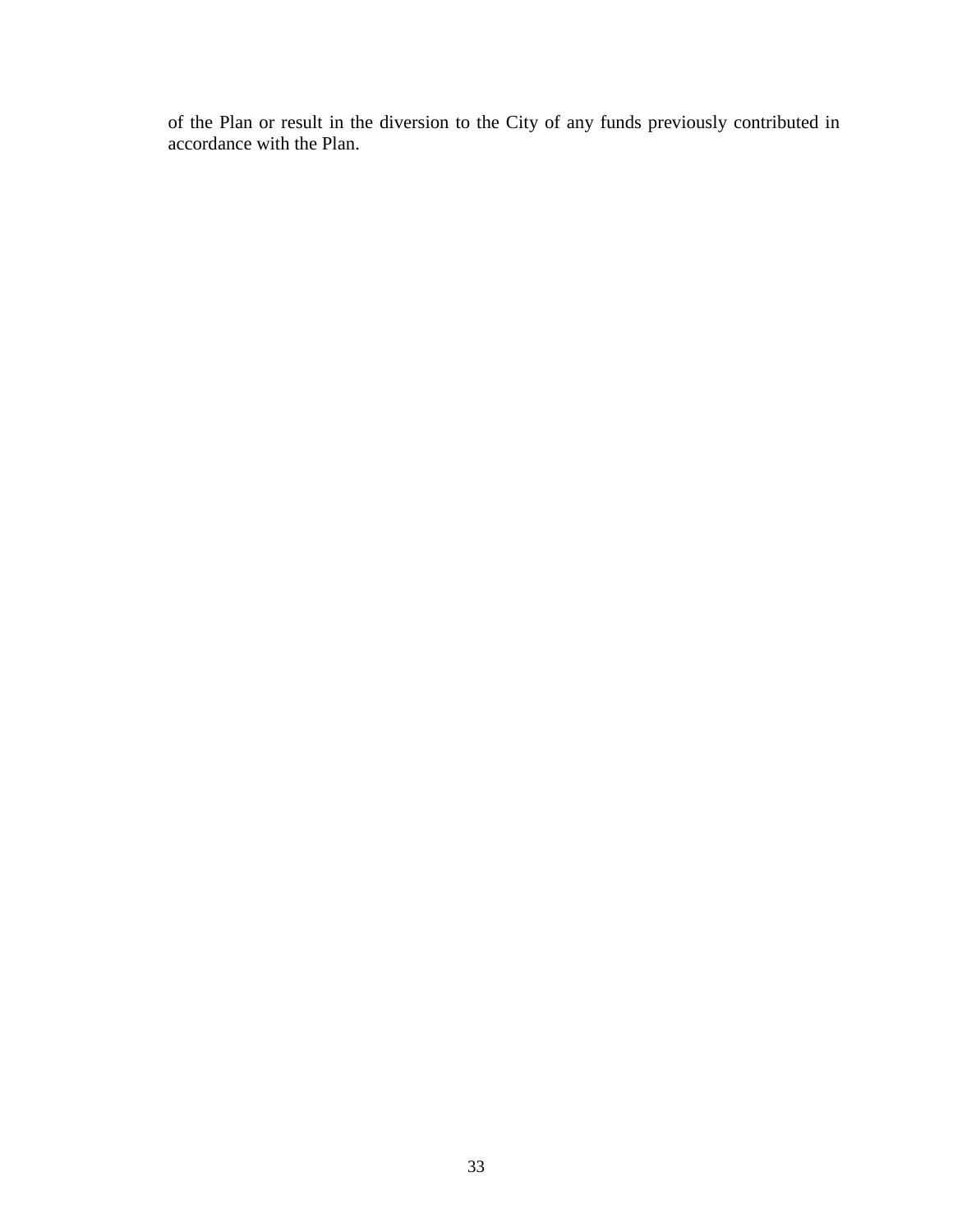of the Plan or result in the diversion to the City of any funds previously contributed in accordance with the Plan.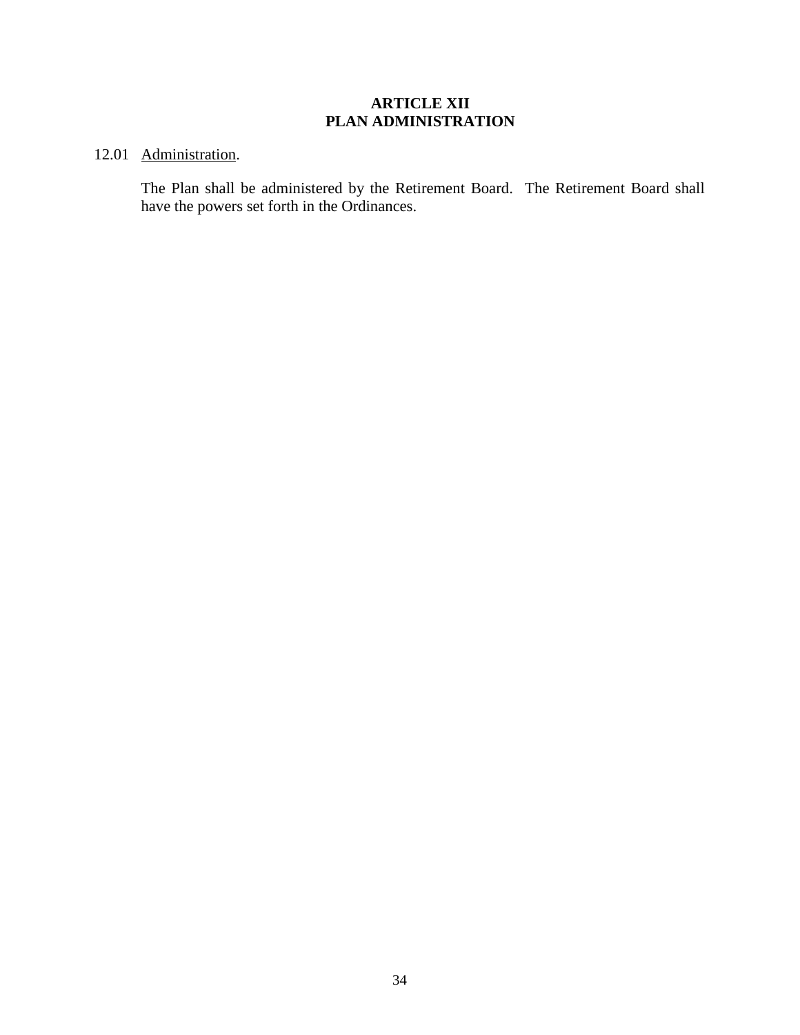# ARTICLE XII
# PLAN ADMINISTRATION

12.01 Administration.

The Plan shall be administered by the Retirement Board. The Retirement Board shall have the powers set forth in the Ordinances.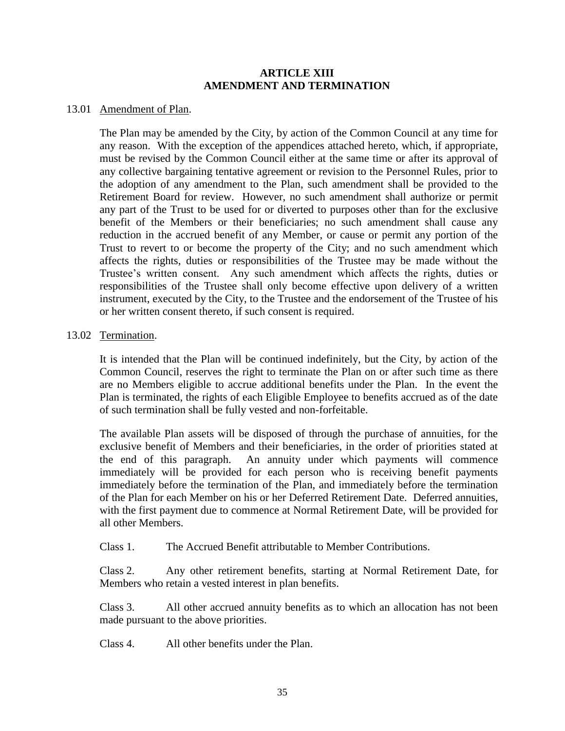# ARTICLE XIII
# AMENDMENT AND TERMINATION

13.01 Amendment of Plan.

The Plan may be amended by the City, by action of the Common Council at any time for any reason. With the exception of the appendices attached hereto, which, if appropriate, must be revised by the Common Council either at the same time or after its approval of any collective bargaining tentative agreement or revision to the Personnel Rules, prior to the adoption of any amendment to the Plan, such amendment shall be provided to the Retirement Board for review. However, no such amendment shall authorize or permit any part of the Trust to be used for or diverted to purposes other than for the exclusive benefit of the Members or their beneficiaries; no such amendment shall cause any reduction in the accrued benefit of any Member, or cause or permit any portion of the Trust to revert to or become the property of the City; and no such amendment which affects the rights, duties or responsibilities of the Trustee may be made without the Trustee's written consent. Any such amendment which affects the rights, duties or responsibilities of the Trustee shall only become effective upon delivery of a written instrument, executed by the City, to the Trustee and the endorsement of the Trustee of his or her written consent thereto, if such consent is required.

13.02 Termination.

It is intended that the Plan will be continued indefinitely, but the City, by action of the Common Council, reserves the right to terminate the Plan on or after such time as there are no Members eligible to accrue additional benefits under the Plan. In the event the Plan is terminated, the rights of each Eligible Employee to benefits accrued as of the date of such termination shall be fully vested and non-forfeitable.

The available Plan assets will be disposed of through the purchase of annuities, for the exclusive benefit of Members and their beneficiaries, in the order of priorities stated at the end of this paragraph. An annuity under which payments will commence immediately will be provided for each person who is receiving benefit payments immediately before the termination of the Plan, and immediately before the termination of the Plan for each Member on his or her Deferred Retirement Date. Deferred annuities, with the first payment due to commence at Normal Retirement Date, will be provided for all other Members.

Class 1. The Accrued Benefit attributable to Member Contributions.

Class 2. Any other retirement benefits, starting at Normal Retirement Date, for Members who retain a vested interest in plan benefits.

Class 3. All other accrued annuity benefits as to which an allocation has not been made pursuant to the above priorities.

Class 4. All other benefits under the Plan.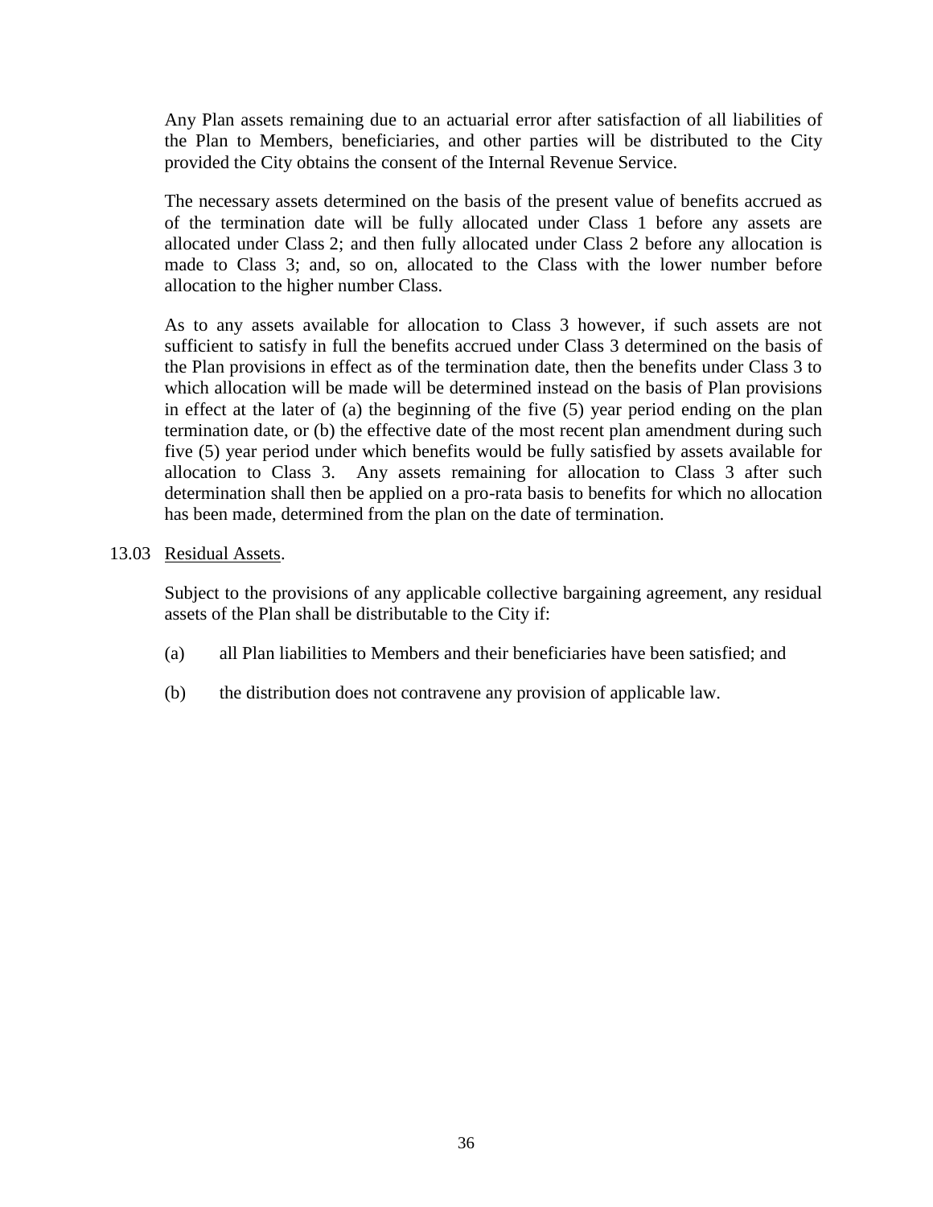Any Plan assets remaining due to an actuarial error after satisfaction of all liabilities of the Plan to Members, beneficiaries, and other parties will be distributed to the City provided the City obtains the consent of the Internal Revenue Service.

The necessary assets determined on the basis of the present value of benefits accrued as of the termination date will be fully allocated under Class 1 before any assets are allocated under Class 2; and then fully allocated under Class 2 before any allocation is made to Class 3; and, so on, allocated to the Class with the lower number before allocation to the higher number Class.

As to any assets available for allocation to Class 3 however, if such assets are not sufficient to satisfy in full the benefits accrued under Class 3 determined on the basis of the Plan provisions in effect as of the termination date, then the benefits under Class 3 to which allocation will be made will be determined instead on the basis of Plan provisions in effect at the later of (a) the beginning of the five (5) year period ending on the plan termination date, or (b) the effective date of the most recent plan amendment during such five (5) year period under which benefits would be fully satisfied by assets available for allocation to Class 3. Any assets remaining for allocation to Class 3 after such determination shall then be applied on a pro-rata basis to benefits for which no allocation has been made, determined from the plan on the date of termination.

13.03 <u>Residual Assets</u>.

Subject to the provisions of any applicable collective bargaining agreement, any residual assets of the Plan shall be distributable to the City if:

(a) all Plan liabilities to Members and their beneficiaries have been satisfied; and

(b) the distribution does not contravene any provision of applicable law.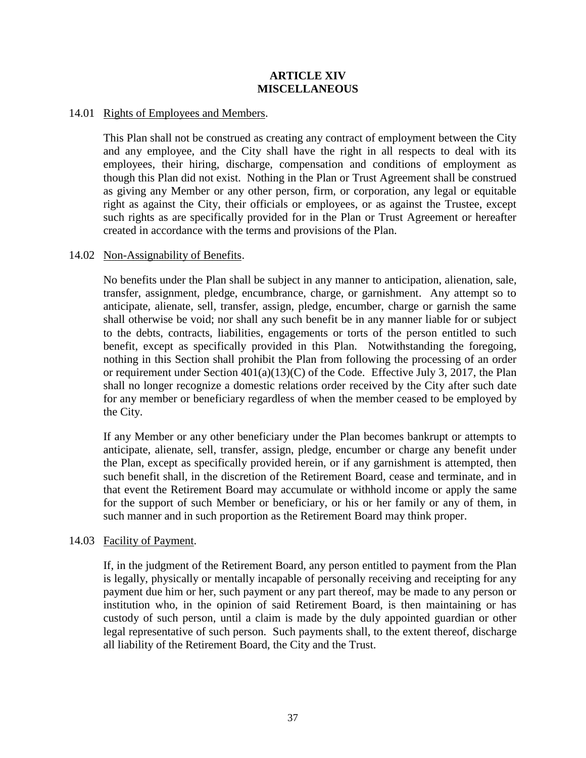# ARTICLE XIV
# MISCELLANEOUS

14.01 Rights of Employees and Members.

This Plan shall not be construed as creating any contract of employment between the City and any employee, and the City shall have the right in all respects to deal with its employees, their hiring, discharge, compensation and conditions of employment as though this Plan did not exist. Nothing in the Plan or Trust Agreement shall be construed as giving any Member or any other person, firm, or corporation, any legal or equitable right as against the City, their officials or employees, or as against the Trustee, except such rights as are specifically provided for in the Plan or Trust Agreement or hereafter created in accordance with the terms and provisions of the Plan.

14.02 Non-Assignability of Benefits.

No benefits under the Plan shall be subject in any manner to anticipation, alienation, sale, transfer, assignment, pledge, encumbrance, charge, or garnishment. Any attempt so to anticipate, alienate, sell, transfer, assign, pledge, encumber, charge or garnish the same shall otherwise be void; nor shall any such benefit be in any manner liable for or subject to the debts, contracts, liabilities, engagements or torts of the person entitled to such benefit, except as specifically provided in this Plan. Notwithstanding the foregoing, nothing in this Section shall prohibit the Plan from following the processing of an order or requirement under Section 401(a)(13)(C) of the Code. Effective July 3, 2017, the Plan shall no longer recognize a domestic relations order received by the City after such date for any member or beneficiary regardless of when the member ceased to be employed by the City.

If any Member or any other beneficiary under the Plan becomes bankrupt or attempts to anticipate, alienate, sell, transfer, assign, pledge, encumber or charge any benefit under the Plan, except as specifically provided herein, or if any garnishment is attempted, then such benefit shall, in the discretion of the Retirement Board, cease and terminate, and in that event the Retirement Board may accumulate or withhold income or apply the same for the support of such Member or beneficiary, or his or her family or any of them, in such manner and in such proportion as the Retirement Board may think proper.

14.03 Facility of Payment.

If, in the judgment of the Retirement Board, any person entitled to payment from the Plan is legally, physically or mentally incapable of personally receiving and receipting for any payment due him or her, such payment or any part thereof, may be made to any person or institution who, in the opinion of said Retirement Board, is then maintaining or has custody of such person, until a claim is made by the duly appointed guardian or other legal representative of such person. Such payments shall, to the extent thereof, discharge all liability of the Retirement Board, the City and the Trust.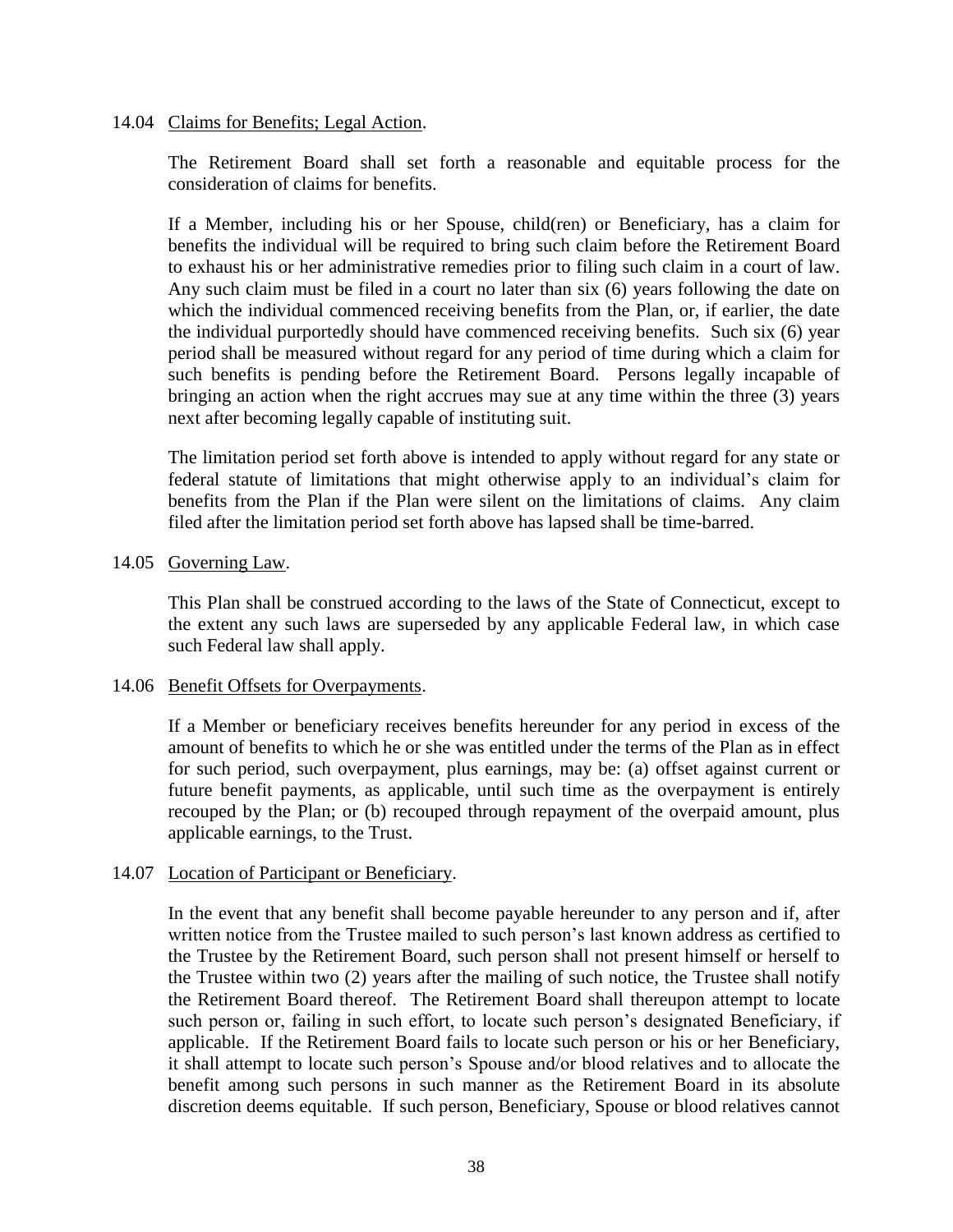14.04 Claims for Benefits; Legal Action.

The Retirement Board shall set forth a reasonable and equitable process for the consideration of claims for benefits.

If a Member, including his or her Spouse, child(ren) or Beneficiary, has a claim for benefits the individual will be required to bring such claim before the Retirement Board to exhaust his or her administrative remedies prior to filing such claim in a court of law. Any such claim must be filed in a court no later than six (6) years following the date on which the individual commenced receiving benefits from the Plan, or, if earlier, the date the individual purportedly should have commenced receiving benefits. Such six (6) year period shall be measured without regard for any period of time during which a claim for such benefits is pending before the Retirement Board. Persons legally incapable of bringing an action when the right accrues may sue at any time within the three (3) years next after becoming legally capable of instituting suit.

The limitation period set forth above is intended to apply without regard for any state or federal statute of limitations that might otherwise apply to an individual's claim for benefits from the Plan if the Plan were silent on the limitations of claims. Any claim filed after the limitation period set forth above has lapsed shall be time-barred.

14.05 Governing Law.

This Plan shall be construed according to the laws of the State of Connecticut, except to the extent any such laws are superseded by any applicable Federal law, in which case such Federal law shall apply.

14.06 Benefit Offsets for Overpayments.

If a Member or beneficiary receives benefits hereunder for any period in excess of the amount of benefits to which he or she was entitled under the terms of the Plan as in effect for such period, such overpayment, plus earnings, may be: (a) offset against current or future benefit payments, as applicable, until such time as the overpayment is entirely recouped by the Plan; or (b) recouped through repayment of the overpaid amount, plus applicable earnings, to the Trust.

14.07 Location of Participant or Beneficiary.

In the event that any benefit shall become payable hereunder to any person and if, after written notice from the Trustee mailed to such person's last known address as certified to the Trustee by the Retirement Board, such person shall not present himself or herself to the Trustee within two (2) years after the mailing of such notice, the Trustee shall notify the Retirement Board thereof. The Retirement Board shall thereupon attempt to locate such person or, failing in such effort, to locate such person's designated Beneficiary, if applicable. If the Retirement Board fails to locate such person or his or her Beneficiary, it shall attempt to locate such person's Spouse and/or blood relatives and to allocate the benefit among such persons in such manner as the Retirement Board in its absolute discretion deems equitable. If such person, Beneficiary, Spouse or blood relatives cannot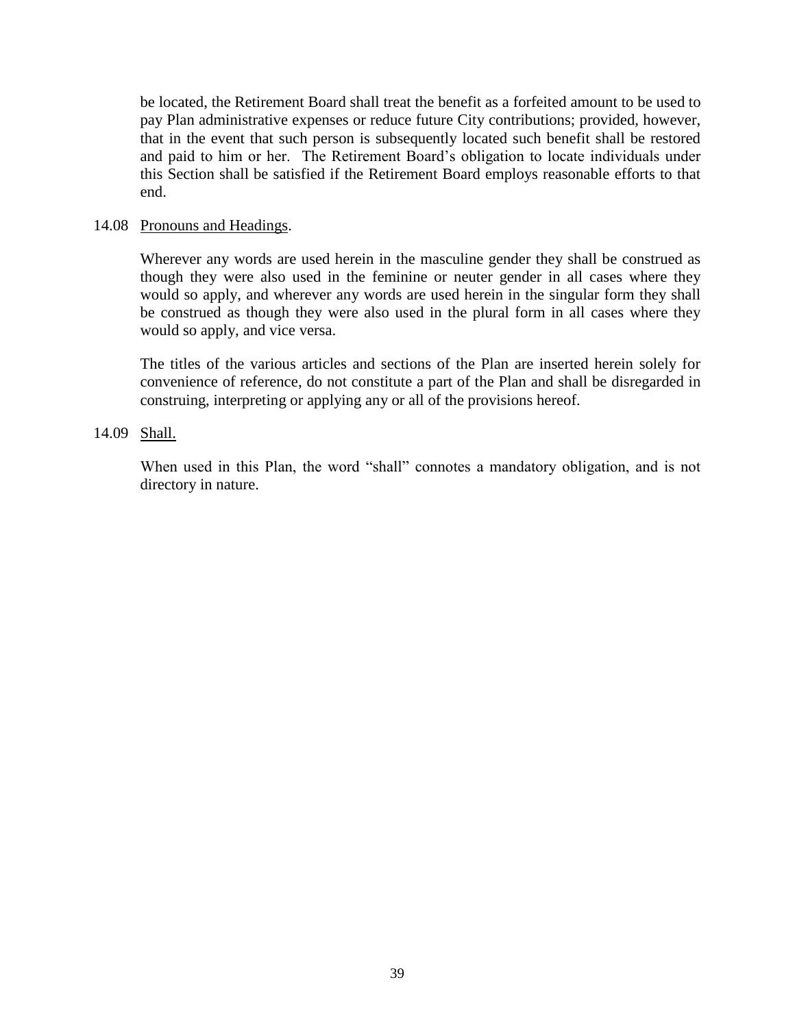be located, the Retirement Board shall treat the benefit as a forfeited amount to be used to pay Plan administrative expenses or reduce future City contributions; provided, however, that in the event that such person is subsequently located such benefit shall be restored and paid to him or her. The Retirement Board's obligation to locate individuals under this Section shall be satisfied if the Retirement Board employs reasonable efforts to that end.

14.08 Pronouns and Headings.

Wherever any words are used herein in the masculine gender they shall be construed as though they were also used in the feminine or neuter gender in all cases where they would so apply, and wherever any words are used herein in the singular form they shall be construed as though they were also used in the plural form in all cases where they would so apply, and vice versa.

The titles of the various articles and sections of the Plan are inserted herein solely for convenience of reference, do not constitute a part of the Plan and shall be disregarded in construing, interpreting or applying any or all of the provisions hereof.

14.09 Shall.

When used in this Plan, the word "shall" connotes a mandatory obligation, and is not directory in nature.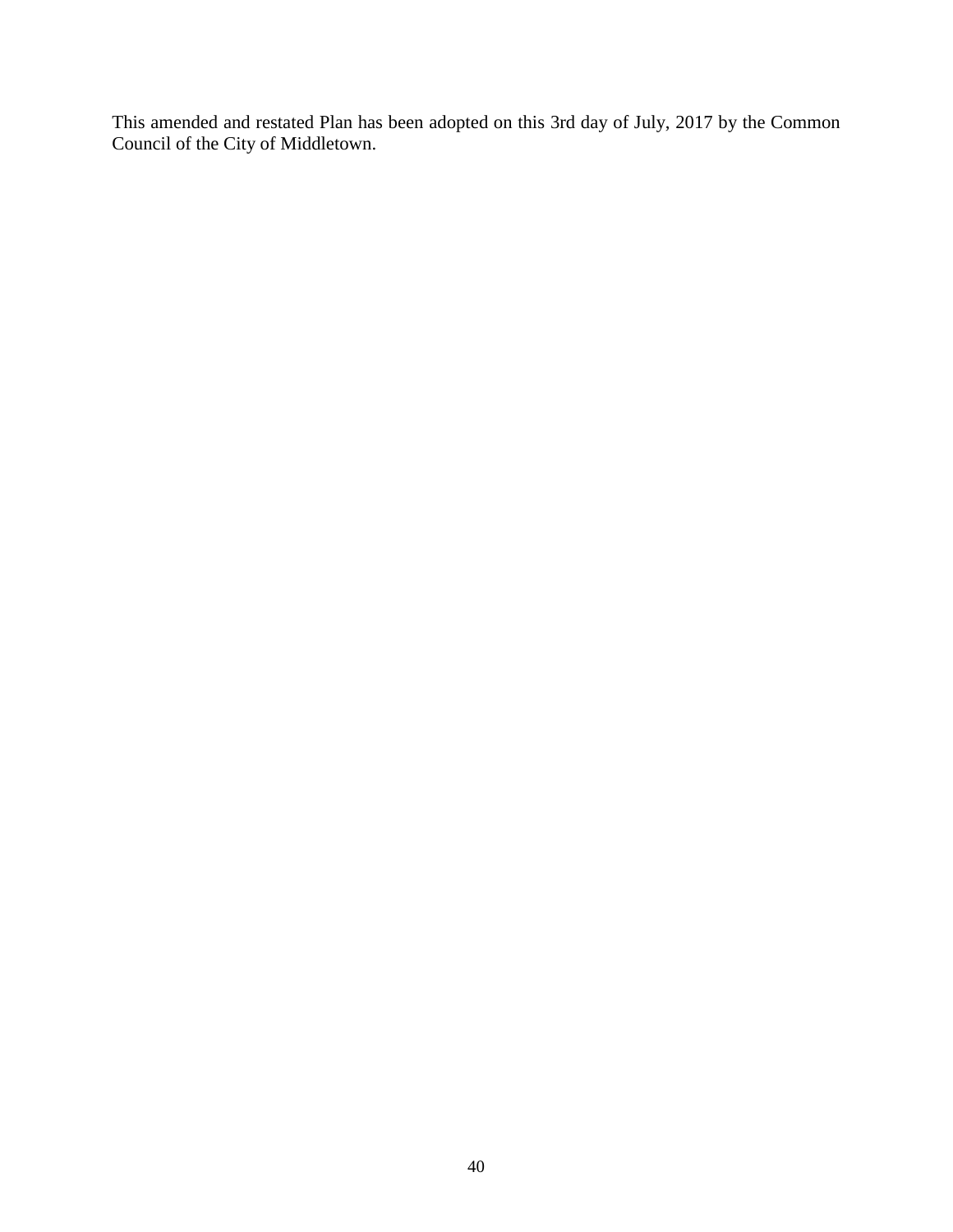This amended and restated Plan has been adopted on this 3rd day of July, 2017 by the Common Council of the City of Middletown.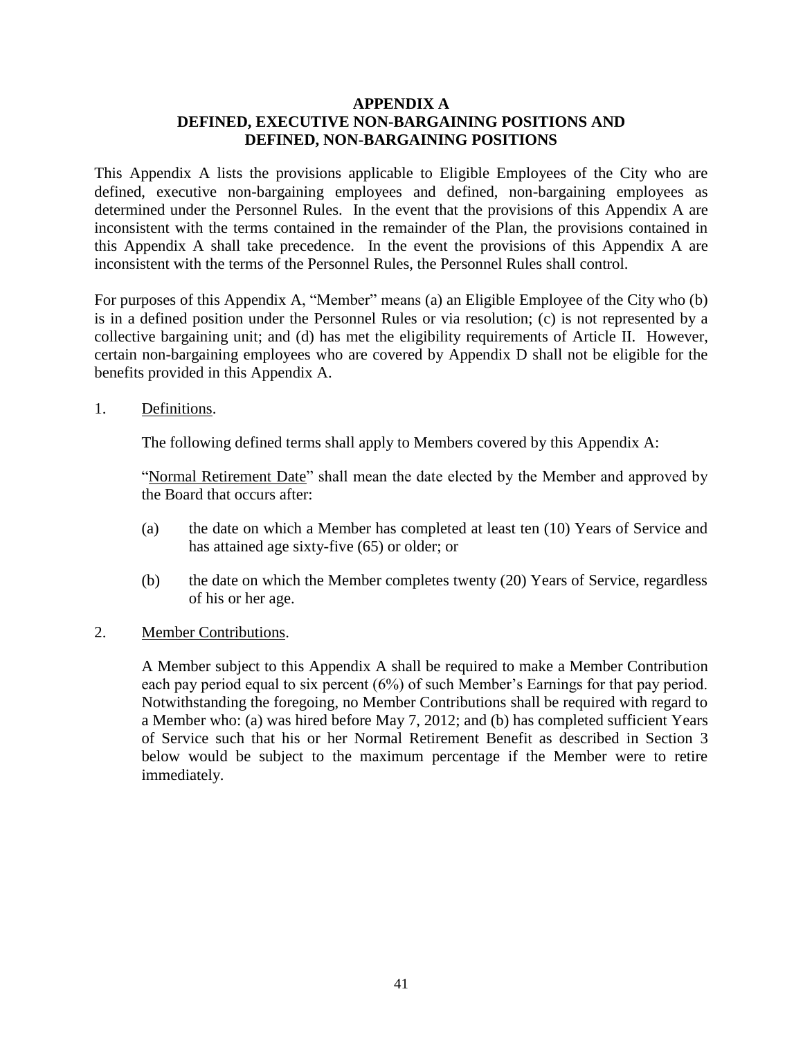# APPENDIX A
## DEFINED, EXECUTIVE NON-BARGAINING POSITIONS AND DEFINED, NON-BARGAINING POSITIONS

This Appendix A lists the provisions applicable to Eligible Employees of the City who are defined, executive non-bargaining employees and defined, non-bargaining employees as determined under the Personnel Rules. In the event that the provisions of this Appendix A are inconsistent with the terms contained in the remainder of the Plan, the provisions contained in this Appendix A shall take precedence. In the event the provisions of this Appendix A are inconsistent with the terms of the Personnel Rules, the Personnel Rules shall control.

For purposes of this Appendix A, "Member" means (a) an Eligible Employee of the City who (b) is in a defined position under the Personnel Rules or via resolution; (c) is not represented by a collective bargaining unit; and (d) has met the eligibility requirements of Article II. However, certain non-bargaining employees who are covered by Appendix D shall not be eligible for the benefits provided in this Appendix A.

1. <u>Definitions</u>.

   The following defined terms shall apply to Members covered by this Appendix A:

   "<u>Normal Retirement Date</u>" shall mean the date elected by the Member and approved by the Board that occurs after:

   (a) the date on which a Member has completed at least ten (10) Years of Service and has attained age sixty-five (65) or older; or

   (b) the date on which the Member completes twenty (20) Years of Service, regardless of his or her age.

2. <u>Member Contributions</u>.

   A Member subject to this Appendix A shall be required to make a Member Contribution each pay period equal to six percent (6%) of such Member's Earnings for that pay period. Notwithstanding the foregoing, no Member Contributions shall be required with regard to a Member who: (a) was hired before May 7, 2012; and (b) has completed sufficient Years of Service such that his or her Normal Retirement Benefit as described in Section 3 below would be subject to the maximum percentage if the Member were to retire immediately.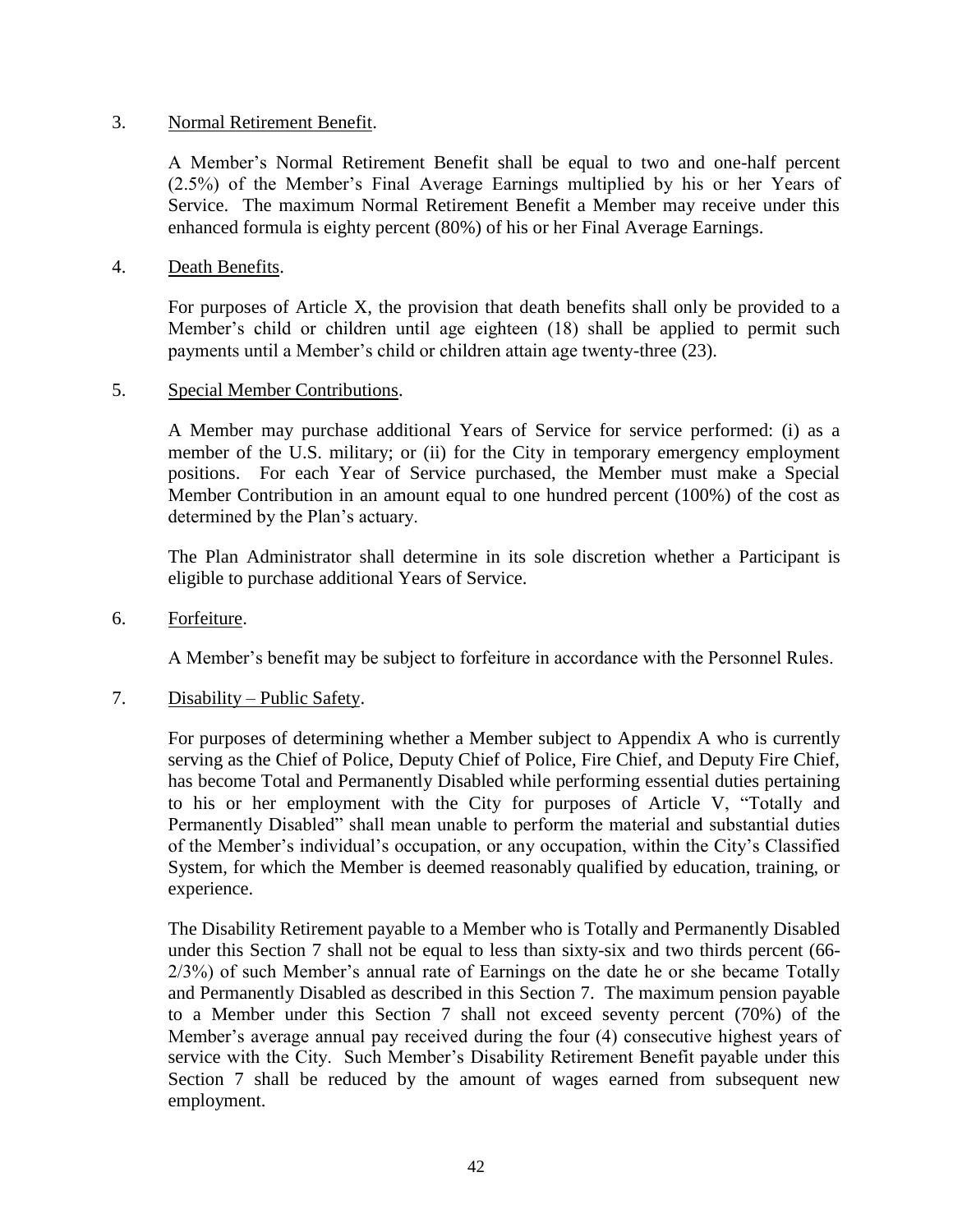3. Normal Retirement Benefit.

   A Member's Normal Retirement Benefit shall be equal to two and one-half percent (2.5%) of the Member's Final Average Earnings multiplied by his or her Years of Service. The maximum Normal Retirement Benefit a Member may receive under this enhanced formula is eighty percent (80%) of his or her Final Average Earnings.

4. Death Benefits.

   For purposes of Article X, the provision that death benefits shall only be provided to a Member's child or children until age eighteen (18) shall be applied to permit such payments until a Member's child or children attain age twenty-three (23).

5. Special Member Contributions.

   A Member may purchase additional Years of Service for service performed: (i) as a member of the U.S. military; or (ii) for the City in temporary emergency employment positions. For each Year of Service purchased, the Member must make a Special Member Contribution in an amount equal to one hundred percent (100%) of the cost as determined by the Plan's actuary.

   The Plan Administrator shall determine in its sole discretion whether a Participant is eligible to purchase additional Years of Service.

6. Forfeiture.

   A Member's benefit may be subject to forfeiture in accordance with the Personnel Rules.

7. Disability – Public Safety.

   For purposes of determining whether a Member subject to Appendix A who is currently serving as the Chief of Police, Deputy Chief of Police, Fire Chief, and Deputy Fire Chief, has become Total and Permanently Disabled while performing essential duties pertaining to his or her employment with the City for purposes of Article V, "Totally and Permanently Disabled" shall mean unable to perform the material and substantial duties of the Member's individual's occupation, or any occupation, within the City's Classified System, for which the Member is deemed reasonably qualified by education, training, or experience.

   The Disability Retirement payable to a Member who is Totally and Permanently Disabled under this Section 7 shall not be equal to less than sixty-six and two thirds percent (66-2/3%) of such Member's annual rate of Earnings on the date he or she became Totally and Permanently Disabled as described in this Section 7. The maximum pension payable to a Member under this Section 7 shall not exceed seventy percent (70%) of the Member's average annual pay received during the four (4) consecutive highest years of service with the City. Such Member's Disability Retirement Benefit payable under this Section 7 shall be reduced by the amount of wages earned from subsequent new employment.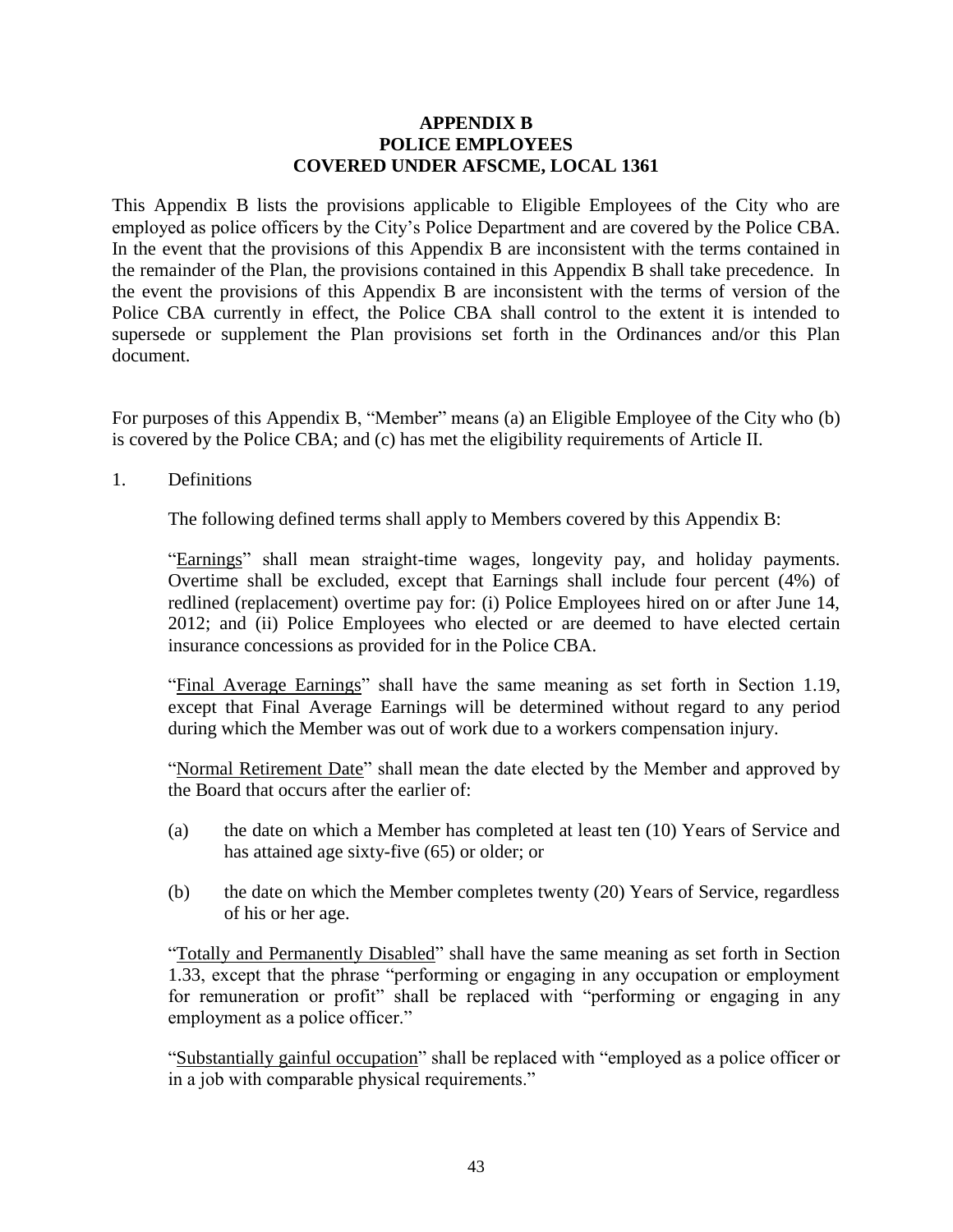**APPENDIX B**
**POLICE EMPLOYEES**
**COVERED UNDER AFSCME, LOCAL 1361**

This Appendix B lists the provisions applicable to Eligible Employees of the City who are employed as police officers by the City's Police Department and are covered by the Police CBA. In the event that the provisions of this Appendix B are inconsistent with the terms contained in the remainder of the Plan, the provisions contained in this Appendix B shall take precedence. In the event the provisions of this Appendix B are inconsistent with the terms of version of the Police CBA currently in effect, the Police CBA shall control to the extent it is intended to supersede or supplement the Plan provisions set forth in the Ordinances and/or this Plan document.

For purposes of this Appendix B, "Member" means (a) an Eligible Employee of the City who (b) is covered by the Police CBA; and (c) has met the eligibility requirements of Article II.

1. Definitions

   The following defined terms shall apply to Members covered by this Appendix B:

   "Earnings" shall mean straight-time wages, longevity pay, and holiday payments. Overtime shall be excluded, except that Earnings shall include four percent (4%) of redlined (replacement) overtime pay for: (i) Police Employees hired on or after June 14, 2012; and (ii) Police Employees who elected or are deemed to have elected certain insurance concessions as provided for in the Police CBA.

   "Final Average Earnings" shall have the same meaning as set forth in Section 1.19, except that Final Average Earnings will be determined without regard to any period during which the Member was out of work due to a workers compensation injury.

   "Normal Retirement Date" shall mean the date elected by the Member and approved by the Board that occurs after the earlier of:

   (a) the date on which a Member has completed at least ten (10) Years of Service and has attained age sixty-five (65) or older; or

   (b) the date on which the Member completes twenty (20) Years of Service, regardless of his or her age.

   "Totally and Permanently Disabled" shall have the same meaning as set forth in Section 1.33, except that the phrase "performing or engaging in any occupation or employment for remuneration or profit" shall be replaced with "performing or engaging in any employment as a police officer."

   "Substantially gainful occupation" shall be replaced with "employed as a police officer or in a job with comparable physical requirements."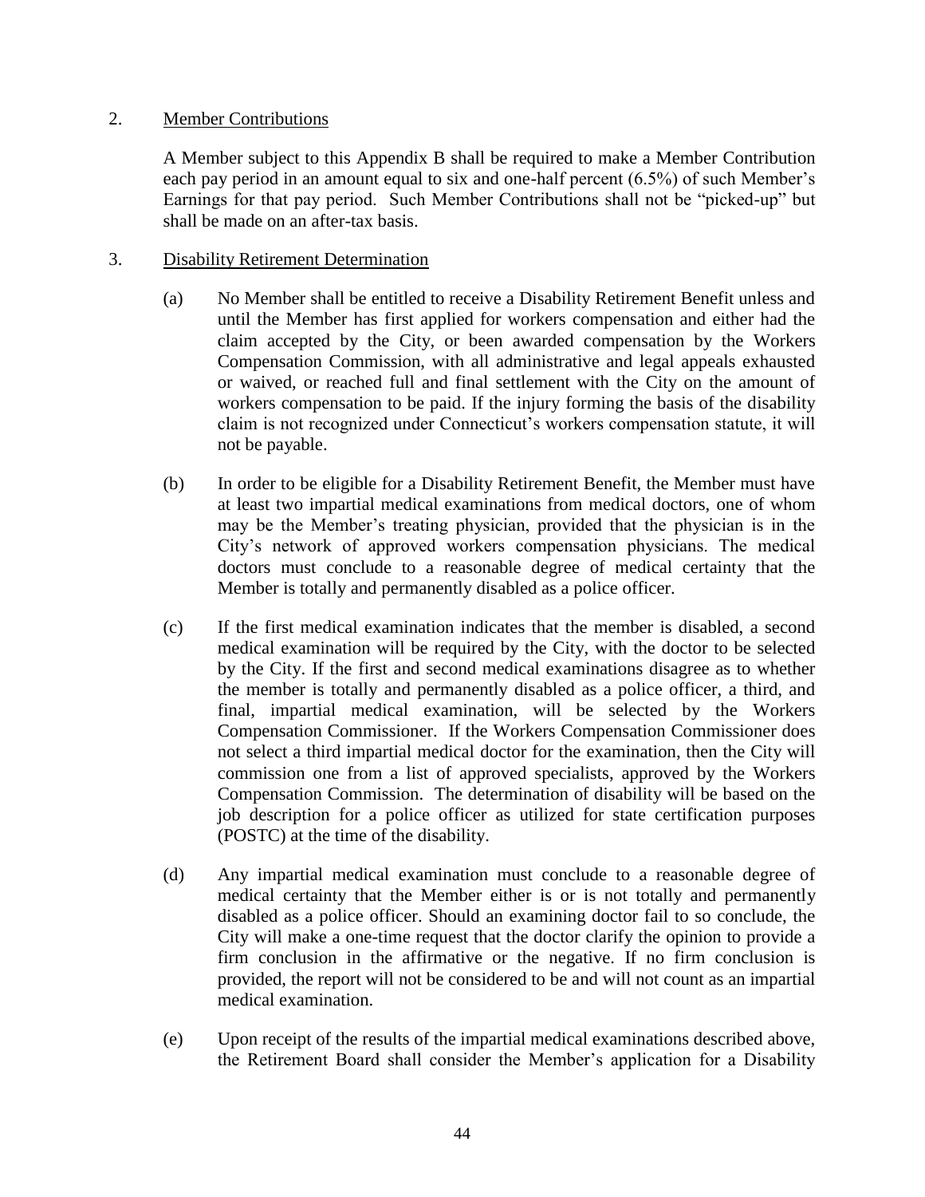2. <u>Member Contributions</u>

   A Member subject to this Appendix B shall be required to make a Member Contribution each pay period in an amount equal to six and one-half percent (6.5%) of such Member's Earnings for that pay period. Such Member Contributions shall not be "picked-up" but shall be made on an after-tax basis.

3. <u>Disability Retirement Determination</u>

   (a) No Member shall be entitled to receive a Disability Retirement Benefit unless and until the Member has first applied for workers compensation and either had the claim accepted by the City, or been awarded compensation by the Workers Compensation Commission, with all administrative and legal appeals exhausted or waived, or reached full and final settlement with the City on the amount of workers compensation to be paid. If the injury forming the basis of the disability claim is not recognized under Connecticut's workers compensation statute, it will not be payable.

   (b) In order to be eligible for a Disability Retirement Benefit, the Member must have at least two impartial medical examinations from medical doctors, one of whom may be the Member's treating physician, provided that the physician is in the City's network of approved workers compensation physicians. The medical doctors must conclude to a reasonable degree of medical certainty that the Member is totally and permanently disabled as a police officer.

   (c) If the first medical examination indicates that the member is disabled, a second medical examination will be required by the City, with the doctor to be selected by the City. If the first and second medical examinations disagree as to whether the member is totally and permanently disabled as a police officer, a third, and final, impartial medical examination, will be selected by the Workers Compensation Commissioner. If the Workers Compensation Commissioner does not select a third impartial medical doctor for the examination, then the City will commission one from a list of approved specialists, approved by the Workers Compensation Commission. The determination of disability will be based on the job description for a police officer as utilized for state certification purposes (POSTC) at the time of the disability.

   (d) Any impartial medical examination must conclude to a reasonable degree of medical certainty that the Member either is or is not totally and permanently disabled as a police officer. Should an examining doctor fail to so conclude, the City will make a one-time request that the doctor clarify the opinion to provide a firm conclusion in the affirmative or the negative. If no firm conclusion is provided, the report will not be considered to be and will not count as an impartial medical examination.

   (e) Upon receipt of the results of the impartial medical examinations described above, the Retirement Board shall consider the Member's application for a Disability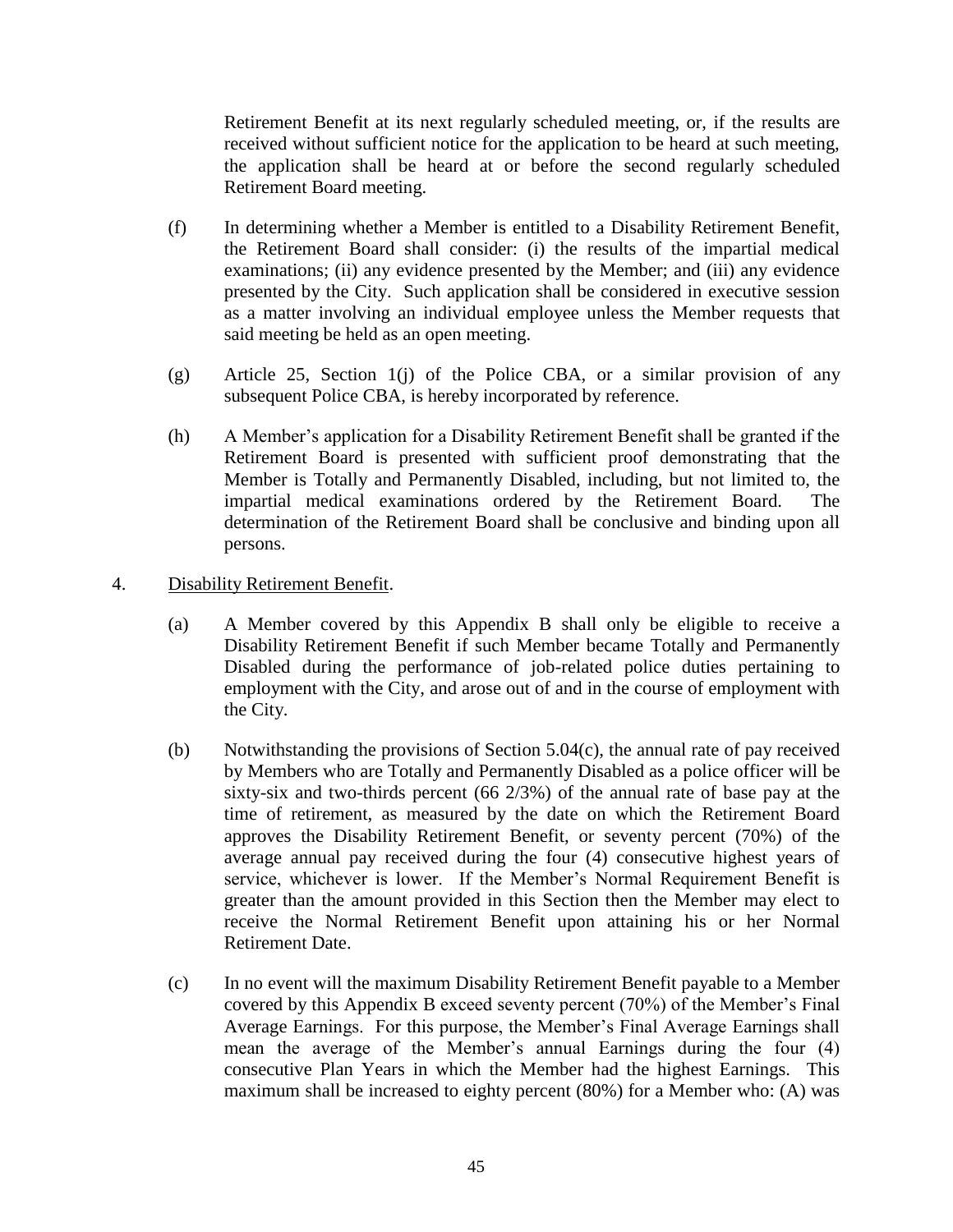Retirement Benefit at its next regularly scheduled meeting, or, if the results are received without sufficient notice for the application to be heard at such meeting, the application shall be heard at or before the second regularly scheduled Retirement Board meeting.

(f) In determining whether a Member is entitled to a Disability Retirement Benefit, the Retirement Board shall consider: (i) the results of the impartial medical examinations; (ii) any evidence presented by the Member; and (iii) any evidence presented by the City. Such application shall be considered in executive session as a matter involving an individual employee unless the Member requests that said meeting be held as an open meeting.

(g) Article 25, Section 1(j) of the Police CBA, or a similar provision of any subsequent Police CBA, is hereby incorporated by reference.

(h) A Member's application for a Disability Retirement Benefit shall be granted if the Retirement Board is presented with sufficient proof demonstrating that the Member is Totally and Permanently Disabled, including, but not limited to, the impartial medical examinations ordered by the Retirement Board. The determination of the Retirement Board shall be conclusive and binding upon all persons.

4. Disability Retirement Benefit.

(a) A Member covered by this Appendix B shall only be eligible to receive a Disability Retirement Benefit if such Member became Totally and Permanently Disabled during the performance of job-related police duties pertaining to employment with the City, and arose out of and in the course of employment with the City.

(b) Notwithstanding the provisions of Section 5.04(c), the annual rate of pay received by Members who are Totally and Permanently Disabled as a police officer will be sixty-six and two-thirds percent (66 2/3%) of the annual rate of base pay at the time of retirement, as measured by the date on which the Retirement Board approves the Disability Retirement Benefit, or seventy percent (70%) of the average annual pay received during the four (4) consecutive highest years of service, whichever is lower. If the Member's Normal Requirement Benefit is greater than the amount provided in this Section then the Member may elect to receive the Normal Retirement Benefit upon attaining his or her Normal Retirement Date.

(c) In no event will the maximum Disability Retirement Benefit payable to a Member covered by this Appendix B exceed seventy percent (70%) of the Member's Final Average Earnings. For this purpose, the Member's Final Average Earnings shall mean the average of the Member's annual Earnings during the four (4) consecutive Plan Years in which the Member had the highest Earnings. This maximum shall be increased to eighty percent (80%) for a Member who: (A) was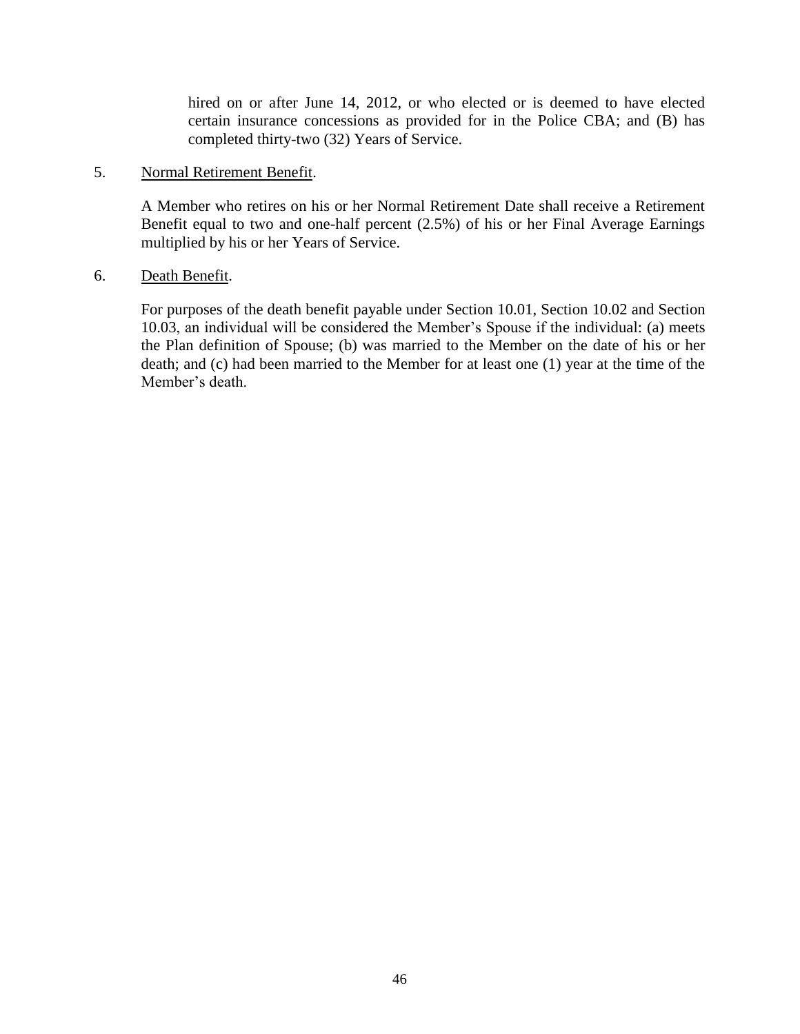hired on or after June 14, 2012, or who elected or is deemed to have elected certain insurance concessions as provided for in the Police CBA; and (B) has completed thirty-two (32) Years of Service.

5. Normal Retirement Benefit.

A Member who retires on his or her Normal Retirement Date shall receive a Retirement Benefit equal to two and one-half percent (2.5%) of his or her Final Average Earnings multiplied by his or her Years of Service.

6. Death Benefit.

For purposes of the death benefit payable under Section 10.01, Section 10.02 and Section 10.03, an individual will be considered the Member's Spouse if the individual: (a) meets the Plan definition of Spouse; (b) was married to the Member on the date of his or her death; and (c) had been married to the Member for at least one (1) year at the time of the Member's death.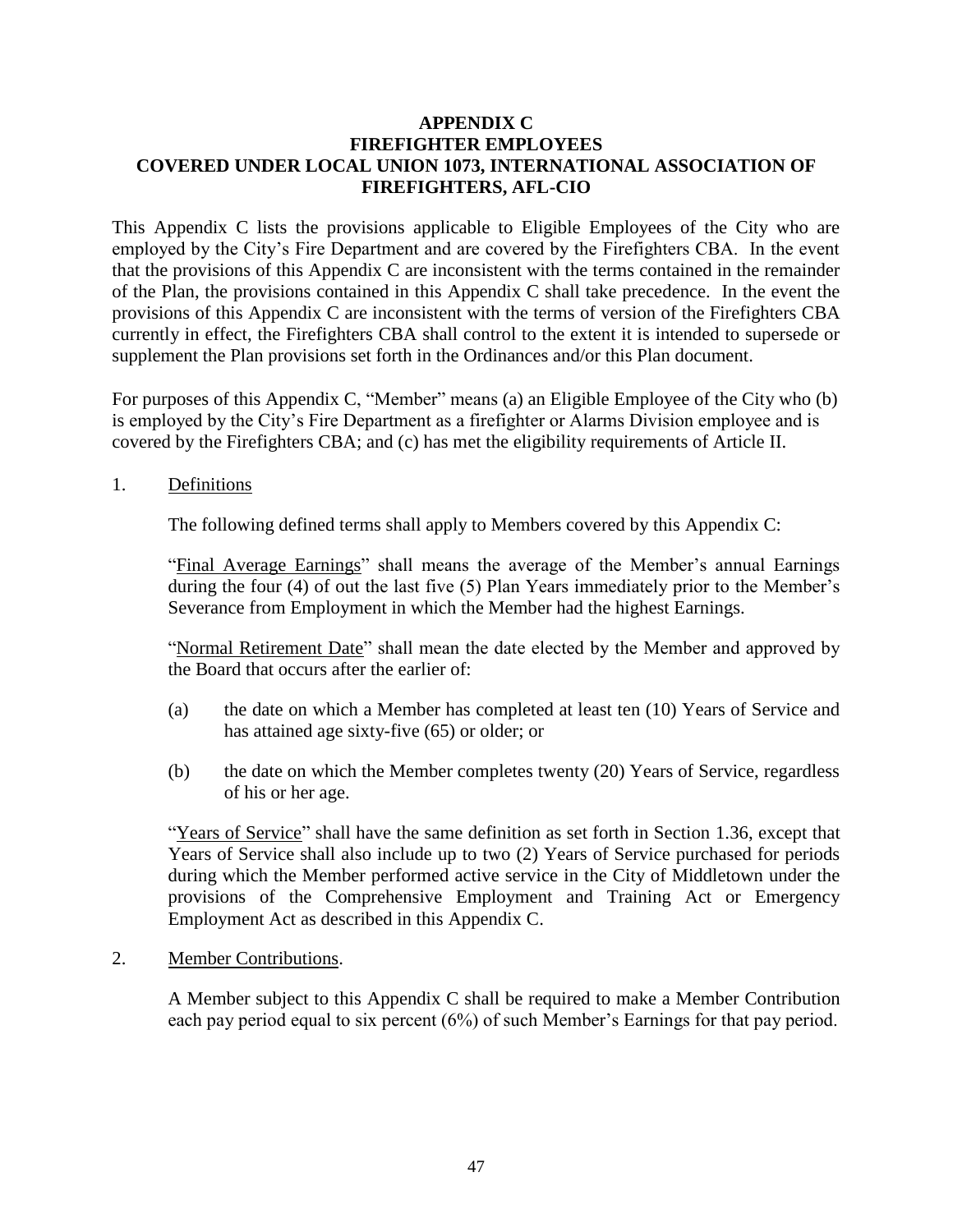# APPENDIX C
# FIREFIGHTER EMPLOYEES
# COVERED UNDER LOCAL UNION 1073, INTERNATIONAL ASSOCIATION OF FIREFIGHTERS, AFL-CIO

This Appendix C lists the provisions applicable to Eligible Employees of the City who are employed by the City's Fire Department and are covered by the Firefighters CBA. In the event that the provisions of this Appendix C are inconsistent with the terms contained in the remainder of the Plan, the provisions contained in this Appendix C shall take precedence. In the event the provisions of this Appendix C are inconsistent with the terms of version of the Firefighters CBA currently in effect, the Firefighters CBA shall control to the extent it is intended to supersede or supplement the Plan provisions set forth in the Ordinances and/or this Plan document.

For purposes of this Appendix C, "Member" means (a) an Eligible Employee of the City who (b) is employed by the City's Fire Department as a firefighter or Alarms Division employee and is covered by the Firefighters CBA; and (c) has met the eligibility requirements of Article II.

1. Definitions

   The following defined terms shall apply to Members covered by this Appendix C:

   "Final Average Earnings" shall means the average of the Member's annual Earnings during the four (4) of out the last five (5) Plan Years immediately prior to the Member's Severance from Employment in which the Member had the highest Earnings.

   "Normal Retirement Date" shall mean the date elected by the Member and approved by the Board that occurs after the earlier of:

   (a) the date on which a Member has completed at least ten (10) Years of Service and has attained age sixty-five (65) or older; or

   (b) the date on which the Member completes twenty (20) Years of Service, regardless of his or her age.

   "Years of Service" shall have the same definition as set forth in Section 1.36, except that Years of Service shall also include up to two (2) Years of Service purchased for periods during which the Member performed active service in the City of Middletown under the provisions of the Comprehensive Employment and Training Act or Emergency Employment Act as described in this Appendix C.

2. Member Contributions.

   A Member subject to this Appendix C shall be required to make a Member Contribution each pay period equal to six percent (6%) of such Member's Earnings for that pay period.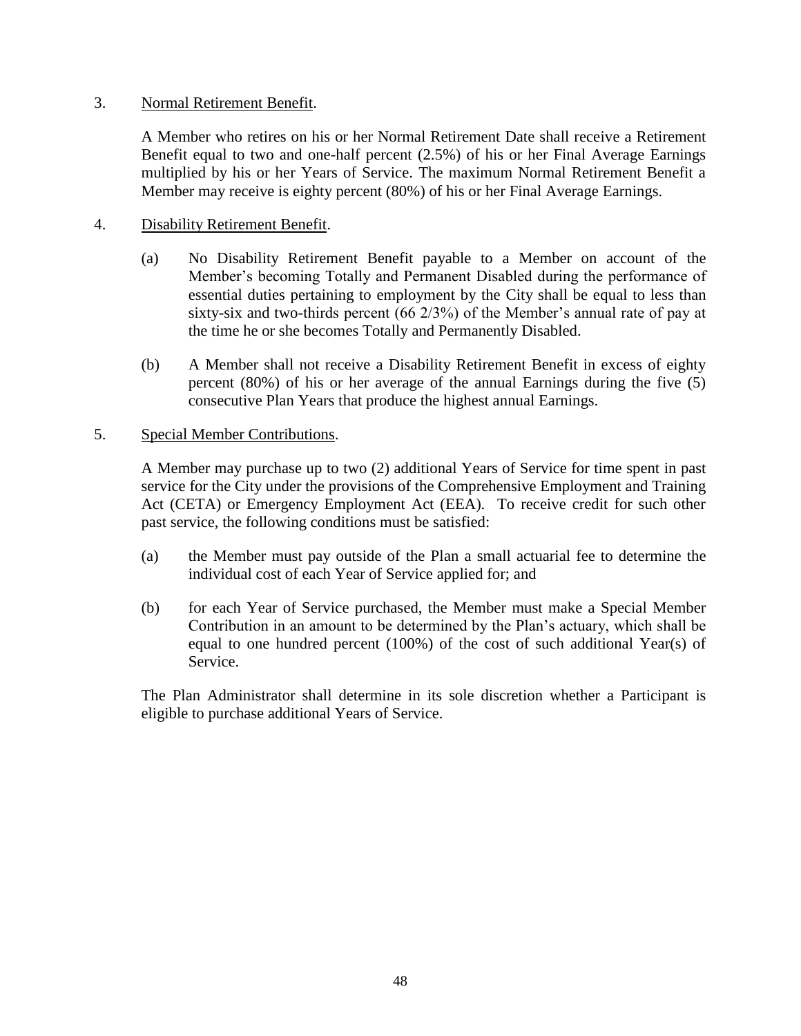3. <u>Normal Retirement Benefit</u>.

   A Member who retires on his or her Normal Retirement Date shall receive a Retirement Benefit equal to two and one-half percent (2.5%) of his or her Final Average Earnings multiplied by his or her Years of Service. The maximum Normal Retirement Benefit a Member may receive is eighty percent (80%) of his or her Final Average Earnings.

4. <u>Disability Retirement Benefit</u>.

   (a) No Disability Retirement Benefit payable to a Member on account of the Member's becoming Totally and Permanent Disabled during the performance of essential duties pertaining to employment by the City shall be equal to less than sixty-six and two-thirds percent (66 2/3%) of the Member's annual rate of pay at the time he or she becomes Totally and Permanently Disabled.

   (b) A Member shall not receive a Disability Retirement Benefit in excess of eighty percent (80%) of his or her average of the annual Earnings during the five (5) consecutive Plan Years that produce the highest annual Earnings.

5. <u>Special Member Contributions</u>.

   A Member may purchase up to two (2) additional Years of Service for time spent in past service for the City under the provisions of the Comprehensive Employment and Training Act (CETA) or Emergency Employment Act (EEA). To receive credit for such other past service, the following conditions must be satisfied:

   (a) the Member must pay outside of the Plan a small actuarial fee to determine the individual cost of each Year of Service applied for; and

   (b) for each Year of Service purchased, the Member must make a Special Member Contribution in an amount to be determined by the Plan's actuary, which shall be equal to one hundred percent (100%) of the cost of such additional Year(s) of Service.

   The Plan Administrator shall determine in its sole discretion whether a Participant is eligible to purchase additional Years of Service.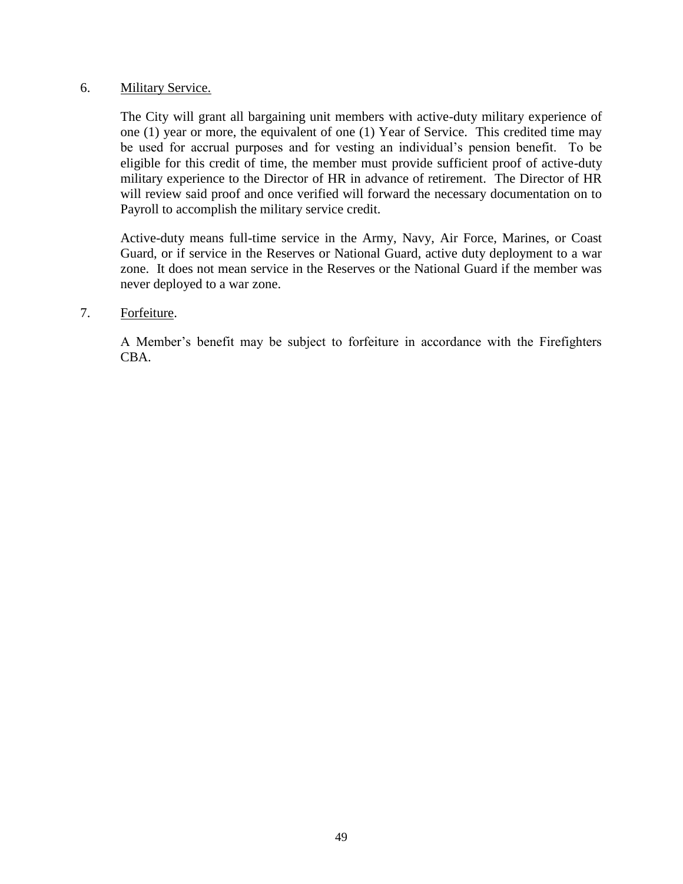6. <u>Military Service.</u>

   The City will grant all bargaining unit members with active-duty military experience of one (1) year or more, the equivalent of one (1) Year of Service. This credited time may be used for accrual purposes and for vesting an individual's pension benefit. To be eligible for this credit of time, the member must provide sufficient proof of active-duty military experience to the Director of HR in advance of retirement. The Director of HR will review said proof and once verified will forward the necessary documentation on to Payroll to accomplish the military service credit.

   Active-duty means full-time service in the Army, Navy, Air Force, Marines, or Coast Guard, or if service in the Reserves or National Guard, active duty deployment to a war zone. It does not mean service in the Reserves or the National Guard if the member was never deployed to a war zone.

7. <u>Forfeiture</u>.

   A Member's benefit may be subject to forfeiture in accordance with the Firefighters CBA.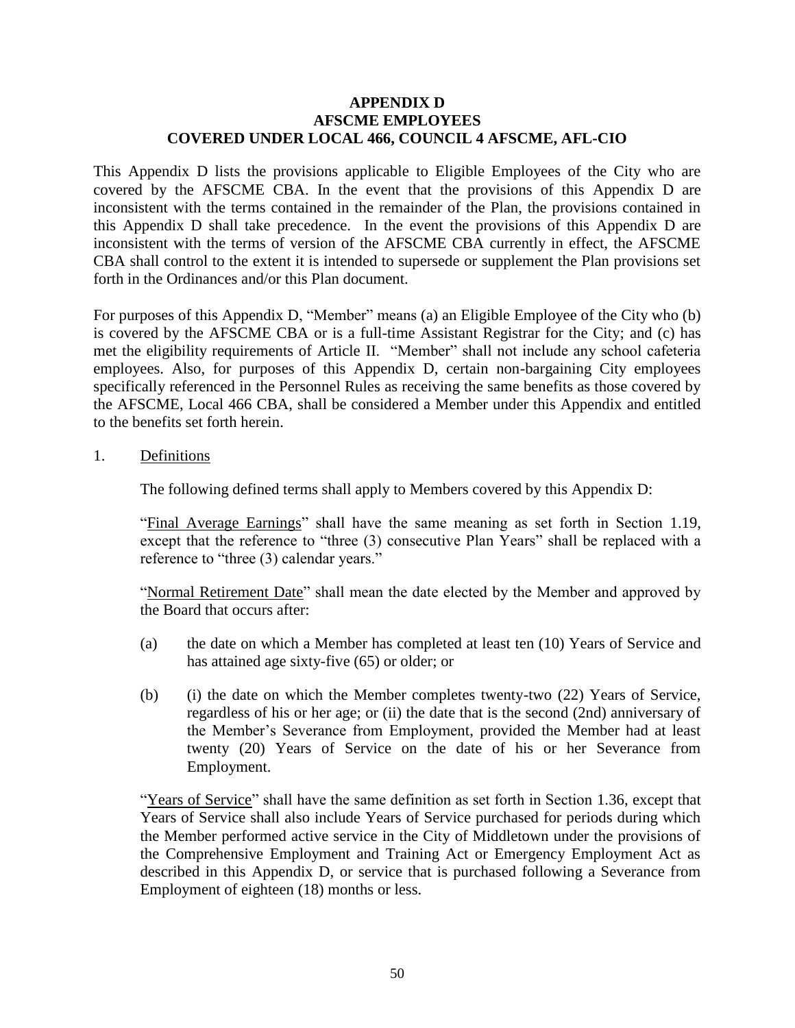# APPENDIX D
# AFSCME EMPLOYEES
# COVERED UNDER LOCAL 466, COUNCIL 4 AFSCME, AFL-CIO

This Appendix D lists the provisions applicable to Eligible Employees of the City who are covered by the AFSCME CBA. In the event that the provisions of this Appendix D are inconsistent with the terms contained in the remainder of the Plan, the provisions contained in this Appendix D shall take precedence. In the event the provisions of this Appendix D are inconsistent with the terms of version of the AFSCME CBA currently in effect, the AFSCME CBA shall control to the extent it is intended to supersede or supplement the Plan provisions set forth in the Ordinances and/or this Plan document.

For purposes of this Appendix D, "Member" means (a) an Eligible Employee of the City who (b) is covered by the AFSCME CBA or is a full-time Assistant Registrar for the City; and (c) has met the eligibility requirements of Article II. "Member" shall not include any school cafeteria employees. Also, for purposes of this Appendix D, certain non-bargaining City employees specifically referenced in the Personnel Rules as receiving the same benefits as those covered by the AFSCME, Local 466 CBA, shall be considered a Member under this Appendix and entitled to the benefits set forth herein.

1. Definitions

   The following defined terms shall apply to Members covered by this Appendix D:

   "Final Average Earnings" shall have the same meaning as set forth in Section 1.19, except that the reference to "three (3) consecutive Plan Years" shall be replaced with a reference to "three (3) calendar years."

   "Normal Retirement Date" shall mean the date elected by the Member and approved by the Board that occurs after:

   (a) the date on which a Member has completed at least ten (10) Years of Service and has attained age sixty-five (65) or older; or

   (b) (i) the date on which the Member completes twenty-two (22) Years of Service, regardless of his or her age; or (ii) the date that is the second (2nd) anniversary of the Member's Severance from Employment, provided the Member had at least twenty (20) Years of Service on the date of his or her Severance from Employment.

   "Years of Service" shall have the same definition as set forth in Section 1.36, except that Years of Service shall also include Years of Service purchased for periods during which the Member performed active service in the City of Middletown under the provisions of the Comprehensive Employment and Training Act or Emergency Employment Act as described in this Appendix D, or service that is purchased following a Severance from Employment of eighteen (18) months or less.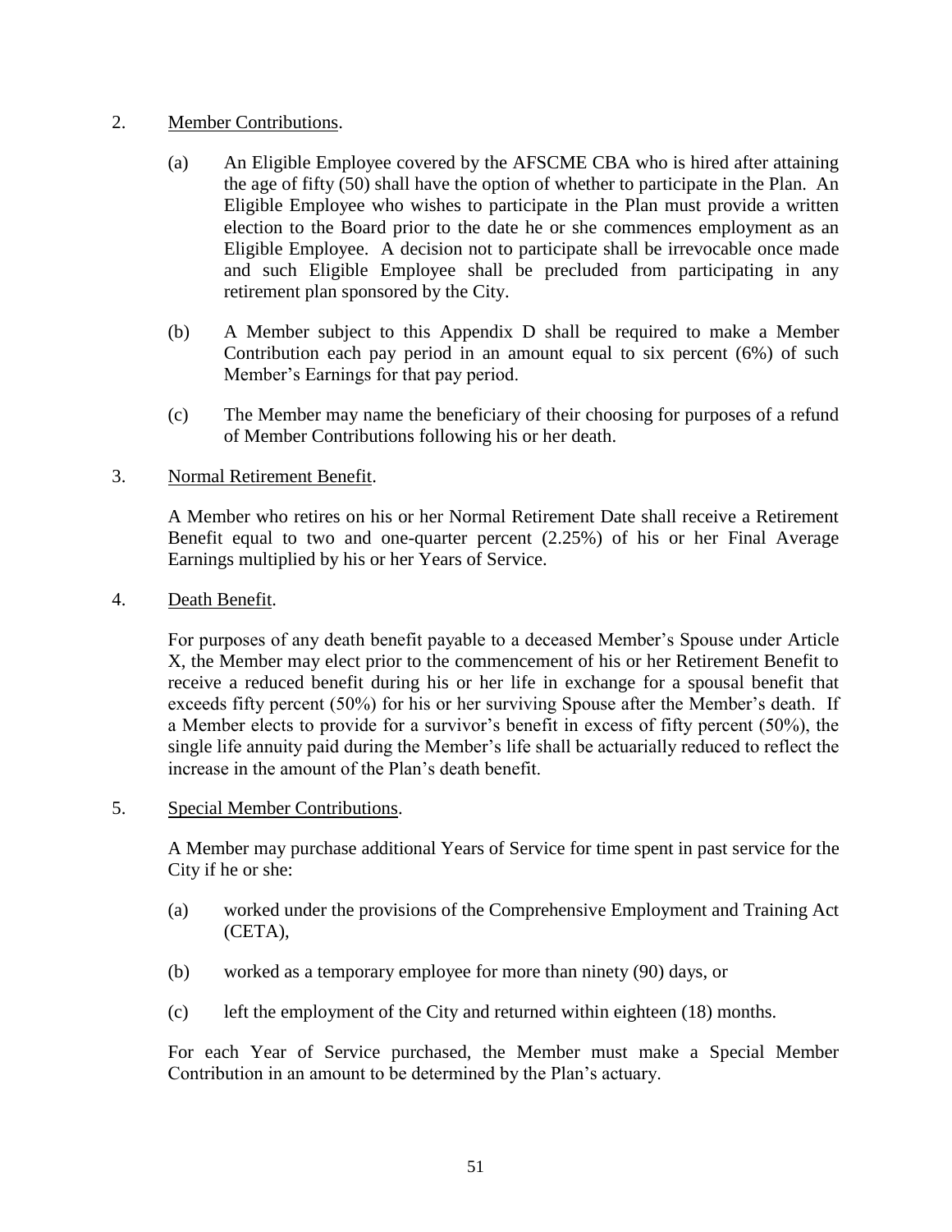2. Member Contributions.

   (a) An Eligible Employee covered by the AFSCME CBA who is hired after attaining the age of fifty (50) shall have the option of whether to participate in the Plan. An Eligible Employee who wishes to participate in the Plan must provide a written election to the Board prior to the date he or she commences employment as an Eligible Employee. A decision not to participate shall be irrevocable once made and such Eligible Employee shall be precluded from participating in any retirement plan sponsored by the City.

   (b) A Member subject to this Appendix D shall be required to make a Member Contribution each pay period in an amount equal to six percent (6%) of such Member's Earnings for that pay period.

   (c) The Member may name the beneficiary of their choosing for purposes of a refund of Member Contributions following his or her death.

3. Normal Retirement Benefit.

   A Member who retires on his or her Normal Retirement Date shall receive a Retirement Benefit equal to two and one-quarter percent (2.25%) of his or her Final Average Earnings multiplied by his or her Years of Service.

4. Death Benefit.

   For purposes of any death benefit payable to a deceased Member's Spouse under Article X, the Member may elect prior to the commencement of his or her Retirement Benefit to receive a reduced benefit during his or her life in exchange for a spousal benefit that exceeds fifty percent (50%) for his or her surviving Spouse after the Member's death. If a Member elects to provide for a survivor's benefit in excess of fifty percent (50%), the single life annuity paid during the Member's life shall be actuarially reduced to reflect the increase in the amount of the Plan's death benefit.

5. Special Member Contributions.

   A Member may purchase additional Years of Service for time spent in past service for the City if he or she:

   (a) worked under the provisions of the Comprehensive Employment and Training Act (CETA),

   (b) worked as a temporary employee for more than ninety (90) days, or

   (c) left the employment of the City and returned within eighteen (18) months.

   For each Year of Service purchased, the Member must make a Special Member Contribution in an amount to be determined by the Plan's actuary.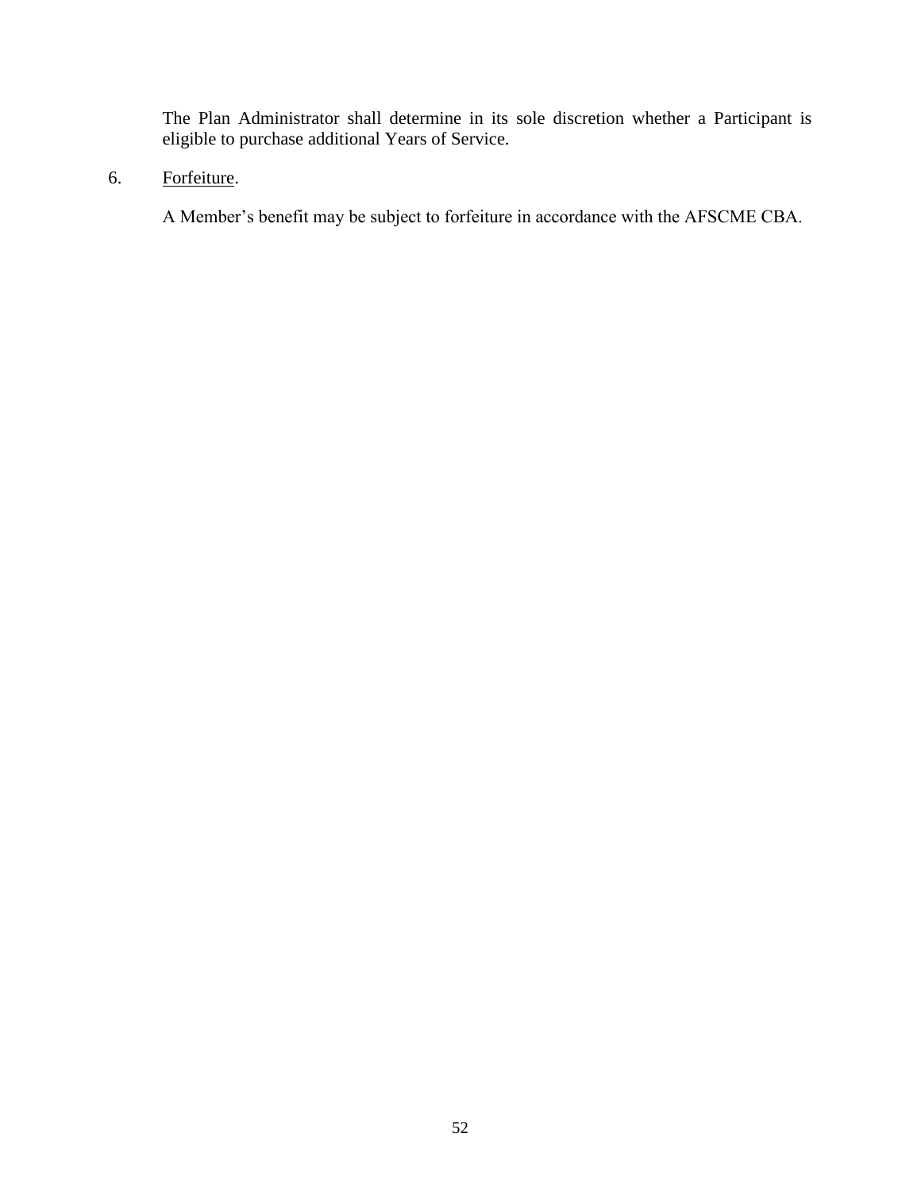The Plan Administrator shall determine in its sole discretion whether a Participant is eligible to purchase additional Years of Service.

6. Forfeiture.

A Member's benefit may be subject to forfeiture in accordance with the AFSCME CBA.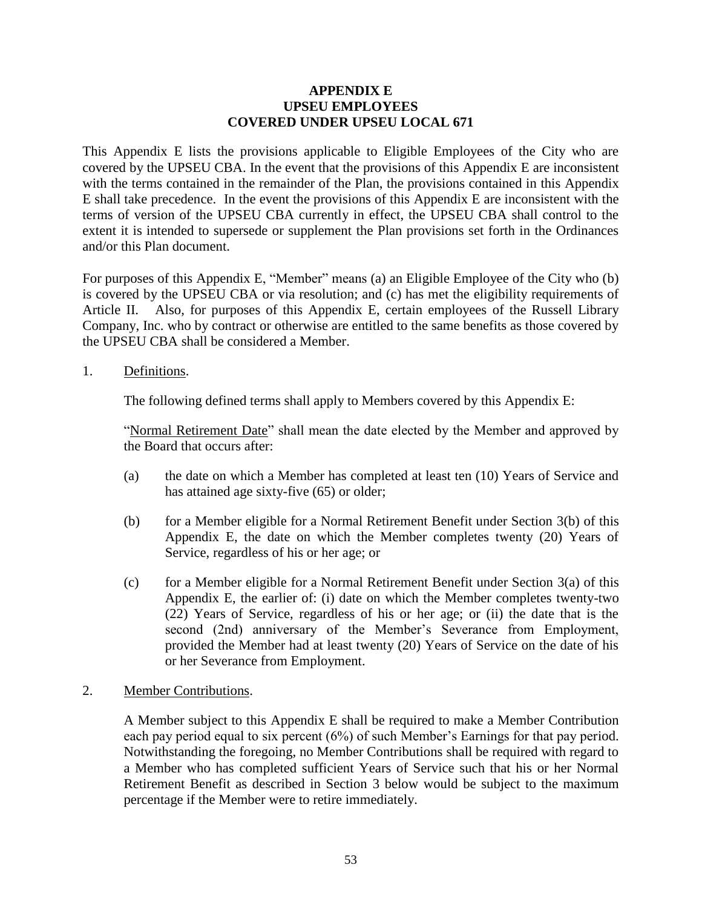**APPENDIX E**
**UPSEU EMPLOYEES**
**COVERED UNDER UPSEU LOCAL 671**

This Appendix E lists the provisions applicable to Eligible Employees of the City who are covered by the UPSEU CBA. In the event that the provisions of this Appendix E are inconsistent with the terms contained in the remainder of the Plan, the provisions contained in this Appendix E shall take precedence. In the event the provisions of this Appendix E are inconsistent with the terms of version of the UPSEU CBA currently in effect, the UPSEU CBA shall control to the extent it is intended to supersede or supplement the Plan provisions set forth in the Ordinances and/or this Plan document.

For purposes of this Appendix E, "Member" means (a) an Eligible Employee of the City who (b) is covered by the UPSEU CBA or via resolution; and (c) has met the eligibility requirements of Article II. Also, for purposes of this Appendix E, certain employees of the Russell Library Company, Inc. who by contract or otherwise are entitled to the same benefits as those covered by the UPSEU CBA shall be considered a Member.

1. Definitions.

   The following defined terms shall apply to Members covered by this Appendix E:

   "Normal Retirement Date" shall mean the date elected by the Member and approved by the Board that occurs after:

   (a) the date on which a Member has completed at least ten (10) Years of Service and has attained age sixty-five (65) or older;

   (b) for a Member eligible for a Normal Retirement Benefit under Section 3(b) of this Appendix E, the date on which the Member completes twenty (20) Years of Service, regardless of his or her age; or

   (c) for a Member eligible for a Normal Retirement Benefit under Section 3(a) of this Appendix E, the earlier of: (i) date on which the Member completes twenty-two (22) Years of Service, regardless of his or her age; or (ii) the date that is the second (2nd) anniversary of the Member's Severance from Employment, provided the Member had at least twenty (20) Years of Service on the date of his or her Severance from Employment.

2. Member Contributions.

   A Member subject to this Appendix E shall be required to make a Member Contribution each pay period equal to six percent (6%) of such Member's Earnings for that pay period. Notwithstanding the foregoing, no Member Contributions shall be required with regard to a Member who has completed sufficient Years of Service such that his or her Normal Retirement Benefit as described in Section 3 below would be subject to the maximum percentage if the Member were to retire immediately.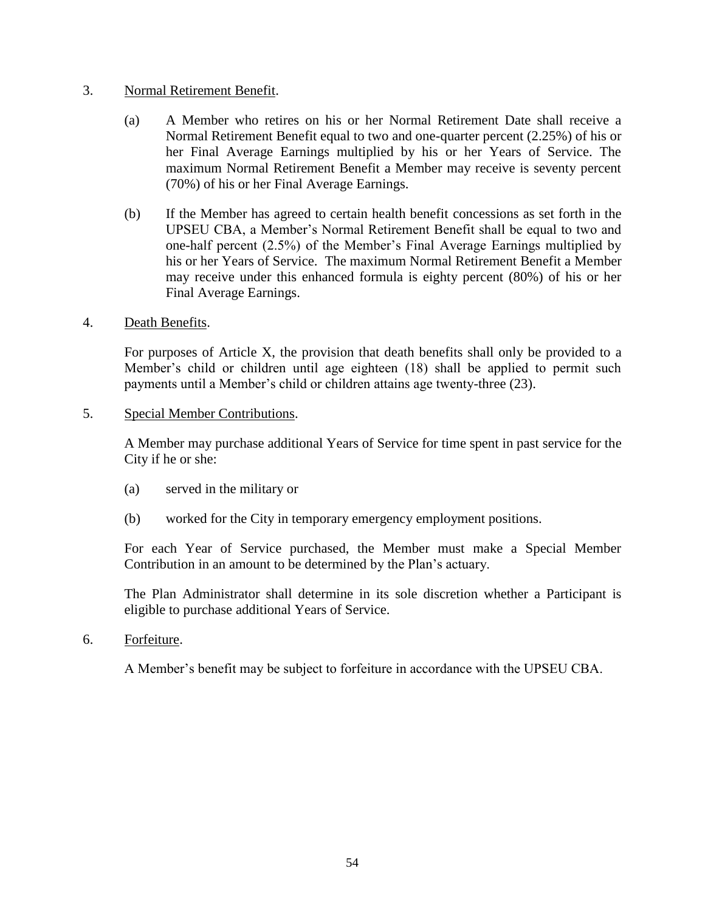3. Normal Retirement Benefit.

   (a) A Member who retires on his or her Normal Retirement Date shall receive a Normal Retirement Benefit equal to two and one-quarter percent (2.25%) of his or her Final Average Earnings multiplied by his or her Years of Service. The maximum Normal Retirement Benefit a Member may receive is seventy percent (70%) of his or her Final Average Earnings.

   (b) If the Member has agreed to certain health benefit concessions as set forth in the UPSEU CBA, a Member's Normal Retirement Benefit shall be equal to two and one-half percent (2.5%) of the Member's Final Average Earnings multiplied by his or her Years of Service. The maximum Normal Retirement Benefit a Member may receive under this enhanced formula is eighty percent (80%) of his or her Final Average Earnings.

4. Death Benefits.

   For purposes of Article X, the provision that death benefits shall only be provided to a Member's child or children until age eighteen (18) shall be applied to permit such payments until a Member's child or children attains age twenty-three (23).

5. Special Member Contributions.

   A Member may purchase additional Years of Service for time spent in past service for the City if he or she:

   (a) served in the military or

   (b) worked for the City in temporary emergency employment positions.

   For each Year of Service purchased, the Member must make a Special Member Contribution in an amount to be determined by the Plan's actuary.

   The Plan Administrator shall determine in its sole discretion whether a Participant is eligible to purchase additional Years of Service.

6. Forfeiture.

   A Member's benefit may be subject to forfeiture in accordance with the UPSEU CBA.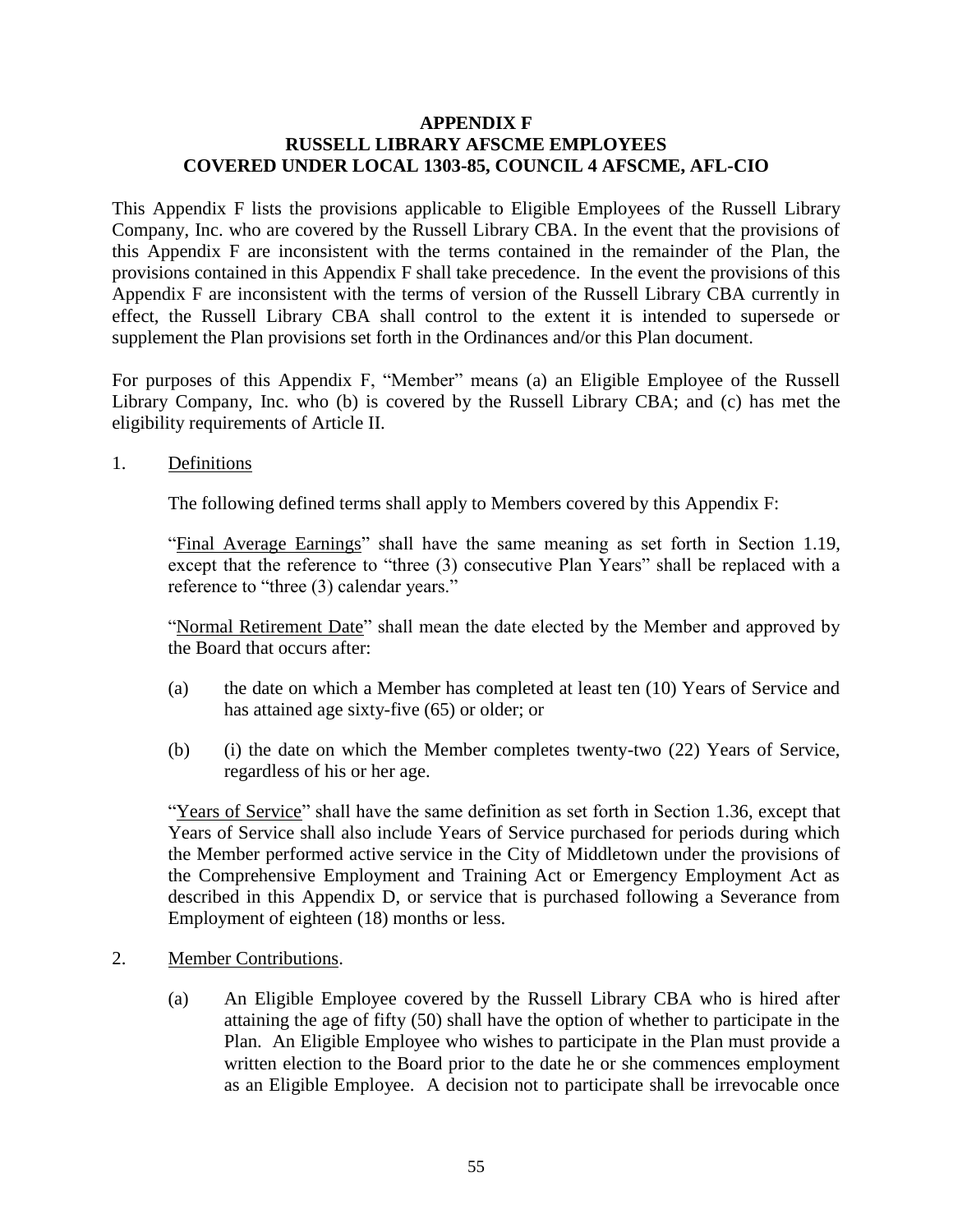## APPENDIX F
## RUSSELL LIBRARY AFSCME EMPLOYEES
## COVERED UNDER LOCAL 1303-85, COUNCIL 4 AFSCME, AFL-CIO

This Appendix F lists the provisions applicable to Eligible Employees of the Russell Library Company, Inc. who are covered by the Russell Library CBA. In the event that the provisions of this Appendix F are inconsistent with the terms contained in the remainder of the Plan, the provisions contained in this Appendix F shall take precedence. In the event the provisions of this Appendix F are inconsistent with the terms of version of the Russell Library CBA currently in effect, the Russell Library CBA shall control to the extent it is intended to supersede or supplement the Plan provisions set forth in the Ordinances and/or this Plan document.

For purposes of this Appendix F, "Member" means (a) an Eligible Employee of the Russell Library Company, Inc. who (b) is covered by the Russell Library CBA; and (c) has met the eligibility requirements of Article II.

1. Definitions

   The following defined terms shall apply to Members covered by this Appendix F:

   "Final Average Earnings" shall have the same meaning as set forth in Section 1.19, except that the reference to "three (3) consecutive Plan Years" shall be replaced with a reference to "three (3) calendar years."

   "Normal Retirement Date" shall mean the date elected by the Member and approved by the Board that occurs after:

   (a) the date on which a Member has completed at least ten (10) Years of Service and has attained age sixty-five (65) or older; or

   (b) (i) the date on which the Member completes twenty-two (22) Years of Service, regardless of his or her age.

   "Years of Service" shall have the same definition as set forth in Section 1.36, except that Years of Service shall also include Years of Service purchased for periods during which the Member performed active service in the City of Middletown under the provisions of the Comprehensive Employment and Training Act or Emergency Employment Act as described in this Appendix D, or service that is purchased following a Severance from Employment of eighteen (18) months or less.

2. Member Contributions.

   (a) An Eligible Employee covered by the Russell Library CBA who is hired after attaining the age of fifty (50) shall have the option of whether to participate in the Plan. An Eligible Employee who wishes to participate in the Plan must provide a written election to the Board prior to the date he or she commences employment as an Eligible Employee. A decision not to participate shall be irrevocable once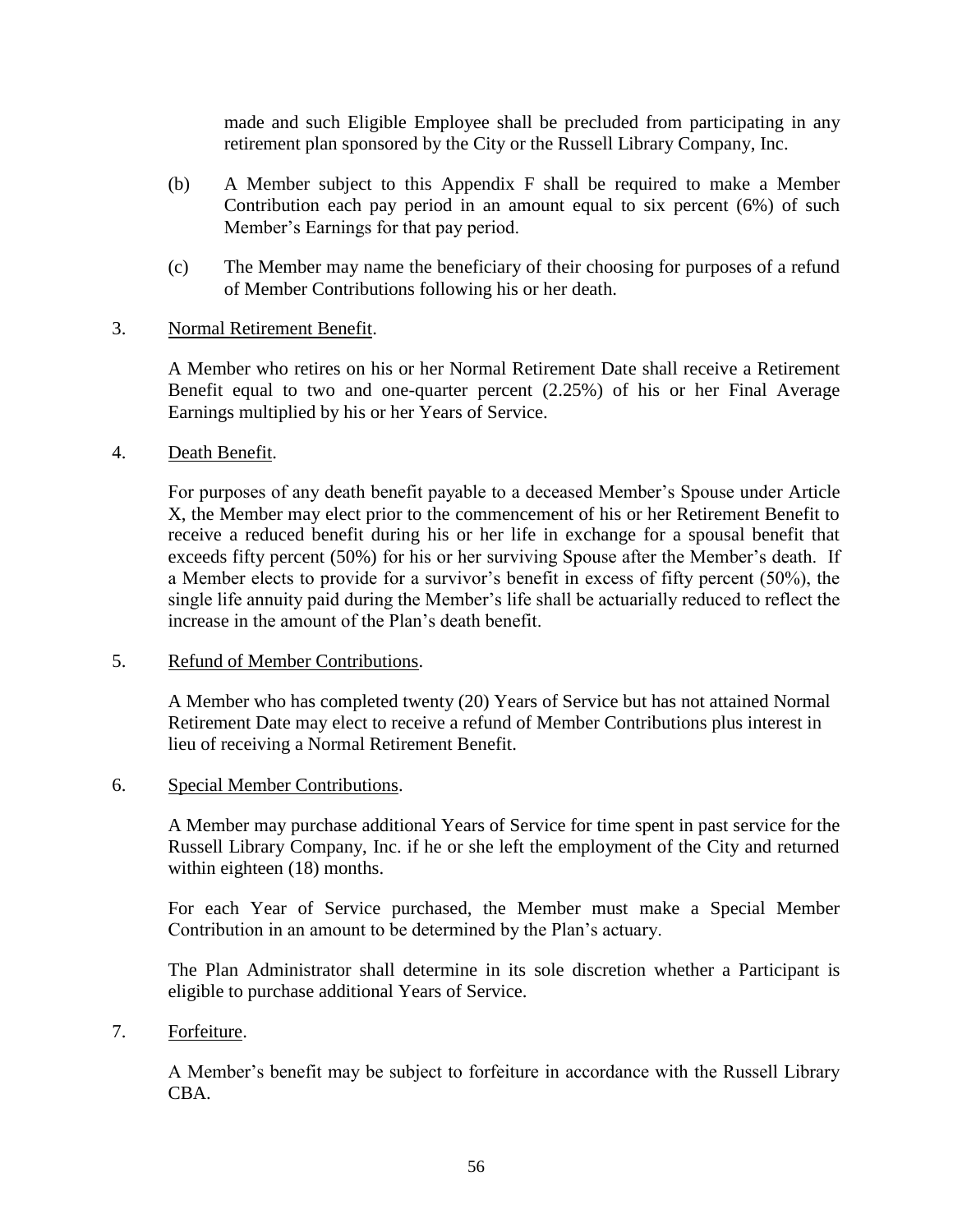made and such Eligible Employee shall be precluded from participating in any retirement plan sponsored by the City or the Russell Library Company, Inc.

(b) A Member subject to this Appendix F shall be required to make a Member Contribution each pay period in an amount equal to six percent (6%) of such Member's Earnings for that pay period.

(c) The Member may name the beneficiary of their choosing for purposes of a refund of Member Contributions following his or her death.

3. Normal Retirement Benefit.

A Member who retires on his or her Normal Retirement Date shall receive a Retirement Benefit equal to two and one-quarter percent (2.25%) of his or her Final Average Earnings multiplied by his or her Years of Service.

4. Death Benefit.

For purposes of any death benefit payable to a deceased Member's Spouse under Article X, the Member may elect prior to the commencement of his or her Retirement Benefit to receive a reduced benefit during his or her life in exchange for a spousal benefit that exceeds fifty percent (50%) for his or her surviving Spouse after the Member's death. If a Member elects to provide for a survivor's benefit in excess of fifty percent (50%), the single life annuity paid during the Member's life shall be actuarially reduced to reflect the increase in the amount of the Plan's death benefit.

5. Refund of Member Contributions.

A Member who has completed twenty (20) Years of Service but has not attained Normal Retirement Date may elect to receive a refund of Member Contributions plus interest in lieu of receiving a Normal Retirement Benefit.

6. Special Member Contributions.

A Member may purchase additional Years of Service for time spent in past service for the Russell Library Company, Inc. if he or she left the employment of the City and returned within eighteen (18) months.

For each Year of Service purchased, the Member must make a Special Member Contribution in an amount to be determined by the Plan's actuary.

The Plan Administrator shall determine in its sole discretion whether a Participant is eligible to purchase additional Years of Service.

7. Forfeiture.

A Member's benefit may be subject to forfeiture in accordance with the Russell Library CBA.